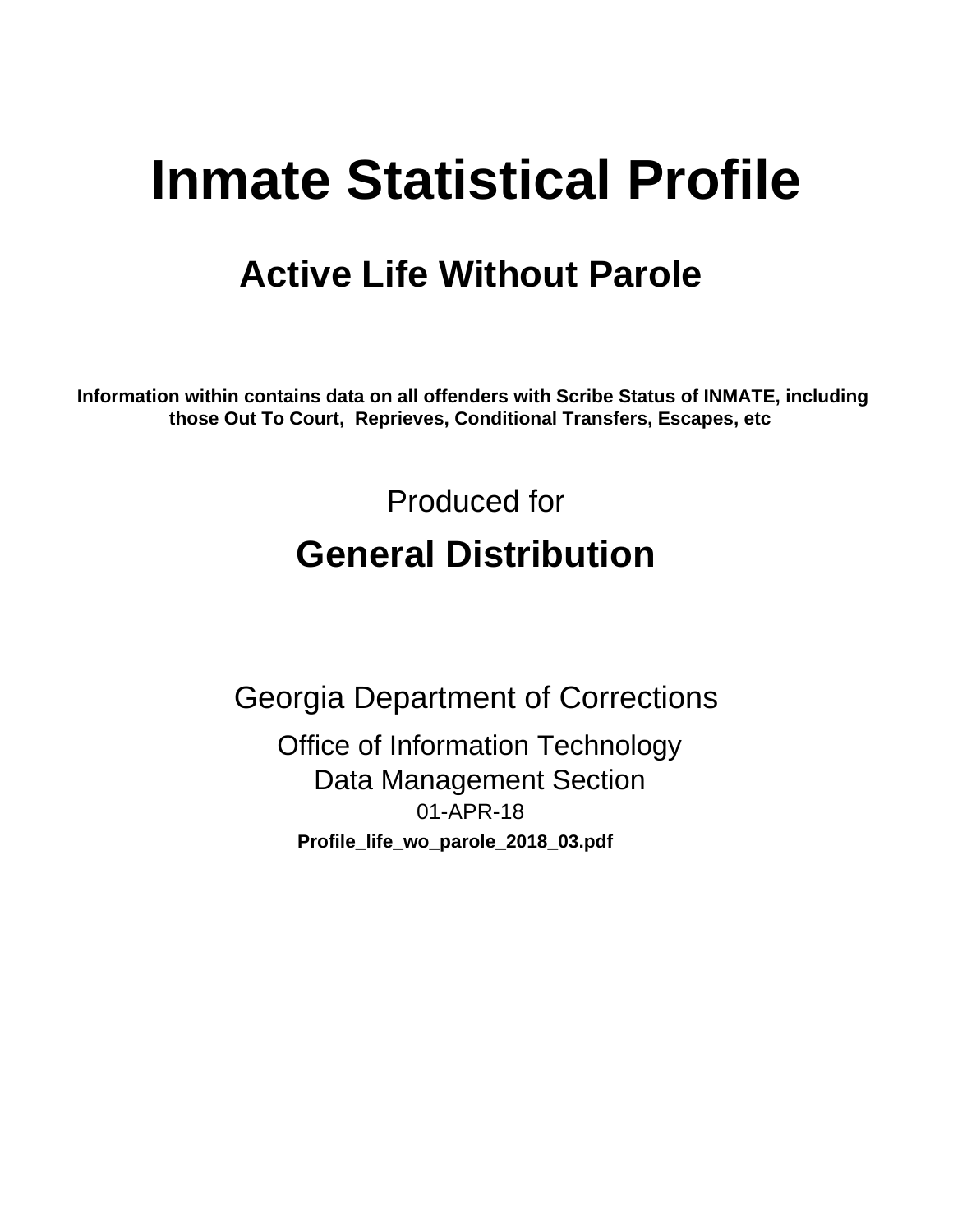# Inmate Statistical Profile

## Active Life Without Parole

**Information within contains data on all offenders with Scribe Status of INMATE, including those Out To Court, Reprieves, Conditional Transfers, Escapes, etc**

Produced for

## General Distribution

Georgia Department of Corrections

Office of Information Technology

Data Management Section

01-APR-18

**Profile_life_wo_parole_2018_03.pdf**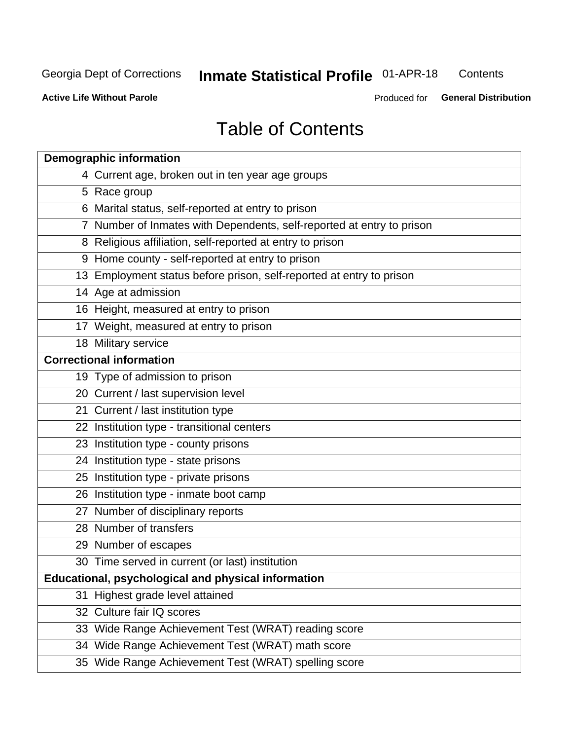# Table of Contents

| | |
|---|---|
| **Demographic information** | |
| 4 | Current age, broken out in ten year age groups |
| 5 | Race group |
| 6 | Marital status, self-reported at entry to prison |
| 7 | Number of Inmates with Dependents, self-reported at entry to prison |
| 8 | Religious affiliation, self-reported at entry to prison |
| 9 | Home county - self-reported at entry to prison |
| 13 | Employment status before prison, self-reported at entry to prison |
| 14 | Age at admission |
| 16 | Height, measured at entry to prison |
| 17 | Weight, measured at entry to prison |
| 18 | Military service |
| **Correctional information** | |
| 19 | Type of admission to prison |
| 20 | Current / last supervision level |
| 21 | Current / last institution type |
| 22 | Institution type - transitional centers |
| 23 | Institution type - county prisons |
| 24 | Institution type - state prisons |
| 25 | Institution type - private prisons |
| 26 | Institution type - inmate boot camp |
| 27 | Number of disciplinary reports |
| 28 | Number of transfers |
| 29 | Number of escapes |
| 30 | Time served in current (or last) institution |
| **Educational, psychological and physical information** | |
| 31 | Highest grade level attained |
| 32 | Culture fair IQ scores |
| 33 | Wide Range Achievement Test (WRAT) reading score |
| 34 | Wide Range Achievement Test (WRAT) math score |
| 35 | Wide Range Achievement Test (WRAT) spelling score |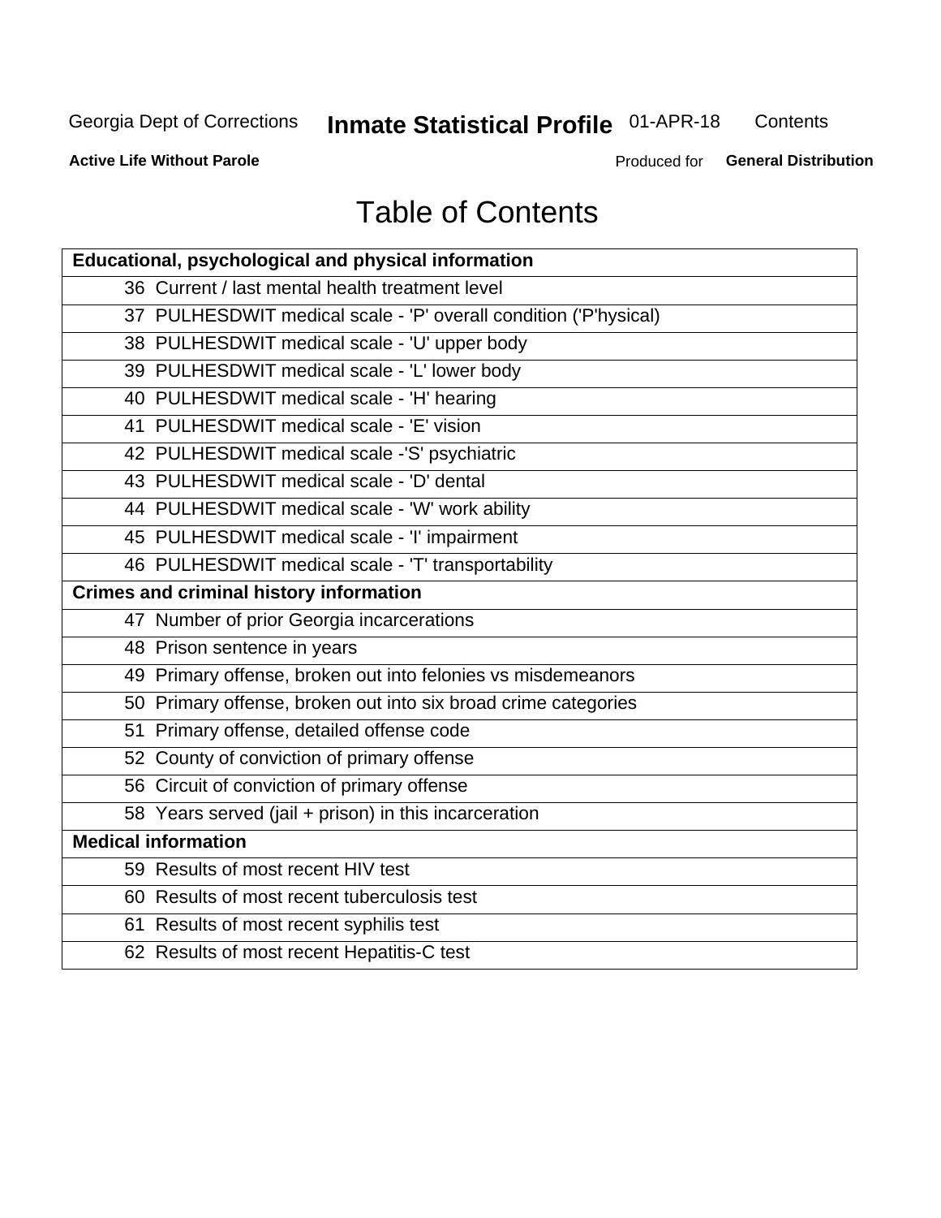# Table of Contents

| Educational, psychological and physical information |
|---|
| 36 Current / last mental health treatment level |
| 37 PULHESDWIT medical scale - 'P' overall condition ('P'hysical) |
| 38 PULHESDWIT medical scale - 'U' upper body |
| 39 PULHESDWIT medical scale - 'L' lower body |
| 40 PULHESDWIT medical scale - 'H' hearing |
| 41 PULHESDWIT medical scale - 'E' vision |
| 42 PULHESDWIT medical scale -'S' psychiatric |
| 43 PULHESDWIT medical scale - 'D' dental |
| 44 PULHESDWIT medical scale - 'W' work ability |
| 45 PULHESDWIT medical scale - 'I' impairment |
| 46 PULHESDWIT medical scale - 'T' transportability |
| **Crimes and criminal history information** |
| 47 Number of prior Georgia incarcerations |
| 48 Prison sentence in years |
| 49 Primary offense, broken out into felonies vs misdemeanors |
| 50 Primary offense, broken out into six broad crime categories |
| 51 Primary offense, detailed offense code |
| 52 County of conviction of primary offense |
| 56 Circuit of conviction of primary offense |
| 58 Years served (jail + prison) in this incarceration |
| **Medical information** |
| 59 Results of most recent HIV test |
| 60 Results of most recent tuberculosis test |
| 61 Results of most recent syphilis test |
| 62 Results of most recent Hepatitis-C test |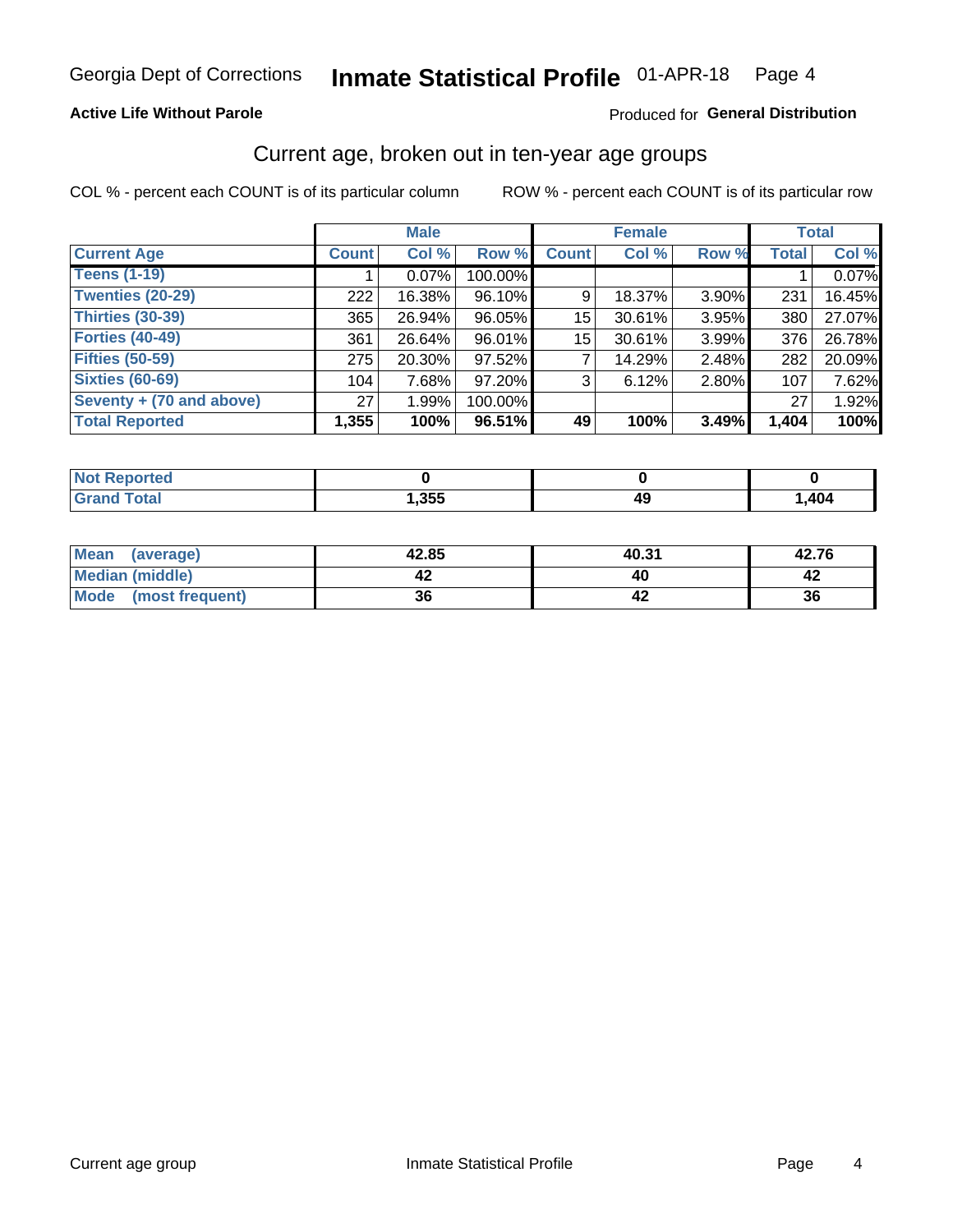Georgia Dept of Corrections **Inmate Statistical Profile** 01-APR-18

**Active Life Without Parole**

Produced for **General Distribution**

## Current age, broken out in ten-year age groups

COL % - percent each COUNT is of its particular column ROW % - percent each COUNT is of its particular row

| | Male | | | Female | | | Total | |
|---|---|---|---|---|---|---|---|---|
| **Current Age** | **Count** | **Col %** | **Row %** | **Count** | **Col %** | **Row %** | **Total** | **Col %** |
| **Teens (1-19)** | 1 | 0.07% | 100.00% | | | | 1 | 0.07% |
| **Twenties (20-29)** | 222 | 16.38% | 96.10% | 9 | 18.37% | 3.90% | 231 | 16.45% |
| **Thirties (30-39)** | 365 | 26.94% | 96.05% | 15 | 30.61% | 3.95% | 380 | 27.07% |
| **Forties (40-49)** | 361 | 26.64% | 96.01% | 15 | 30.61% | 3.99% | 376 | 26.78% |
| **Fifties (50-59)** | 275 | 20.30% | 97.52% | 7 | 14.29% | 2.48% | 282 | 20.09% |
| **Sixties (60-69)** | 104 | 7.68% | 97.20% | 3 | 6.12% | 2.80% | 107 | 7.62% |
| **Seventy + (70 and above)** | 27 | 1.99% | 100.00% | | | | 27 | 1.92% |
| **Total Reported** | **1,355** | **100%** | **96.51%** | **49** | **100%** | **3.49%** | **1,404** | **100%** |

| | Male | Female | Total |
|---|---|---|---|
| **Not Reported** | **0** | **0** | **0** |
| **Grand Total** | **1,355** | **49** | **1,404** |

| | Male | Female | Total |
|---|---|---|---|
| **Mean (average)** | **42.85** | **40.31** | **42.76** |
| **Median (middle)** | **42** | **40** | **42** |
| **Mode (most frequent)** | **36** | **42** | **36** |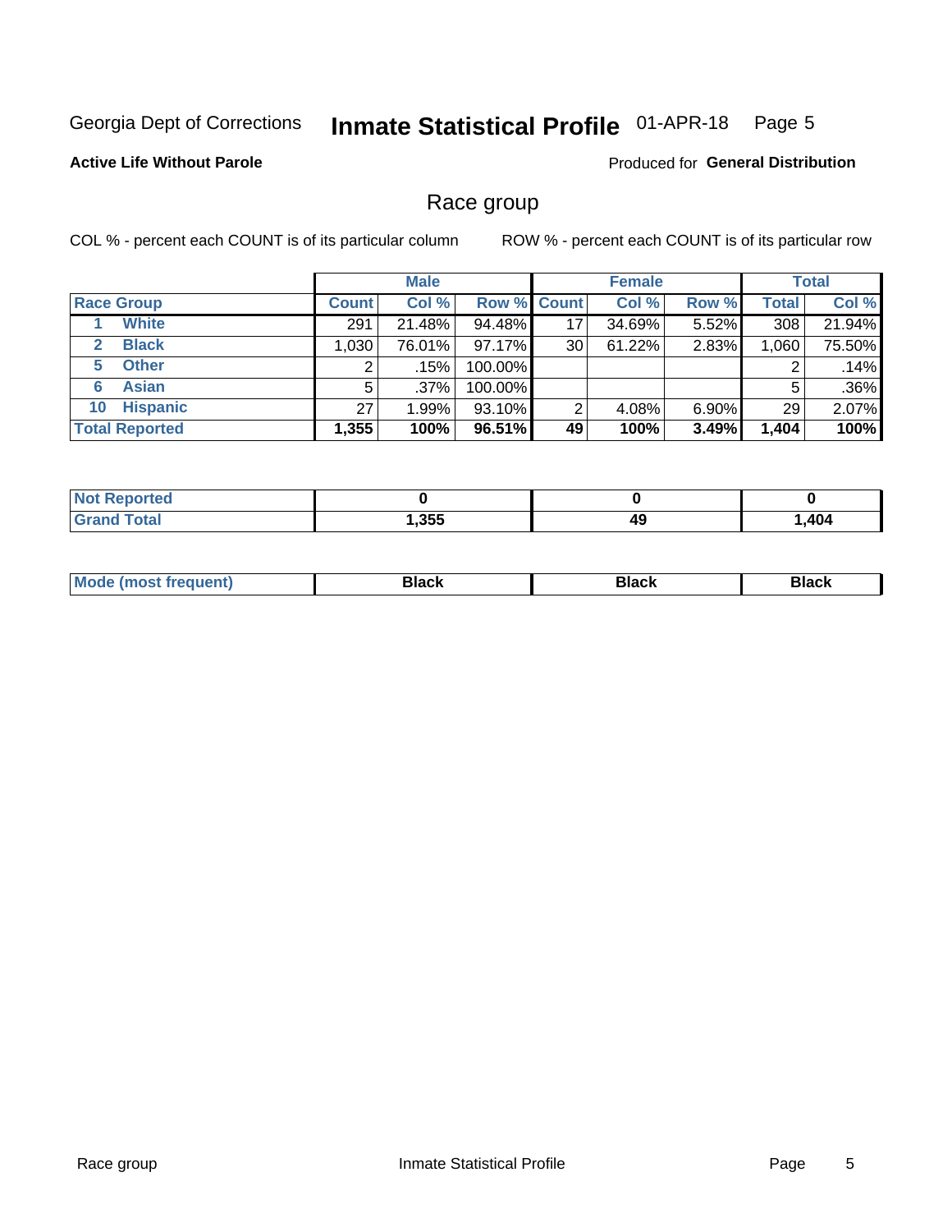Georgia Dept of Corrections **Inmate Statistical Profile** 01-APR-18

**Active Life Without Parole**

Produced for **General Distribution**

## Race group

COL % - percent each COUNT is of its particular column

ROW % - percent each COUNT is of its particular row

| | | Male | | | Female | | | Total | |
|---|---|---|---|---|---|---|---|---|---|
| **Race Group** | | **Count** | **Col %** | **Row %** | **Count** | **Col %** | **Row %** | **Total** | **Col %** |
| 1 | **White** | 291 | 21.48% | 94.48% | 17 | 34.69% | 5.52% | 308 | 21.94% |
| 2 | **Black** | 1,030 | 76.01% | 97.17% | 30 | 61.22% | 2.83% | 1,060 | 75.50% |
| 5 | **Other** | 2 | .15% | 100.00% | | | | 2 | .14% |
| 6 | **Asian** | 5 | .37% | 100.00% | | | | 5 | .36% |
| 10 | **Hispanic** | 27 | 1.99% | 93.10% | 2 | 4.08% | 6.90% | 29 | 2.07% |
| **Total Reported** | | **1,355** | **100%** | **96.51%** | **49** | **100%** | **3.49%** | **1,404** | **100%** |

| | Male | Female | Total |
|---|---|---|---|
| **Not Reported** | **0** | **0** | **0** |
| **Grand Total** | **1,355** | **49** | **1,404** |

| | Male | Female | Total |
|---|---|---|---|
| **Mode (most frequent)** | **Black** | **Black** | **Black** |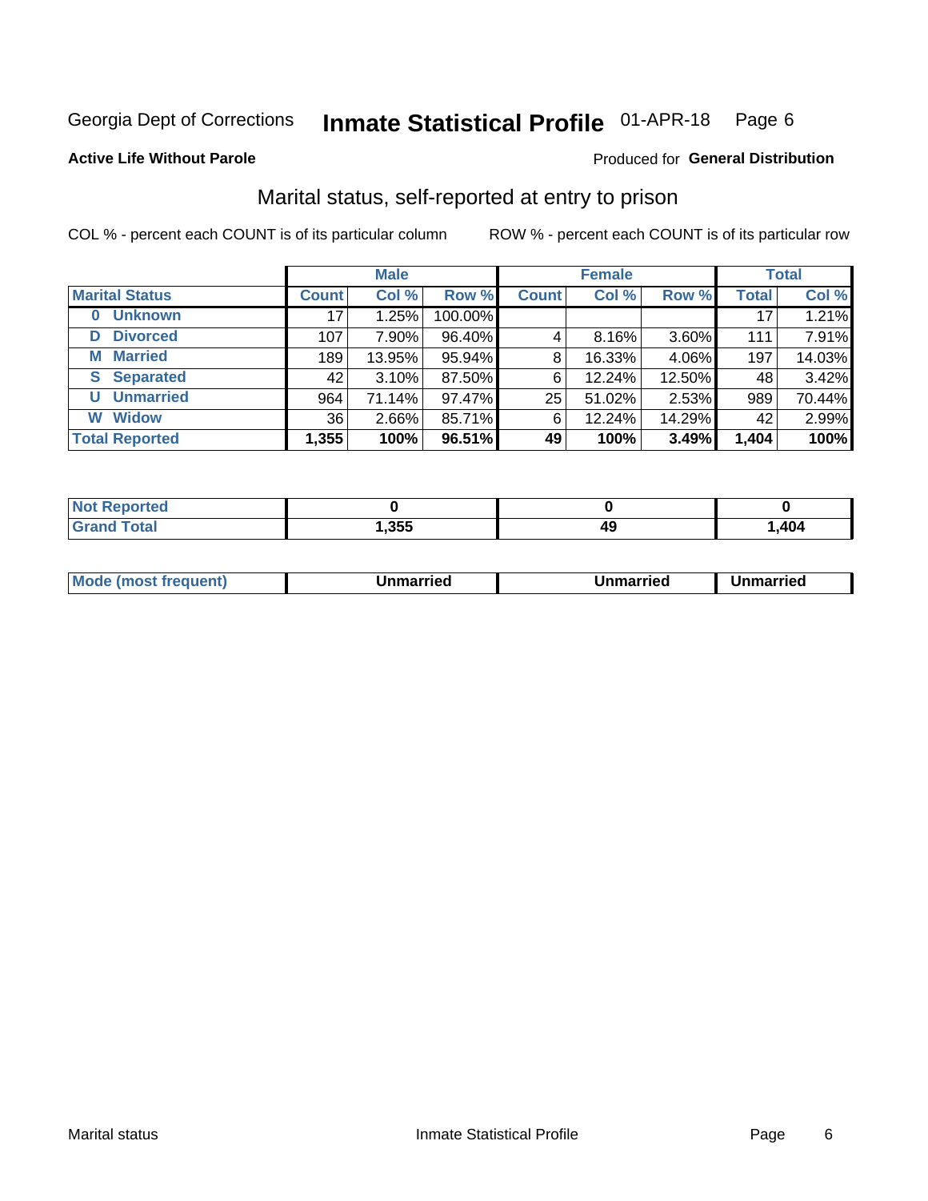Georgia Dept of Corrections **Inmate Statistical Profile** 01-APR-18

**Active Life Without Parole**

Produced for **General Distribution**

## Marital status, self-reported at entry to prison

COL % - percent each COUNT is of its particular column

ROW % - percent each COUNT is of its particular row

| | Male | | | Female | | | Total | |
|---|---|---|---|---|---|---|---|---|
| **Marital Status** | **Count** | **Col %** | **Row %** | **Count** | **Col %** | **Row %** | **Total** | **Col %** |
| 0 Unknown | 17 | 1.25% | 100.00% | | | | 17 | 1.21% |
| D Divorced | 107 | 7.90% | 96.40% | 4 | 8.16% | 3.60% | 111 | 7.91% |
| M Married | 189 | 13.95% | 95.94% | 8 | 16.33% | 4.06% | 197 | 14.03% |
| S Separated | 42 | 3.10% | 87.50% | 6 | 12.24% | 12.50% | 48 | 3.42% |
| U Unmarried | 964 | 71.14% | 97.47% | 25 | 51.02% | 2.53% | 989 | 70.44% |
| W Widow | 36 | 2.66% | 85.71% | 6 | 12.24% | 14.29% | 42 | 2.99% |
| **Total Reported** | **1,355** | **100%** | **96.51%** | **49** | **100%** | **3.49%** | **1,404** | **100%** |

| | Male | Female | Total |
|---|---|---|---|
| Not Reported | **0** | **0** | **0** |
| Grand Total | **1,355** | **49** | **1,404** |

| | Male | Female | Total |
|---|---|---|---|
| Mode (most frequent) | **Unmarried** | **Unmarried** | **Unmarried** |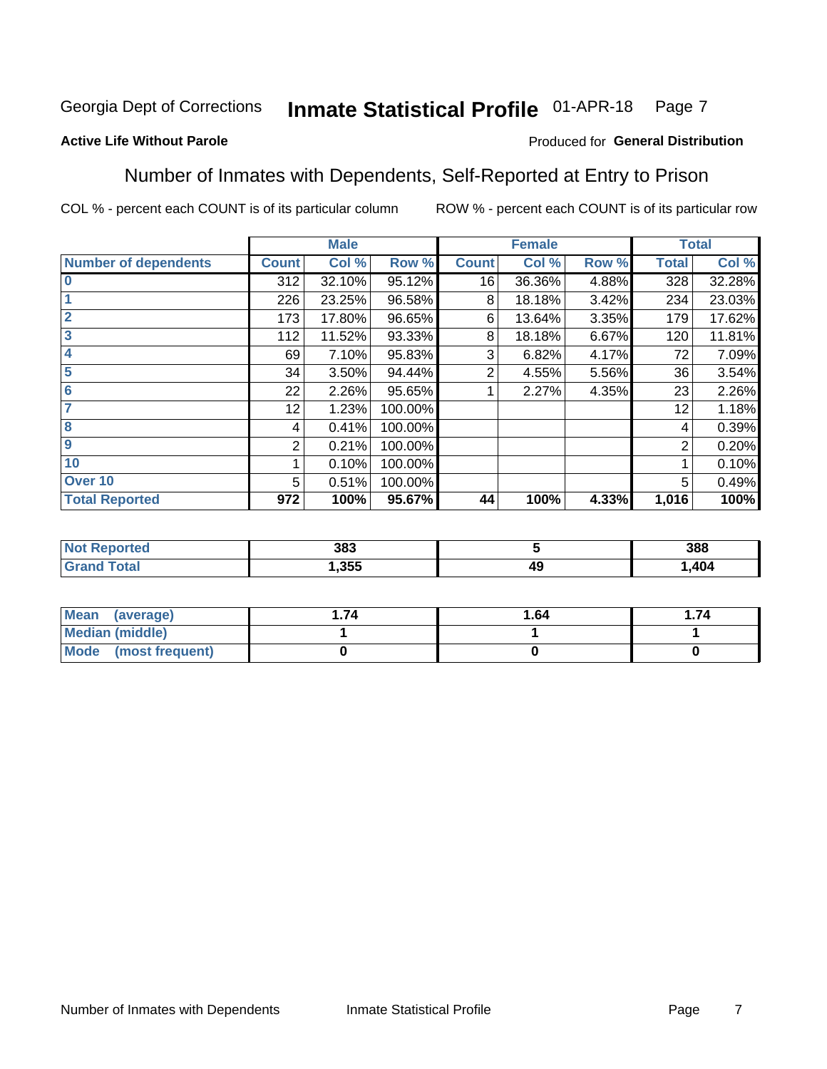Georgia Dept of Corrections **Inmate Statistical Profile** 01-APR-18

**Active Life Without Parole**

Produced for **General Distribution**

## Number of Inmates with Dependents, Self-Reported at Entry to Prison

COL % - percent each COUNT is of its particular column

ROW % - percent each COUNT is of its particular row

| | Male | | | Female | | | Total | |
|---|---|---|---|---|---|---|---|---|
| **Number of dependents** | **Count** | **Col %** | **Row %** | **Count** | **Col %** | **Row %** | **Total** | **Col %** |
| **0** | 312 | 32.10% | 95.12% | 16 | 36.36% | 4.88% | 328 | 32.28% |
| **1** | 226 | 23.25% | 96.58% | 8 | 18.18% | 3.42% | 234 | 23.03% |
| **2** | 173 | 17.80% | 96.65% | 6 | 13.64% | 3.35% | 179 | 17.62% |
| **3** | 112 | 11.52% | 93.33% | 8 | 18.18% | 6.67% | 120 | 11.81% |
| **4** | 69 | 7.10% | 95.83% | 3 | 6.82% | 4.17% | 72 | 7.09% |
| **5** | 34 | 3.50% | 94.44% | 2 | 4.55% | 5.56% | 36 | 3.54% |
| **6** | 22 | 2.26% | 95.65% | 1 | 2.27% | 4.35% | 23 | 2.26% |
| **7** | 12 | 1.23% | 100.00% | | | | 12 | 1.18% |
| **8** | 4 | 0.41% | 100.00% | | | | 4 | 0.39% |
| **9** | 2 | 0.21% | 100.00% | | | | 2 | 0.20% |
| **10** | 1 | 0.10% | 100.00% | | | | 1 | 0.10% |
| **Over 10** | 5 | 0.51% | 100.00% | | | | 5 | 0.49% |
| **Total Reported** | **972** | **100%** | **95.67%** | **44** | **100%** | **4.33%** | **1,016** | **100%** |

| | Male | Female | Total |
|---|---|---|---|
| **Not Reported** | **383** | **5** | **388** |
| **Grand Total** | **1,355** | **49** | **1,404** |

| | Male | Female | Total |
|---|---|---|---|
| **Mean (average)** | **1.74** | **1.64** | **1.74** |
| **Median (middle)** | **1** | **1** | **1** |
| **Mode (most frequent)** | **0** | **0** | **0** |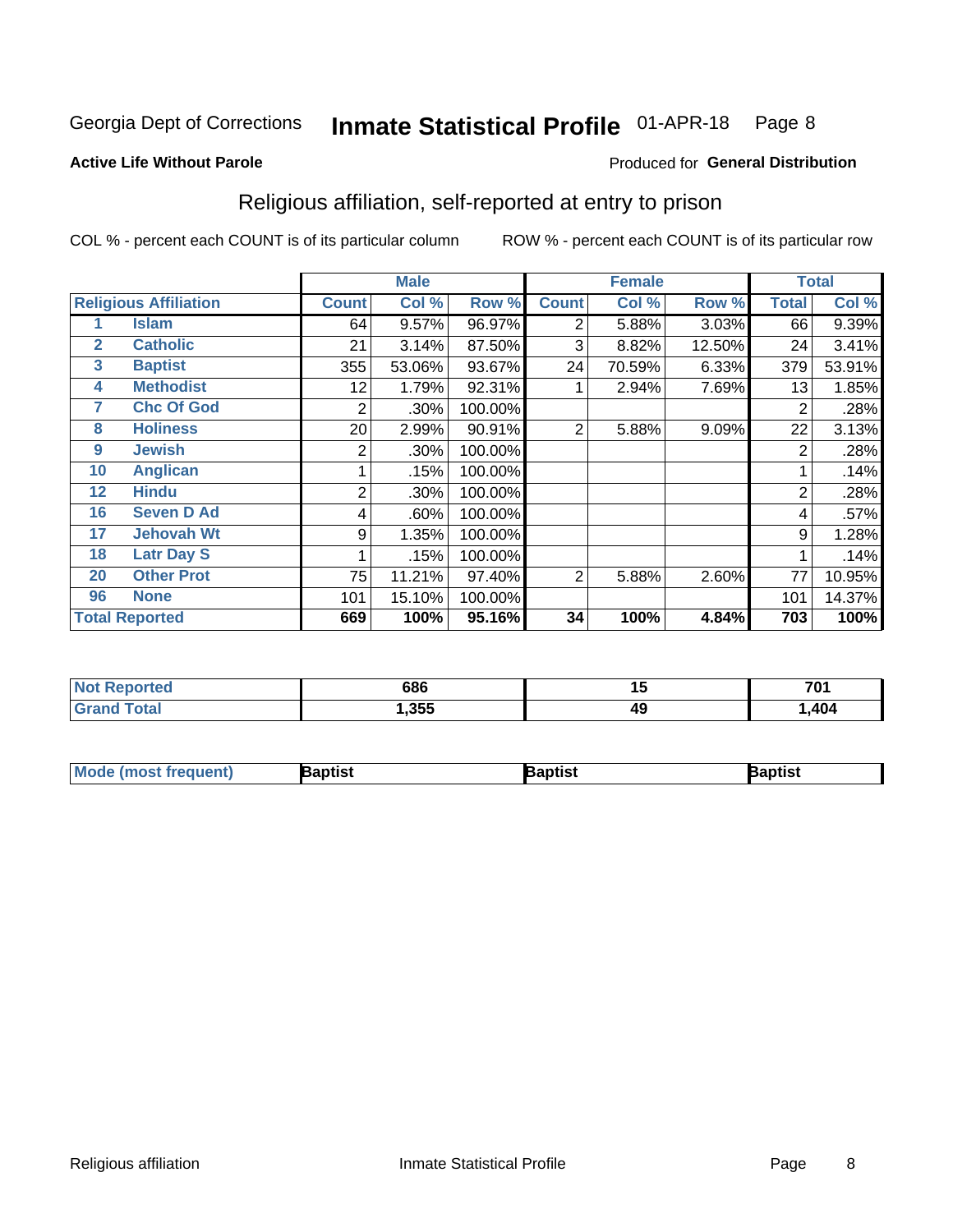Georgia Dept of Corrections **Inmate Statistical Profile** 01-APR-18

**Active Life Without Parole**

Produced for **General Distribution**

## Religious affiliation, self-reported at entry to prison

COL % - percent each COUNT is of its particular column ROW % - percent each COUNT is of its particular row

| Religious Affiliation | | Male | | | Female | | | Total | |
|---|---|---|---|---|---|---|---|---|---|
| | | Count | Col % | Row % | Count | Col % | Row % | Total | Col % |
| 1 | Islam | 64 | 9.57% | 96.97% | 2 | 5.88% | 3.03% | 66 | 9.39% |
| 2 | Catholic | 21 | 3.14% | 87.50% | 3 | 8.82% | 12.50% | 24 | 3.41% |
| 3 | Baptist | 355 | 53.06% | 93.67% | 24 | 70.59% | 6.33% | 379 | 53.91% |
| 4 | Methodist | 12 | 1.79% | 92.31% | 1 | 2.94% | 7.69% | 13 | 1.85% |
| 7 | Chc Of God | 2 | .30% | 100.00% | | | | 2 | .28% |
| 8 | Holiness | 20 | 2.99% | 90.91% | 2 | 5.88% | 9.09% | 22 | 3.13% |
| 9 | Jewish | 2 | .30% | 100.00% | | | | 2 | .28% |
| 10 | Anglican | 1 | .15% | 100.00% | | | | 1 | .14% |
| 12 | Hindu | 2 | .30% | 100.00% | | | | 2 | .28% |
| 16 | Seven D Ad | 4 | .60% | 100.00% | | | | 4 | .57% |
| 17 | Jehovah Wt | 9 | 1.35% | 100.00% | | | | 9 | 1.28% |
| 18 | Latr Day S | 1 | .15% | 100.00% | | | | 1 | .14% |
| 20 | Other Prot | 75 | 11.21% | 97.40% | 2 | 5.88% | 2.60% | 77 | 10.95% |
| 96 | None | 101 | 15.10% | 100.00% | | | | 101 | 14.37% |
| **Total Reported** | | **669** | **100%** | **95.16%** | **34** | **100%** | **4.84%** | **703** | **100%** |

| | Male | Female | Total |
|---|---|---|---|
| Not Reported | 686 | 15 | 701 |
| Grand Total | 1,355 | 49 | 1,404 |

| | Male | Female | Total |
|---|---|---|---|
| Mode (most frequent) | Baptist | Baptist | Baptist |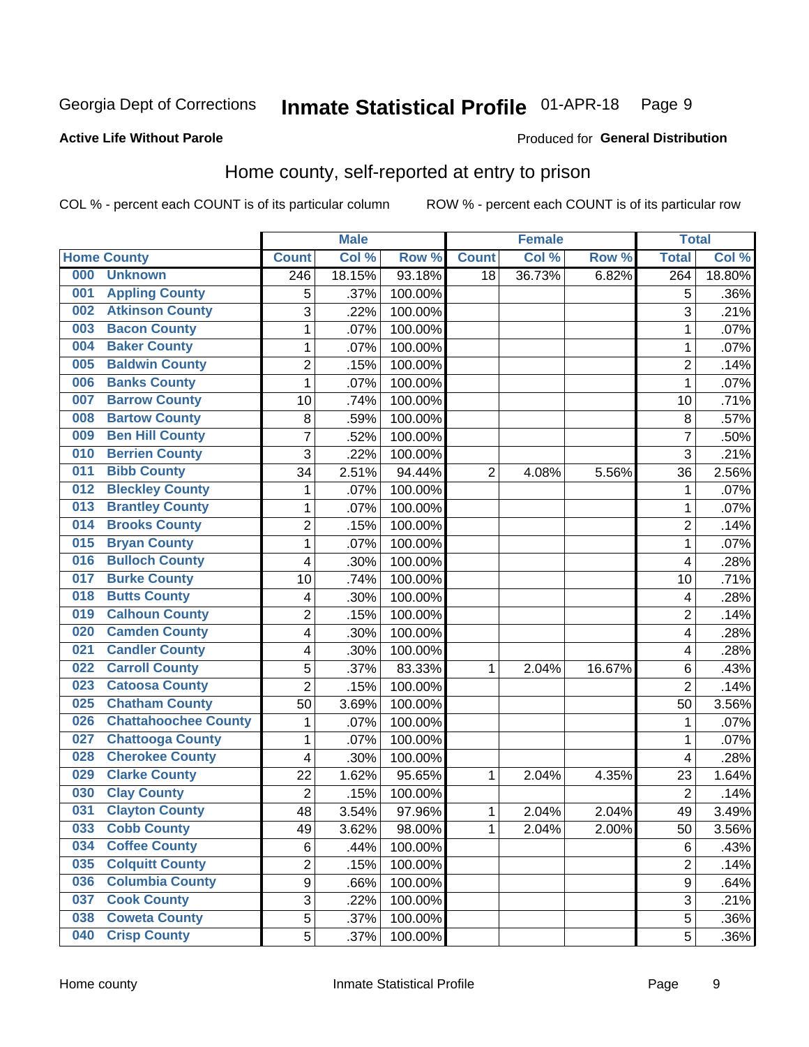Georgia Dept of Corrections **Inmate Statistical Profile** 01-APR-18

**Active Life Without Parole**

Produced for **General Distribution**

## Home county, self-reported at entry to prison

COL % - percent each COUNT is of its particular column ROW % - percent each COUNT is of its particular row

| Home County | | Male | | | Female | | | Total | |
|---|---|---|---|---|---|---|---|---|---|
| | | Count | Col % | Row % | Count | Col % | Row % | Total | Col % |
| 000 | Unknown | 246 | 18.15% | 93.18% | 18 | 36.73% | 6.82% | 264 | 18.80% |
| 001 | Appling County | 5 | .37% | 100.00% | | | | 5 | .36% |
| 002 | Atkinson County | 3 | .22% | 100.00% | | | | 3 | .21% |
| 003 | Bacon County | 1 | .07% | 100.00% | | | | 1 | .07% |
| 004 | Baker County | 1 | .07% | 100.00% | | | | 1 | .07% |
| 005 | Baldwin County | 2 | .15% | 100.00% | | | | 2 | .14% |
| 006 | Banks County | 1 | .07% | 100.00% | | | | 1 | .07% |
| 007 | Barrow County | 10 | .74% | 100.00% | | | | 10 | .71% |
| 008 | Bartow County | 8 | .59% | 100.00% | | | | 8 | .57% |
| 009 | Ben Hill County | 7 | .52% | 100.00% | | | | 7 | .50% |
| 010 | Berrien County | 3 | .22% | 100.00% | | | | 3 | .21% |
| 011 | Bibb County | 34 | 2.51% | 94.44% | 2 | 4.08% | 5.56% | 36 | 2.56% |
| 012 | Bleckley County | 1 | .07% | 100.00% | | | | 1 | .07% |
| 013 | Brantley County | 1 | .07% | 100.00% | | | | 1 | .07% |
| 014 | Brooks County | 2 | .15% | 100.00% | | | | 2 | .14% |
| 015 | Bryan County | 1 | .07% | 100.00% | | | | 1 | .07% |
| 016 | Bulloch County | 4 | .30% | 100.00% | | | | 4 | .28% |
| 017 | Burke County | 10 | .74% | 100.00% | | | | 10 | .71% |
| 018 | Butts County | 4 | .30% | 100.00% | | | | 4 | .28% |
| 019 | Calhoun County | 2 | .15% | 100.00% | | | | 2 | .14% |
| 020 | Camden County | 4 | .30% | 100.00% | | | | 4 | .28% |
| 021 | Candler County | 4 | .30% | 100.00% | | | | 4 | .28% |
| 022 | Carroll County | 5 | .37% | 83.33% | 1 | 2.04% | 16.67% | 6 | .43% |
| 023 | Catoosa County | 2 | .15% | 100.00% | | | | 2 | .14% |
| 025 | Chatham County | 50 | 3.69% | 100.00% | | | | 50 | 3.56% |
| 026 | Chattahoochee County | 1 | .07% | 100.00% | | | | 1 | .07% |
| 027 | Chattooga County | 1 | .07% | 100.00% | | | | 1 | .07% |
| 028 | Cherokee County | 4 | .30% | 100.00% | | | | 4 | .28% |
| 029 | Clarke County | 22 | 1.62% | 95.65% | 1 | 2.04% | 4.35% | 23 | 1.64% |
| 030 | Clay County | 2 | .15% | 100.00% | | | | 2 | .14% |
| 031 | Clayton County | 48 | 3.54% | 97.96% | 1 | 2.04% | 2.04% | 49 | 3.49% |
| 033 | Cobb County | 49 | 3.62% | 98.00% | 1 | 2.04% | 2.00% | 50 | 3.56% |
| 034 | Coffee County | 6 | .44% | 100.00% | | | | 6 | .43% |
| 035 | Colquitt County | 2 | .15% | 100.00% | | | | 2 | .14% |
| 036 | Columbia County | 9 | .66% | 100.00% | | | | 9 | .64% |
| 037 | Cook County | 3 | .22% | 100.00% | | | | 3 | .21% |
| 038 | Coweta County | 5 | .37% | 100.00% | | | | 5 | .36% |
| 040 | Crisp County | 5 | .37% | 100.00% | | | | 5 | .36% |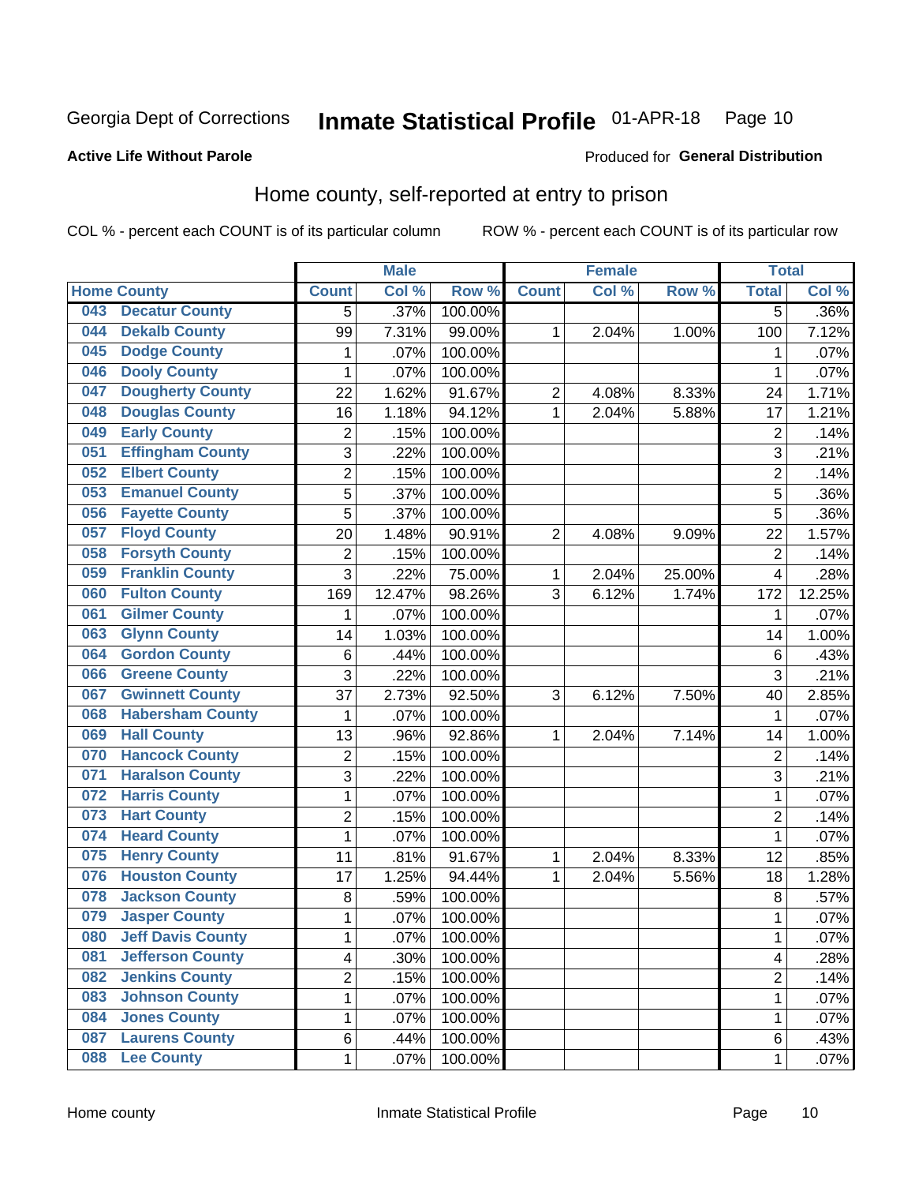Georgia Dept of Corrections **Inmate Statistical Profile** 01-APR-18

**Active Life Without Parole**

Produced for **General Distribution**

## Home county, self-reported at entry to prison

COL % - percent each COUNT is of its particular column ROW % - percent each COUNT is of its particular row

| | | Male | | | Female | | | Total | |
|---|---|---|---|---|---|---|---|---|---|
| Home County | | Count | Col % | Row % | Count | Col % | Row % | Total | Col % |
| 043 | Decatur County | 5 | .37% | 100.00% | | | | 5 | .36% |
| 044 | Dekalb County | 99 | 7.31% | 99.00% | 1 | 2.04% | 1.00% | 100 | 7.12% |
| 045 | Dodge County | 1 | .07% | 100.00% | | | | 1 | .07% |
| 046 | Dooly County | 1 | .07% | 100.00% | | | | 1 | .07% |
| 047 | Dougherty County | 22 | 1.62% | 91.67% | 2 | 4.08% | 8.33% | 24 | 1.71% |
| 048 | Douglas County | 16 | 1.18% | 94.12% | 1 | 2.04% | 5.88% | 17 | 1.21% |
| 049 | Early County | 2 | .15% | 100.00% | | | | 2 | .14% |
| 051 | Effingham County | 3 | .22% | 100.00% | | | | 3 | .21% |
| 052 | Elbert County | 2 | .15% | 100.00% | | | | 2 | .14% |
| 053 | Emanuel County | 5 | .37% | 100.00% | | | | 5 | .36% |
| 056 | Fayette County | 5 | .37% | 100.00% | | | | 5 | .36% |
| 057 | Floyd County | 20 | 1.48% | 90.91% | 2 | 4.08% | 9.09% | 22 | 1.57% |
| 058 | Forsyth County | 2 | .15% | 100.00% | | | | 2 | .14% |
| 059 | Franklin County | 3 | .22% | 75.00% | 1 | 2.04% | 25.00% | 4 | .28% |
| 060 | Fulton County | 169 | 12.47% | 98.26% | 3 | 6.12% | 1.74% | 172 | 12.25% |
| 061 | Gilmer County | 1 | .07% | 100.00% | | | | 1 | .07% |
| 063 | Glynn County | 14 | 1.03% | 100.00% | | | | 14 | 1.00% |
| 064 | Gordon County | 6 | .44% | 100.00% | | | | 6 | .43% |
| 066 | Greene County | 3 | .22% | 100.00% | | | | 3 | .21% |
| 067 | Gwinnett County | 37 | 2.73% | 92.50% | 3 | 6.12% | 7.50% | 40 | 2.85% |
| 068 | Habersham County | 1 | .07% | 100.00% | | | | 1 | .07% |
| 069 | Hall County | 13 | .96% | 92.86% | 1 | 2.04% | 7.14% | 14 | 1.00% |
| 070 | Hancock County | 2 | .15% | 100.00% | | | | 2 | .14% |
| 071 | Haralson County | 3 | .22% | 100.00% | | | | 3 | .21% |
| 072 | Harris County | 1 | .07% | 100.00% | | | | 1 | .07% |
| 073 | Hart County | 2 | .15% | 100.00% | | | | 2 | .14% |
| 074 | Heard County | 1 | .07% | 100.00% | | | | 1 | .07% |
| 075 | Henry County | 11 | .81% | 91.67% | 1 | 2.04% | 8.33% | 12 | .85% |
| 076 | Houston County | 17 | 1.25% | 94.44% | 1 | 2.04% | 5.56% | 18 | 1.28% |
| 078 | Jackson County | 8 | .59% | 100.00% | | | | 8 | .57% |
| 079 | Jasper County | 1 | .07% | 100.00% | | | | 1 | .07% |
| 080 | Jeff Davis County | 1 | .07% | 100.00% | | | | 1 | .07% |
| 081 | Jefferson County | 4 | .30% | 100.00% | | | | 4 | .28% |
| 082 | Jenkins County | 2 | .15% | 100.00% | | | | 2 | .14% |
| 083 | Johnson County | 1 | .07% | 100.00% | | | | 1 | .07% |
| 084 | Jones County | 1 | .07% | 100.00% | | | | 1 | .07% |
| 087 | Laurens County | 6 | .44% | 100.00% | | | | 6 | .43% |
| 088 | Lee County | 1 | .07% | 100.00% | | | | 1 | .07% |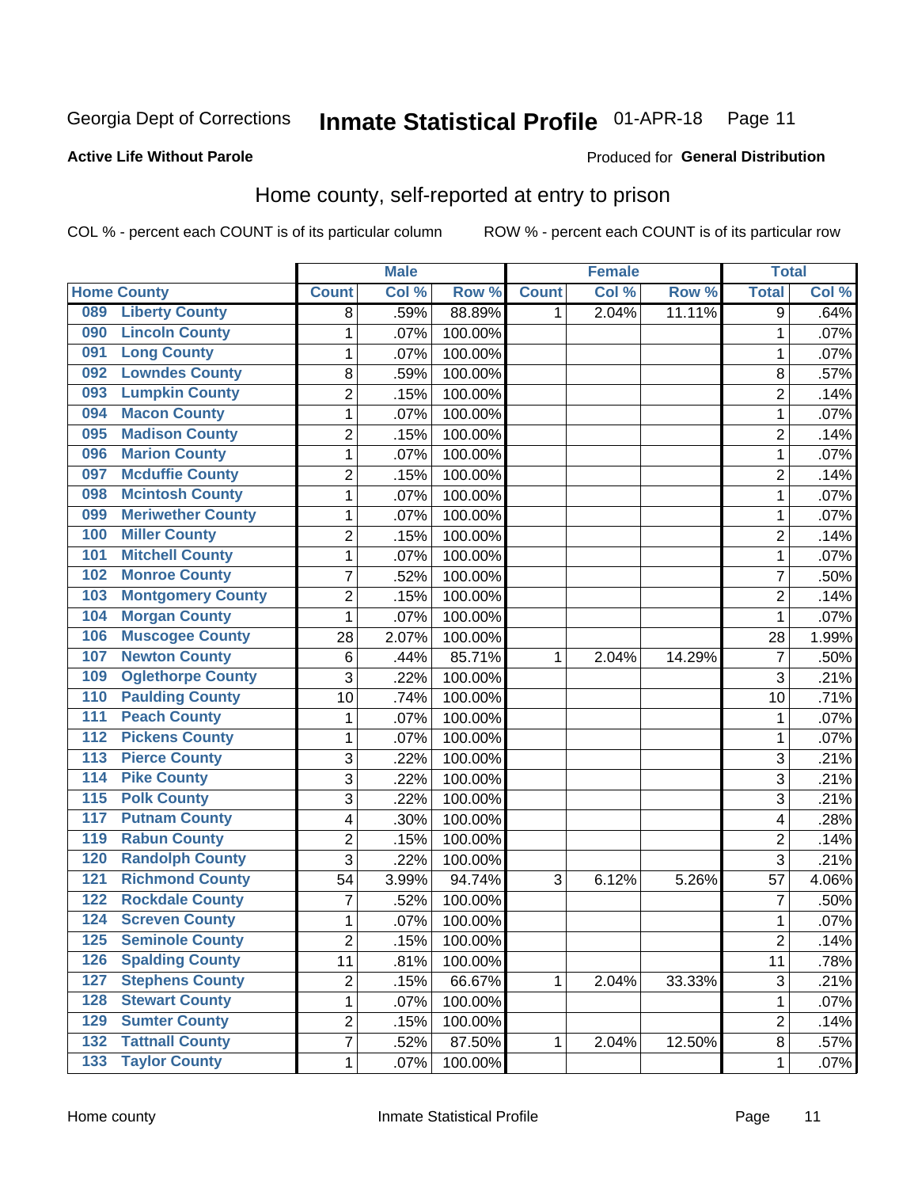Georgia Dept of Corrections **Inmate Statistical Profile** 01-APR-18

**Active Life Without Parole** Produced for **General Distribution**

## Home county, self-reported at entry to prison

COL % - percent each COUNT is of its particular column ROW % - percent each COUNT is of its particular row

| Home County | | Male | | | Female | | | Total | |
|---|---|---|---|---|---|---|---|---|---|
| | | Count | Col % | Row % | Count | Col % | Row % | Total | Col % |
| 089 | Liberty County | 8 | .59% | 88.89% | 1 | 2.04% | 11.11% | 9 | .64% |
| 090 | Lincoln County | 1 | .07% | 100.00% | | | | 1 | .07% |
| 091 | Long County | 1 | .07% | 100.00% | | | | 1 | .07% |
| 092 | Lowndes County | 8 | .59% | 100.00% | | | | 8 | .57% |
| 093 | Lumpkin County | 2 | .15% | 100.00% | | | | 2 | .14% |
| 094 | Macon County | 1 | .07% | 100.00% | | | | 1 | .07% |
| 095 | Madison County | 2 | .15% | 100.00% | | | | 2 | .14% |
| 096 | Marion County | 1 | .07% | 100.00% | | | | 1 | .07% |
| 097 | Mcduffie County | 2 | .15% | 100.00% | | | | 2 | .14% |
| 098 | Mcintosh County | 1 | .07% | 100.00% | | | | 1 | .07% |
| 099 | Meriwether County | 1 | .07% | 100.00% | | | | 1 | .07% |
| 100 | Miller County | 2 | .15% | 100.00% | | | | 2 | .14% |
| 101 | Mitchell County | 1 | .07% | 100.00% | | | | 1 | .07% |
| 102 | Monroe County | 7 | .52% | 100.00% | | | | 7 | .50% |
| 103 | Montgomery County | 2 | .15% | 100.00% | | | | 2 | .14% |
| 104 | Morgan County | 1 | .07% | 100.00% | | | | 1 | .07% |
| 106 | Muscogee County | 28 | 2.07% | 100.00% | | | | 28 | 1.99% |
| 107 | Newton County | 6 | .44% | 85.71% | 1 | 2.04% | 14.29% | 7 | .50% |
| 109 | Oglethorpe County | 3 | .22% | 100.00% | | | | 3 | .21% |
| 110 | Paulding County | 10 | .74% | 100.00% | | | | 10 | .71% |
| 111 | Peach County | 1 | .07% | 100.00% | | | | 1 | .07% |
| 112 | Pickens County | 1 | .07% | 100.00% | | | | 1 | .07% |
| 113 | Pierce County | 3 | .22% | 100.00% | | | | 3 | .21% |
| 114 | Pike County | 3 | .22% | 100.00% | | | | 3 | .21% |
| 115 | Polk County | 3 | .22% | 100.00% | | | | 3 | .21% |
| 117 | Putnam County | 4 | .30% | 100.00% | | | | 4 | .28% |
| 119 | Rabun County | 2 | .15% | 100.00% | | | | 2 | .14% |
| 120 | Randolph County | 3 | .22% | 100.00% | | | | 3 | .21% |
| 121 | Richmond County | 54 | 3.99% | 94.74% | 3 | 6.12% | 5.26% | 57 | 4.06% |
| 122 | Rockdale County | 7 | .52% | 100.00% | | | | 7 | .50% |
| 124 | Screven County | 1 | .07% | 100.00% | | | | 1 | .07% |
| 125 | Seminole County | 2 | .15% | 100.00% | | | | 2 | .14% |
| 126 | Spalding County | 11 | .81% | 100.00% | | | | 11 | .78% |
| 127 | Stephens County | 2 | .15% | 66.67% | 1 | 2.04% | 33.33% | 3 | .21% |
| 128 | Stewart County | 1 | .07% | 100.00% | | | | 1 | .07% |
| 129 | Sumter County | 2 | .15% | 100.00% | | | | 2 | .14% |
| 132 | Tattnall County | 7 | .52% | 87.50% | 1 | 2.04% | 12.50% | 8 | .57% |
| 133 | Taylor County | 1 | .07% | 100.00% | | | | 1 | .07% |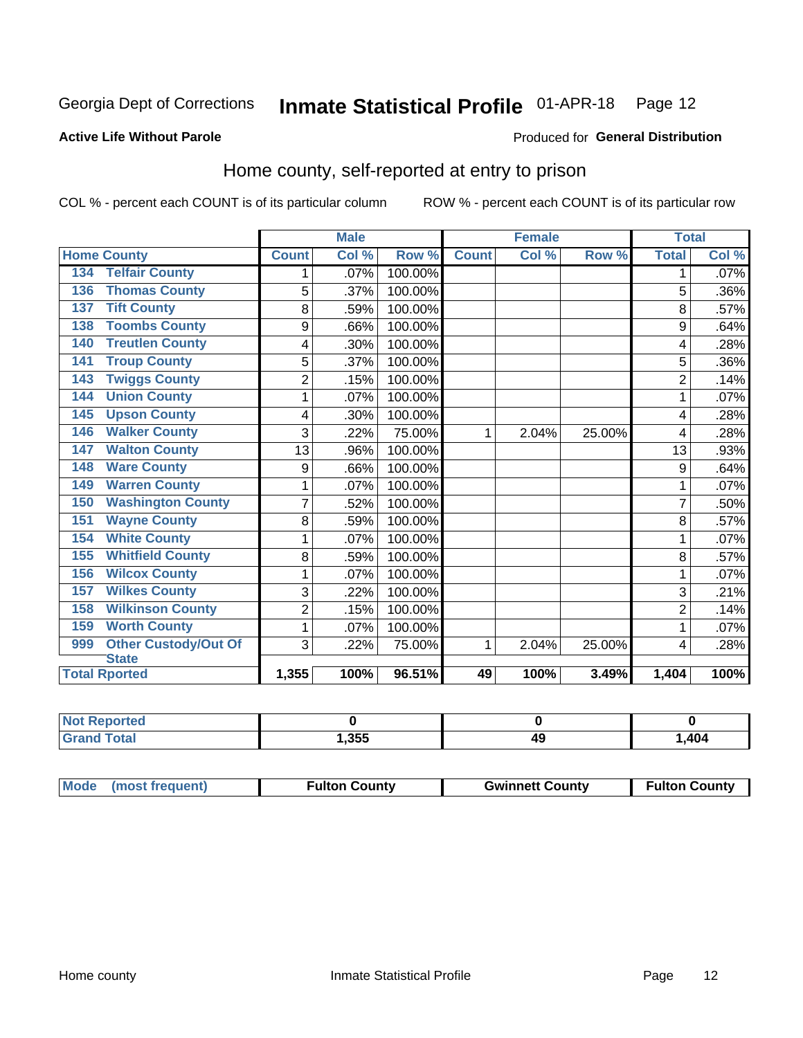Georgia Dept of Corrections **Inmate Statistical Profile** 01-APR-18 Page 12

**Active Life Without Parole**

Produced for **General Distribution**

## Home county, self-reported at entry to prison

COL % - percent each COUNT is of its particular column ROW % - percent each COUNT is of its particular row

| | | Male | | | Female | | | Total | |
|---|---|---|---|---|---|---|---|---|---|
| **Home County** | | **Count** | **Col %** | **Row %** | **Count** | **Col %** | **Row %** | **Total** | **Col %** |
| 134 | Telfair County | 1 | .07% | 100.00% | | | | 1 | .07% |
| 136 | Thomas County | 5 | .37% | 100.00% | | | | 5 | .36% |
| 137 | Tift County | 8 | .59% | 100.00% | | | | 8 | .57% |
| 138 | Toombs County | 9 | .66% | 100.00% | | | | 9 | .64% |
| 140 | Treutlen County | 4 | .30% | 100.00% | | | | 4 | .28% |
| 141 | Troup County | 5 | .37% | 100.00% | | | | 5 | .36% |
| 143 | Twiggs County | 2 | .15% | 100.00% | | | | 2 | .14% |
| 144 | Union County | 1 | .07% | 100.00% | | | | 1 | .07% |
| 145 | Upson County | 4 | .30% | 100.00% | | | | 4 | .28% |
| 146 | Walker County | 3 | .22% | 75.00% | 1 | 2.04% | 25.00% | 4 | .28% |
| 147 | Walton County | 13 | .96% | 100.00% | | | | 13 | .93% |
| 148 | Ware County | 9 | .66% | 100.00% | | | | 9 | .64% |
| 149 | Warren County | 1 | .07% | 100.00% | | | | 1 | .07% |
| 150 | Washington County | 7 | .52% | 100.00% | | | | 7 | .50% |
| 151 | Wayne County | 8 | .59% | 100.00% | | | | 8 | .57% |
| 154 | White County | 1 | .07% | 100.00% | | | | 1 | .07% |
| 155 | Whitfield County | 8 | .59% | 100.00% | | | | 8 | .57% |
| 156 | Wilcox County | 1 | .07% | 100.00% | | | | 1 | .07% |
| 157 | Wilkes County | 3 | .22% | 100.00% | | | | 3 | .21% |
| 158 | Wilkinson County | 2 | .15% | 100.00% | | | | 2 | .14% |
| 159 | Worth County | 1 | .07% | 100.00% | | | | 1 | .07% |
| 999 | Other Custody/Out Of State | 3 | .22% | 75.00% | 1 | 2.04% | 25.00% | 4 | .28% |
| **Total Rported** | | **1,355** | **100%** | **96.51%** | **49** | **100%** | **3.49%** | **1,404** | **100%** |

| | Male | Female | Total |
|---|---|---|---|
| **Not Reported** | **0** | **0** | **0** |
| **Grand Total** | **1,355** | **49** | **1,404** |

| | Male | Female | Total |
|---|---|---|---|
| **Mode (most frequent)** | **Fulton County** | **Gwinnett County** | **Fulton County** |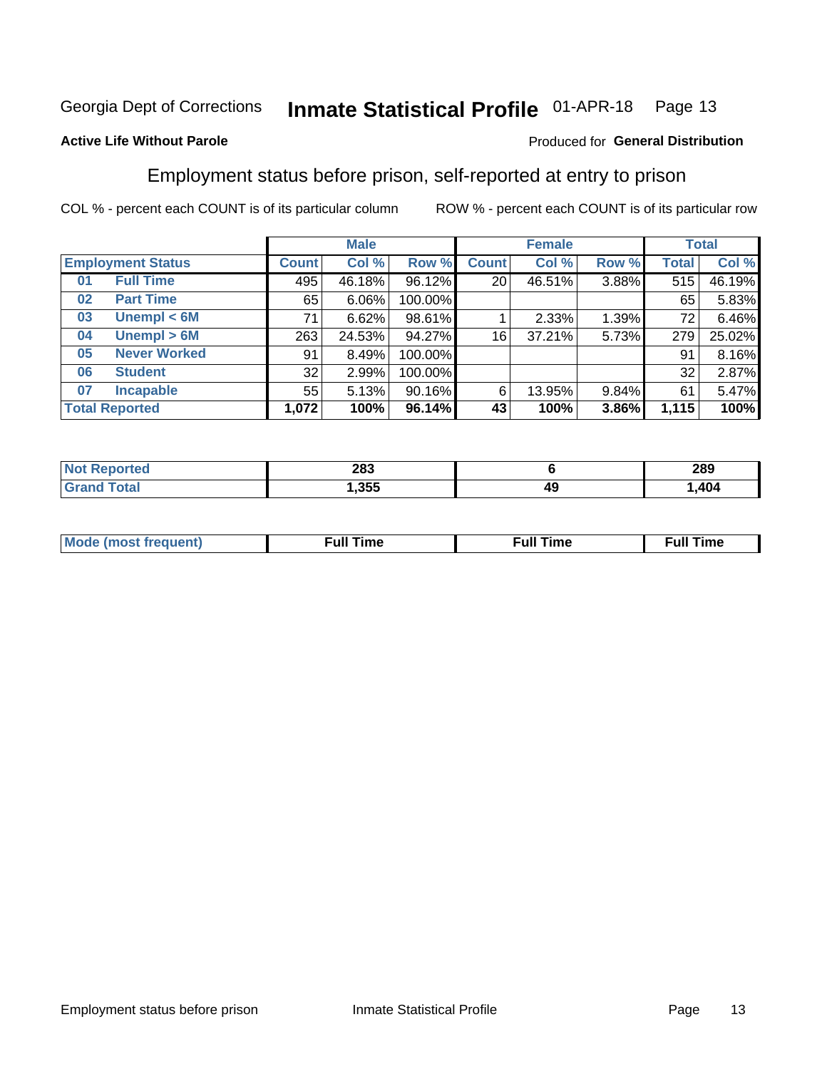Georgia Dept of Corrections **Inmate Statistical Profile** 01-APR-18 Page 13

**Active Life Without Parole**

Produced for **General Distribution**

## Employment status before prison, self-reported at entry to prison

COL % - percent each COUNT is of its particular column ROW % - percent each COUNT is of its particular row

| Employment Status | | Male | | | Female | | | Total | |
|---|---|---|---|---|---|---|---|---|---|
| | | Count | Col % | Row % | Count | Col % | Row % | Total | Col % |
| 01 | Full Time | 495 | 46.18% | 96.12% | 20 | 46.51% | 3.88% | 515 | 46.19% |
| 02 | Part Time | 65 | 6.06% | 100.00% | | | | 65 | 5.83% |
| 03 | Unempl < 6M | 71 | 6.62% | 98.61% | 1 | 2.33% | 1.39% | 72 | 6.46% |
| 04 | Unempl > 6M | 263 | 24.53% | 94.27% | 16 | 37.21% | 5.73% | 279 | 25.02% |
| 05 | Never Worked | 91 | 8.49% | 100.00% | | | | 91 | 8.16% |
| 06 | Student | 32 | 2.99% | 100.00% | | | | 32 | 2.87% |
| 07 | Incapable | 55 | 5.13% | 90.16% | 6 | 13.95% | 9.84% | 61 | 5.47% |
| **Total Reported** | | **1,072** | **100%** | **96.14%** | **43** | **100%** | **3.86%** | **1,115** | **100%** |

| | Male | Female | Total |
|---|---|---|---|
| Not Reported | **283** | **6** | **289** |
| Grand Total | **1,355** | **49** | **1,404** |

| | Male | Female | Total |
|---|---|---|---|
| Mode (most frequent) | **Full Time** | **Full Time** | **Full Time** |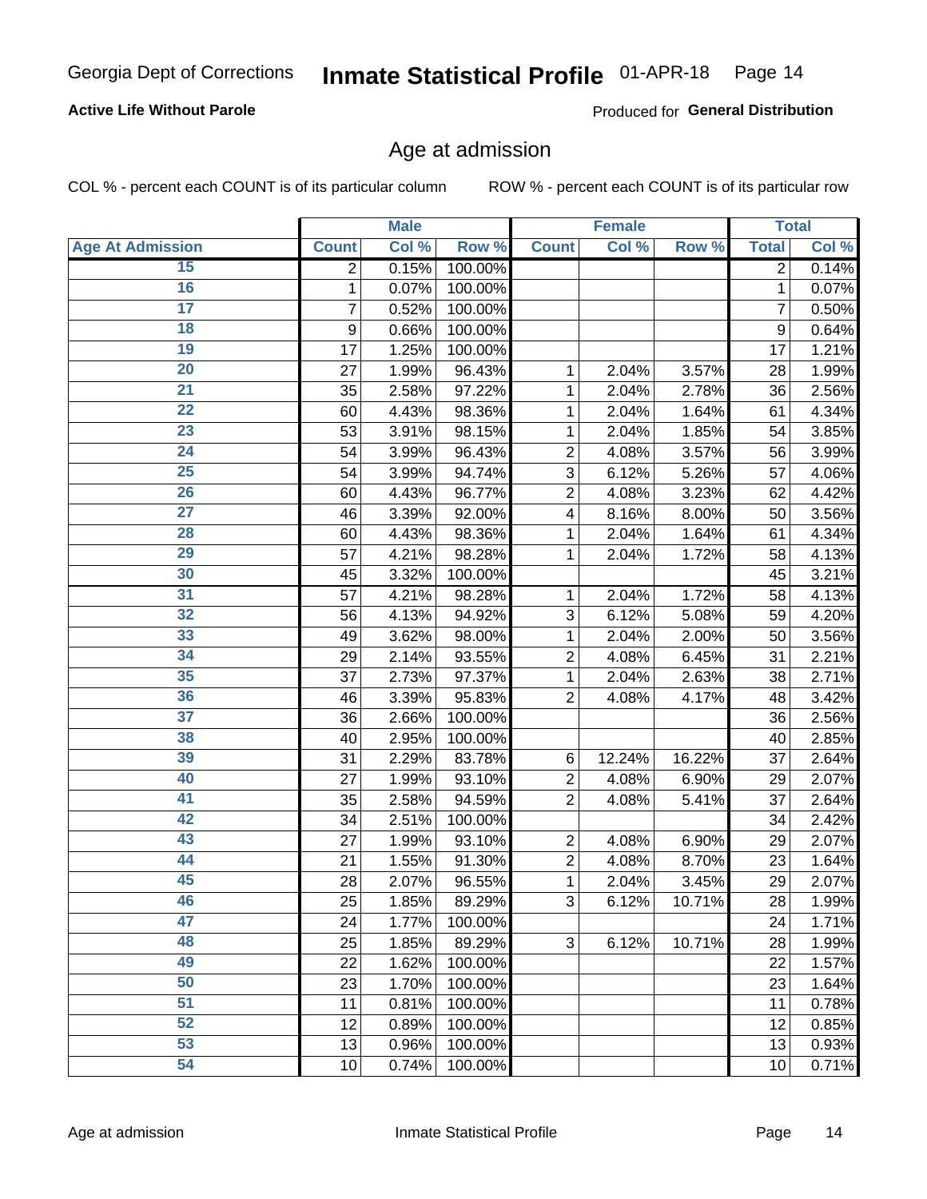Georgia Dept of Corrections **Inmate Statistical Profile** 01-APR-18

**Active Life Without Parole**

Produced for **General Distribution**

## Age at admission

COL % - percent each COUNT is of its particular column

ROW % - percent each COUNT is of its particular row

| | Male | | | Female | | | Total | |
|---|---|---|---|---|---|---|---|---|
| **Age At Admission** | **Count** | **Col %** | **Row %** | **Count** | **Col %** | **Row %** | **Total** | **Col %** |
| 15 | 2 | 0.15% | 100.00% | | | | 2 | 0.14% |
| 16 | 1 | 0.07% | 100.00% | | | | 1 | 0.07% |
| 17 | 7 | 0.52% | 100.00% | | | | 7 | 0.50% |
| 18 | 9 | 0.66% | 100.00% | | | | 9 | 0.64% |
| 19 | 17 | 1.25% | 100.00% | | | | 17 | 1.21% |
| 20 | 27 | 1.99% | 96.43% | 1 | 2.04% | 3.57% | 28 | 1.99% |
| 21 | 35 | 2.58% | 97.22% | 1 | 2.04% | 2.78% | 36 | 2.56% |
| 22 | 60 | 4.43% | 98.36% | 1 | 2.04% | 1.64% | 61 | 4.34% |
| 23 | 53 | 3.91% | 98.15% | 1 | 2.04% | 1.85% | 54 | 3.85% |
| 24 | 54 | 3.99% | 96.43% | 2 | 4.08% | 3.57% | 56 | 3.99% |
| 25 | 54 | 3.99% | 94.74% | 3 | 6.12% | 5.26% | 57 | 4.06% |
| 26 | 60 | 4.43% | 96.77% | 2 | 4.08% | 3.23% | 62 | 4.42% |
| 27 | 46 | 3.39% | 92.00% | 4 | 8.16% | 8.00% | 50 | 3.56% |
| 28 | 60 | 4.43% | 98.36% | 1 | 2.04% | 1.64% | 61 | 4.34% |
| 29 | 57 | 4.21% | 98.28% | 1 | 2.04% | 1.72% | 58 | 4.13% |
| 30 | 45 | 3.32% | 100.00% | | | | 45 | 3.21% |
| 31 | 57 | 4.21% | 98.28% | 1 | 2.04% | 1.72% | 58 | 4.13% |
| 32 | 56 | 4.13% | 94.92% | 3 | 6.12% | 5.08% | 59 | 4.20% |
| 33 | 49 | 3.62% | 98.00% | 1 | 2.04% | 2.00% | 50 | 3.56% |
| 34 | 29 | 2.14% | 93.55% | 2 | 4.08% | 6.45% | 31 | 2.21% |
| 35 | 37 | 2.73% | 97.37% | 1 | 2.04% | 2.63% | 38 | 2.71% |
| 36 | 46 | 3.39% | 95.83% | 2 | 4.08% | 4.17% | 48 | 3.42% |
| 37 | 36 | 2.66% | 100.00% | | | | 36 | 2.56% |
| 38 | 40 | 2.95% | 100.00% | | | | 40 | 2.85% |
| 39 | 31 | 2.29% | 83.78% | 6 | 12.24% | 16.22% | 37 | 2.64% |
| 40 | 27 | 1.99% | 93.10% | 2 | 4.08% | 6.90% | 29 | 2.07% |
| 41 | 35 | 2.58% | 94.59% | 2 | 4.08% | 5.41% | 37 | 2.64% |
| 42 | 34 | 2.51% | 100.00% | | | | 34 | 2.42% |
| 43 | 27 | 1.99% | 93.10% | 2 | 4.08% | 6.90% | 29 | 2.07% |
| 44 | 21 | 1.55% | 91.30% | 2 | 4.08% | 8.70% | 23 | 1.64% |
| 45 | 28 | 2.07% | 96.55% | 1 | 2.04% | 3.45% | 29 | 2.07% |
| 46 | 25 | 1.85% | 89.29% | 3 | 6.12% | 10.71% | 28 | 1.99% |
| 47 | 24 | 1.77% | 100.00% | | | | 24 | 1.71% |
| 48 | 25 | 1.85% | 89.29% | 3 | 6.12% | 10.71% | 28 | 1.99% |
| 49 | 22 | 1.62% | 100.00% | | | | 22 | 1.57% |
| 50 | 23 | 1.70% | 100.00% | | | | 23 | 1.64% |
| 51 | 11 | 0.81% | 100.00% | | | | 11 | 0.78% |
| 52 | 12 | 0.89% | 100.00% | | | | 12 | 0.85% |
| 53 | 13 | 0.96% | 100.00% | | | | 13 | 0.93% |
| 54 | 10 | 0.74% | 100.00% | | | | 10 | 0.71% |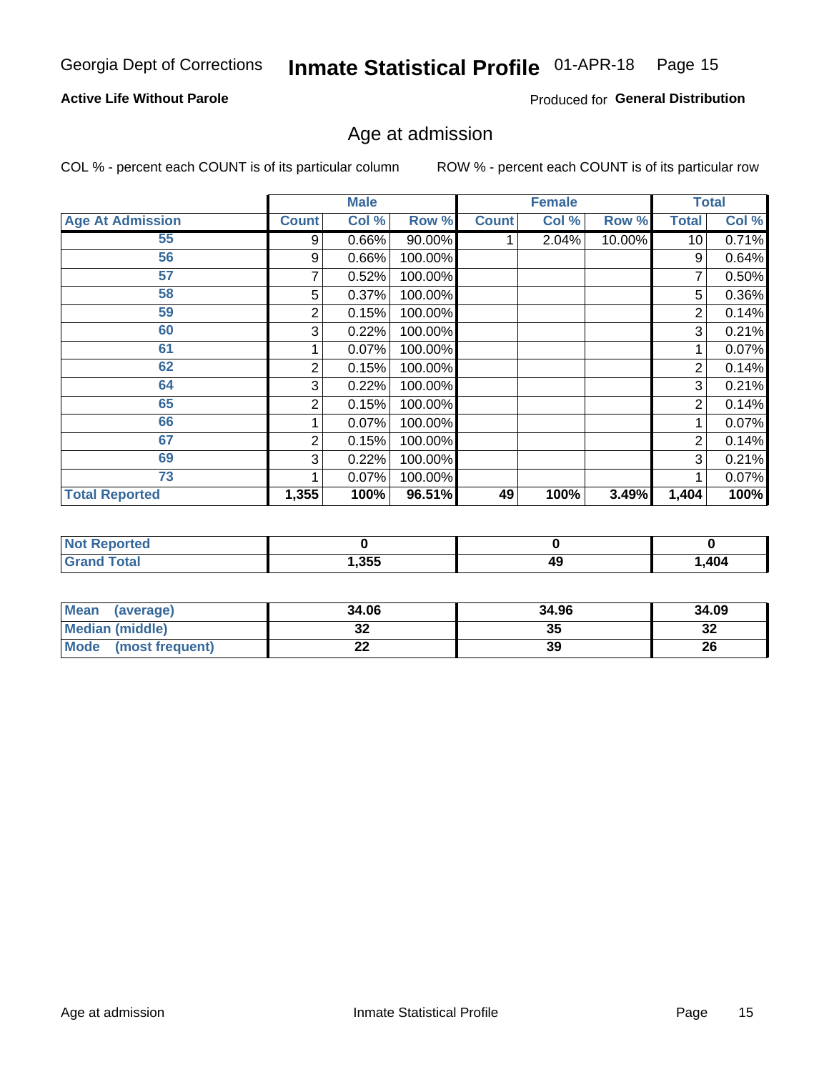Georgia Dept of Corrections **Inmate Statistical Profile** 01-APR-18

**Active Life Without Parole**

Produced for **General Distribution**

## Age at admission

COL % - percent each COUNT is of its particular column ROW % - percent each COUNT is of its particular row

| | Male | | | Female | | | Total | |
|---|---|---|---|---|---|---|---|---|
| **Age At Admission** | **Count** | **Col %** | **Row %** | **Count** | **Col %** | **Row %** | **Total** | **Col %** |
| 55 | 9 | 0.66% | 90.00% | 1 | 2.04% | 10.00% | 10 | 0.71% |
| 56 | 9 | 0.66% | 100.00% | | | | 9 | 0.64% |
| 57 | 7 | 0.52% | 100.00% | | | | 7 | 0.50% |
| 58 | 5 | 0.37% | 100.00% | | | | 5 | 0.36% |
| 59 | 2 | 0.15% | 100.00% | | | | 2 | 0.14% |
| 60 | 3 | 0.22% | 100.00% | | | | 3 | 0.21% |
| 61 | 1 | 0.07% | 100.00% | | | | 1 | 0.07% |
| 62 | 2 | 0.15% | 100.00% | | | | 2 | 0.14% |
| 64 | 3 | 0.22% | 100.00% | | | | 3 | 0.21% |
| 65 | 2 | 0.15% | 100.00% | | | | 2 | 0.14% |
| 66 | 1 | 0.07% | 100.00% | | | | 1 | 0.07% |
| 67 | 2 | 0.15% | 100.00% | | | | 2 | 0.14% |
| 69 | 3 | 0.22% | 100.00% | | | | 3 | 0.21% |
| 73 | 1 | 0.07% | 100.00% | | | | 1 | 0.07% |
| **Total Reported** | **1,355** | **100%** | **96.51%** | **49** | **100%** | **3.49%** | **1,404** | **100%** |

| | Male | Female | Total |
|---|---|---|---|
| **Not Reported** | **0** | **0** | **0** |
| **Grand Total** | **1,355** | **49** | **1,404** |

| | Male | Female | Total |
|---|---|---|---|
| **Mean (average)** | **34.06** | **34.96** | **34.09** |
| **Median (middle)** | **32** | **35** | **32** |
| **Mode (most frequent)** | **22** | **39** | **26** |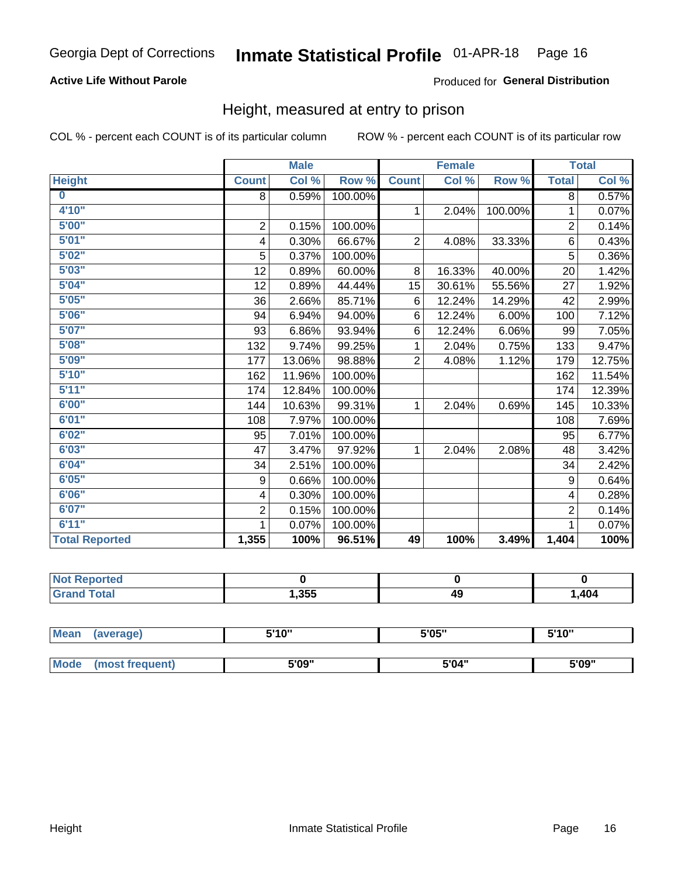Georgia Dept of Corrections **Inmate Statistical Profile** 01-APR-18

**Active Life Without Parole**

Produced for **General Distribution**

## Height, measured at entry to prison

COL % - percent each COUNT is of its particular column

ROW % - percent each COUNT is of its particular row

| | Male | | | Female | | | Total | |
|---|---|---|---|---|---|---|---|---|
| **Height** | **Count** | **Col %** | **Row %** | **Count** | **Col %** | **Row %** | **Total** | **Col %** |
| **0** | 8 | 0.59% | 100.00% | | | | 8 | 0.57% |
| **4'10"** | | | | 1 | 2.04% | 100.00% | 1 | 0.07% |
| **5'00"** | 2 | 0.15% | 100.00% | | | | 2 | 0.14% |
| **5'01"** | 4 | 0.30% | 66.67% | 2 | 4.08% | 33.33% | 6 | 0.43% |
| **5'02"** | 5 | 0.37% | 100.00% | | | | 5 | 0.36% |
| **5'03"** | 12 | 0.89% | 60.00% | 8 | 16.33% | 40.00% | 20 | 1.42% |
| **5'04"** | 12 | 0.89% | 44.44% | 15 | 30.61% | 55.56% | 27 | 1.92% |
| **5'05"** | 36 | 2.66% | 85.71% | 6 | 12.24% | 14.29% | 42 | 2.99% |
| **5'06"** | 94 | 6.94% | 94.00% | 6 | 12.24% | 6.00% | 100 | 7.12% |
| **5'07"** | 93 | 6.86% | 93.94% | 6 | 12.24% | 6.06% | 99 | 7.05% |
| **5'08"** | 132 | 9.74% | 99.25% | 1 | 2.04% | 0.75% | 133 | 9.47% |
| **5'09"** | 177 | 13.06% | 98.88% | 2 | 4.08% | 1.12% | 179 | 12.75% |
| **5'10"** | 162 | 11.96% | 100.00% | | | | 162 | 11.54% |
| **5'11"** | 174 | 12.84% | 100.00% | | | | 174 | 12.39% |
| **6'00"** | 144 | 10.63% | 99.31% | 1 | 2.04% | 0.69% | 145 | 10.33% |
| **6'01"** | 108 | 7.97% | 100.00% | | | | 108 | 7.69% |
| **6'02"** | 95 | 7.01% | 100.00% | | | | 95 | 6.77% |
| **6'03"** | 47 | 3.47% | 97.92% | 1 | 2.04% | 2.08% | 48 | 3.42% |
| **6'04"** | 34 | 2.51% | 100.00% | | | | 34 | 2.42% |
| **6'05"** | 9 | 0.66% | 100.00% | | | | 9 | 0.64% |
| **6'06"** | 4 | 0.30% | 100.00% | | | | 4 | 0.28% |
| **6'07"** | 2 | 0.15% | 100.00% | | | | 2 | 0.14% |
| **6'11"** | 1 | 0.07% | 100.00% | | | | 1 | 0.07% |
| **Total Reported** | **1,355** | **100%** | **96.51%** | **49** | **100%** | **3.49%** | **1,404** | **100%** |

| | Male | Female | Total |
|---|---|---|---|
| **Not Reported** | **0** | **0** | **0** |
| **Grand Total** | **1,355** | **49** | **1,404** |

| | Male | Female | Total |
|---|---|---|---|
| **Mean (average)** | **5'10"** | **5'05"** | **5'10"** |
| **Mode (most frequent)** | **5'09"** | **5'04"** | **5'09"** |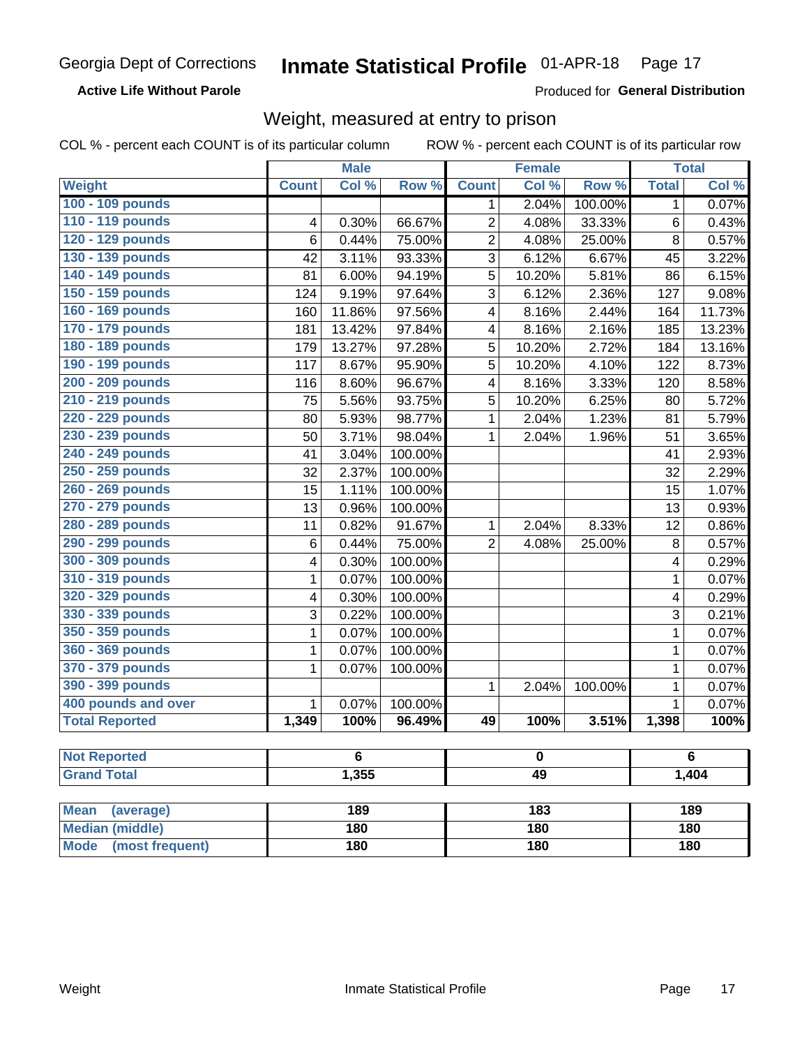Georgia Dept of Corrections **Inmate Statistical Profile** 01-APR-18

**Active Life Without Parole**

Produced for **General Distribution**

## Weight, measured at entry to prison

COL % - percent each COUNT is of its particular column ROW % - percent each COUNT is of its particular row

| Weight | Male | | | Female | | | Total | |
|---|---|---|---|---|---|---|---|---|
| | Count | Col % | Row % | Count | Col % | Row % | Total | Col % |
| 100 - 109 pounds | | | | 1 | 2.04% | 100.00% | 1 | 0.07% |
| 110 - 119 pounds | 4 | 0.30% | 66.67% | 2 | 4.08% | 33.33% | 6 | 0.43% |
| 120 - 129 pounds | 6 | 0.44% | 75.00% | 2 | 4.08% | 25.00% | 8 | 0.57% |
| 130 - 139 pounds | 42 | 3.11% | 93.33% | 3 | 6.12% | 6.67% | 45 | 3.22% |
| 140 - 149 pounds | 81 | 6.00% | 94.19% | 5 | 10.20% | 5.81% | 86 | 6.15% |
| 150 - 159 pounds | 124 | 9.19% | 97.64% | 3 | 6.12% | 2.36% | 127 | 9.08% |
| 160 - 169 pounds | 160 | 11.86% | 97.56% | 4 | 8.16% | 2.44% | 164 | 11.73% |
| 170 - 179 pounds | 181 | 13.42% | 97.84% | 4 | 8.16% | 2.16% | 185 | 13.23% |
| 180 - 189 pounds | 179 | 13.27% | 97.28% | 5 | 10.20% | 2.72% | 184 | 13.16% |
| 190 - 199 pounds | 117 | 8.67% | 95.90% | 5 | 10.20% | 4.10% | 122 | 8.73% |
| 200 - 209 pounds | 116 | 8.60% | 96.67% | 4 | 8.16% | 3.33% | 120 | 8.58% |
| 210 - 219 pounds | 75 | 5.56% | 93.75% | 5 | 10.20% | 6.25% | 80 | 5.72% |
| 220 - 229 pounds | 80 | 5.93% | 98.77% | 1 | 2.04% | 1.23% | 81 | 5.79% |
| 230 - 239 pounds | 50 | 3.71% | 98.04% | 1 | 2.04% | 1.96% | 51 | 3.65% |
| 240 - 249 pounds | 41 | 3.04% | 100.00% | | | | 41 | 2.93% |
| 250 - 259 pounds | 32 | 2.37% | 100.00% | | | | 32 | 2.29% |
| 260 - 269 pounds | 15 | 1.11% | 100.00% | | | | 15 | 1.07% |
| 270 - 279 pounds | 13 | 0.96% | 100.00% | | | | 13 | 0.93% |
| 280 - 289 pounds | 11 | 0.82% | 91.67% | 1 | 2.04% | 8.33% | 12 | 0.86% |
| 290 - 299 pounds | 6 | 0.44% | 75.00% | 2 | 4.08% | 25.00% | 8 | 0.57% |
| 300 - 309 pounds | 4 | 0.30% | 100.00% | | | | 4 | 0.29% |
| 310 - 319 pounds | 1 | 0.07% | 100.00% | | | | 1 | 0.07% |
| 320 - 329 pounds | 4 | 0.30% | 100.00% | | | | 4 | 0.29% |
| 330 - 339 pounds | 3 | 0.22% | 100.00% | | | | 3 | 0.21% |
| 350 - 359 pounds | 1 | 0.07% | 100.00% | | | | 1 | 0.07% |
| 360 - 369 pounds | 1 | 0.07% | 100.00% | | | | 1 | 0.07% |
| 370 - 379 pounds | 1 | 0.07% | 100.00% | | | | 1 | 0.07% |
| 390 - 399 pounds | | | | 1 | 2.04% | 100.00% | 1 | 0.07% |
| 400 pounds and over | 1 | 0.07% | 100.00% | | | | 1 | 0.07% |
| **Total Reported** | **1,349** | **100%** | **96.49%** | **49** | **100%** | **3.51%** | **1,398** | **100%** |

| | Male | Female | Total |
|---|---|---|---|
| **Not Reported** | 6 | 0 | 6 |
| **Grand Total** | 1,355 | 49 | 1,404 |

| | Male | Female | Total |
|---|---|---|---|
| **Mean (average)** | 189 | 183 | 189 |
| **Median (middle)** | 180 | 180 | 180 |
| **Mode (most frequent)** | 180 | 180 | 180 |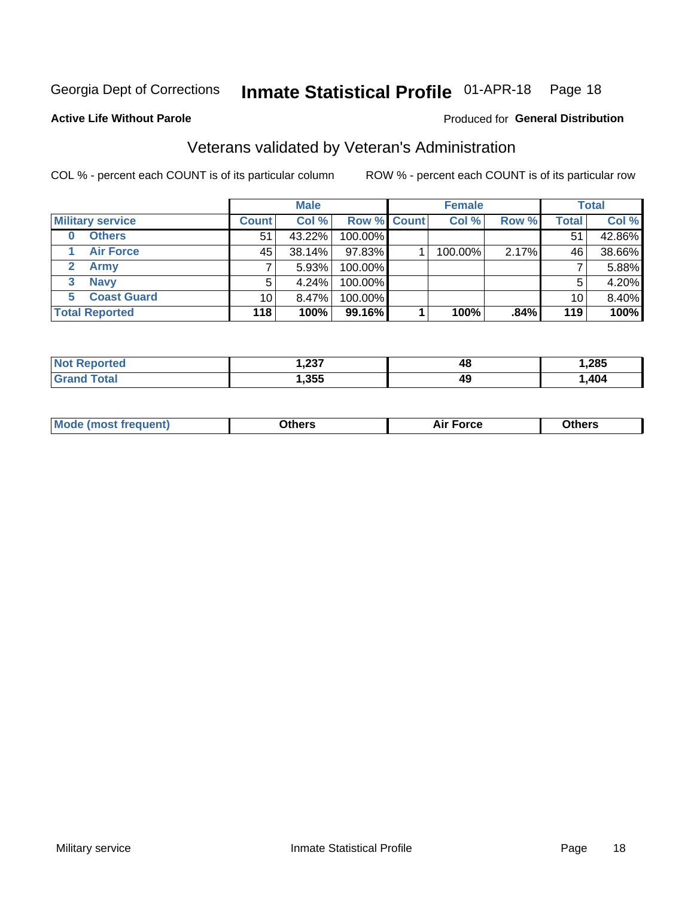Georgia Dept of Corrections **Inmate Statistical Profile** 01-APR-18

**Active Life Without Parole**

Produced for **General Distribution**

## Veterans validated by Veteran's Administration

COL % - percent each COUNT is of its particular column

ROW % - percent each COUNT is of its particular row

| Military service | Male | | | Female | | | Total | |
|---|---|---|---|---|---|---|---|---|
| | Count | Col % | Row % | Count | Col % | Row % | Total | Col % |
| 0 Others | 51 | 43.22% | 100.00% | | | | 51 | 42.86% |
| 1 Air Force | 45 | 38.14% | 97.83% | 1 | 100.00% | 2.17% | 46 | 38.66% |
| 2 Army | 7 | 5.93% | 100.00% | | | | 7 | 5.88% |
| 3 Navy | 5 | 4.24% | 100.00% | | | | 5 | 4.20% |
| 5 Coast Guard | 10 | 8.47% | 100.00% | | | | 10 | 8.40% |
| **Total Reported** | **118** | **100%** | **99.16%** | **1** | **100%** | **.84%** | **119** | **100%** |

| | Male | Female | Total |
|---|---|---|---|
| Not Reported | 1,237 | 48 | 1,285 |
| Grand Total | 1,355 | 49 | 1,404 |

| | Male | Female | Total |
|---|---|---|---|
| Mode (most frequent) | Others | Air Force | Others |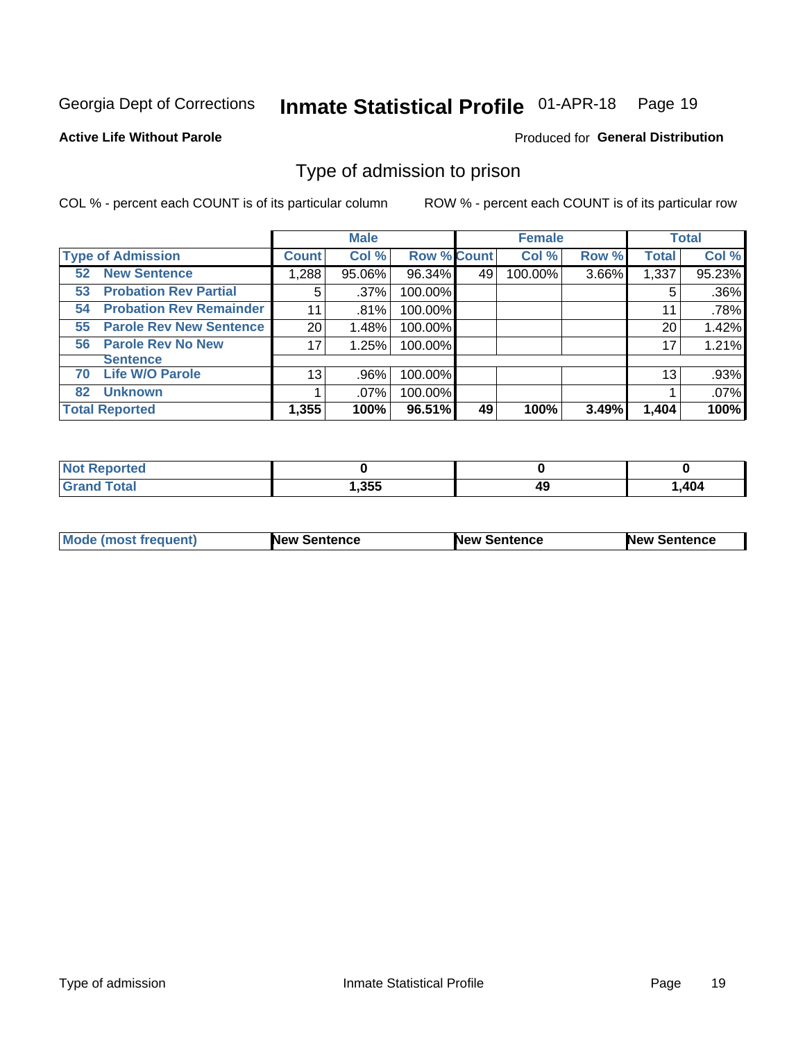Georgia Dept of Corrections **Inmate Statistical Profile** 01-APR-18

**Active Life Without Parole**

Produced for **General Distribution**

## Type of admission to prison

COL % - percent each COUNT is of its particular column

ROW % - percent each COUNT is of its particular row

| Type of Admission | Male | | | Female | | | Total | |
|---|---|---|---|---|---|---|---|---|
| | Count | Col % | Row % | Count | Col % | Row % | Total | Col % |
| 52 New Sentence | 1,288 | 95.06% | 96.34% | 49 | 100.00% | 3.66% | 1,337 | 95.23% |
| 53 Probation Rev Partial | 5 | .37% | 100.00% | | | | 5 | .36% |
| 54 Probation Rev Remainder | 11 | .81% | 100.00% | | | | 11 | .78% |
| 55 Parole Rev New Sentence | 20 | 1.48% | 100.00% | | | | 20 | 1.42% |
| 56 Parole Rev No New Sentence | 17 | 1.25% | 100.00% | | | | 17 | 1.21% |
| 70 Life W/O Parole | 13 | .96% | 100.00% | | | | 13 | .93% |
| 82 Unknown | 1 | .07% | 100.00% | | | | 1 | .07% |
| **Total Reported** | **1,355** | **100%** | **96.51%** | **49** | **100%** | **3.49%** | **1,404** | **100%** |

| | Male | Female | Total |
|---|---|---|---|
| Not Reported | 0 | 0 | 0 |
| Grand Total | 1,355 | 49 | 1,404 |

| | Male | Female | Total |
|---|---|---|---|
| Mode (most frequent) | New Sentence | New Sentence | New Sentence |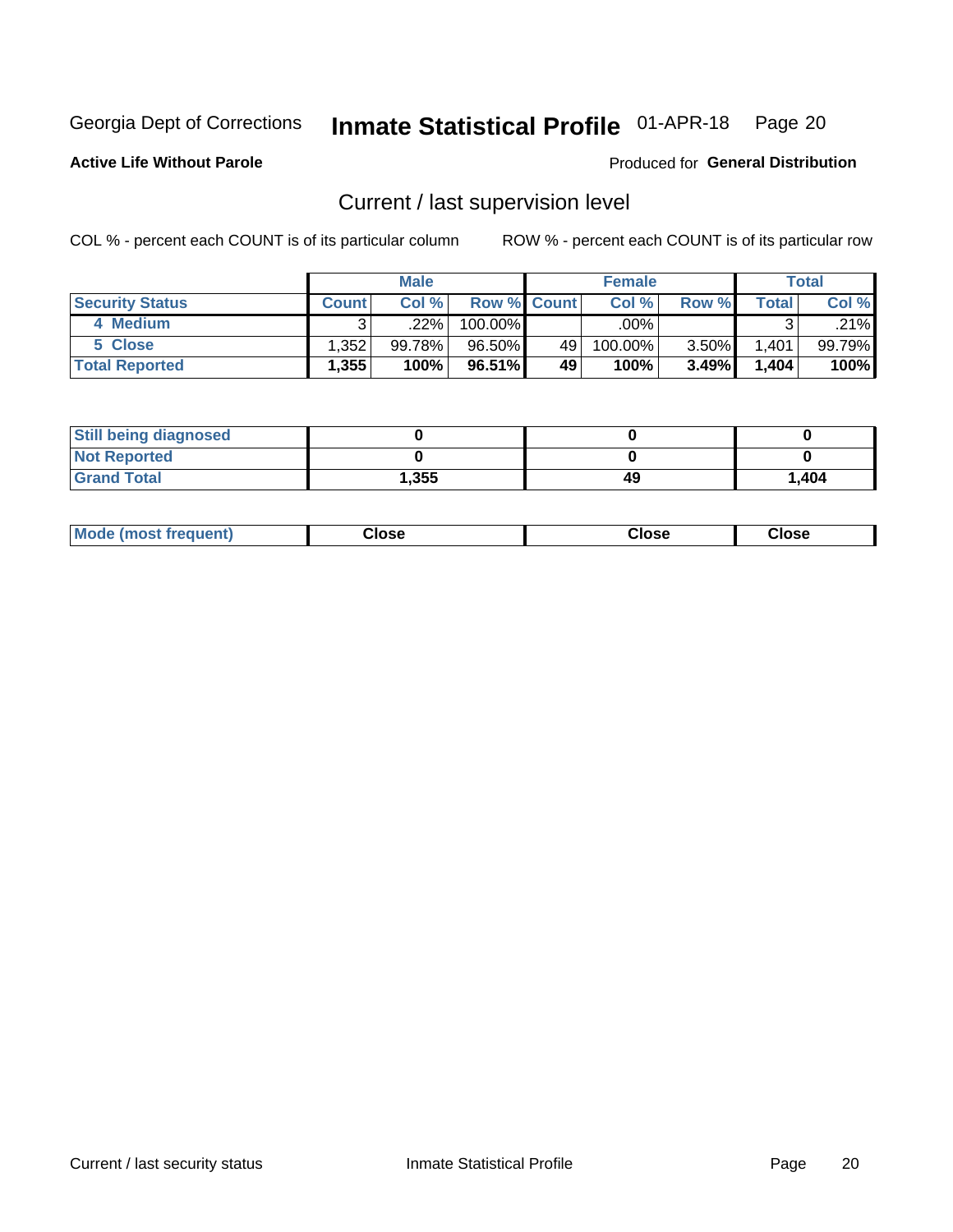Georgia Dept of Corrections **Inmate Statistical Profile** 01-APR-18 Page 20

**Active Life Without Parole**

Produced for **General Distribution**

## Current / last supervision level

COL % - percent each COUNT is of its particular column ROW % - percent each COUNT is of its particular row

| | Male | | | Female | | | Total | |
|---|---|---|---|---|---|---|---|---|
| **Security Status** | **Count** | **Col %** | **Row %** | **Count** | **Col %** | **Row %** | **Total** | **Col %** |
| 4 Medium | 3 | .22% | 100.00% | | .00% | | 3 | .21% |
| 5 Close | 1,352 | 99.78% | 96.50% | 49 | 100.00% | 3.50% | 1,401 | 99.79% |
| **Total Reported** | **1,355** | **100%** | **96.51%** | **49** | **100%** | **3.49%** | **1,404** | **100%** |

| | | | |
|---|---|---|---|
| **Still being diagnosed** | **0** | **0** | **0** |
| **Not Reported** | **0** | **0** | **0** |
| **Grand Total** | **1,355** | **49** | **1,404** |

| | | | |
|---|---|---|---|
| **Mode (most frequent)** | **Close** | **Close** | **Close** |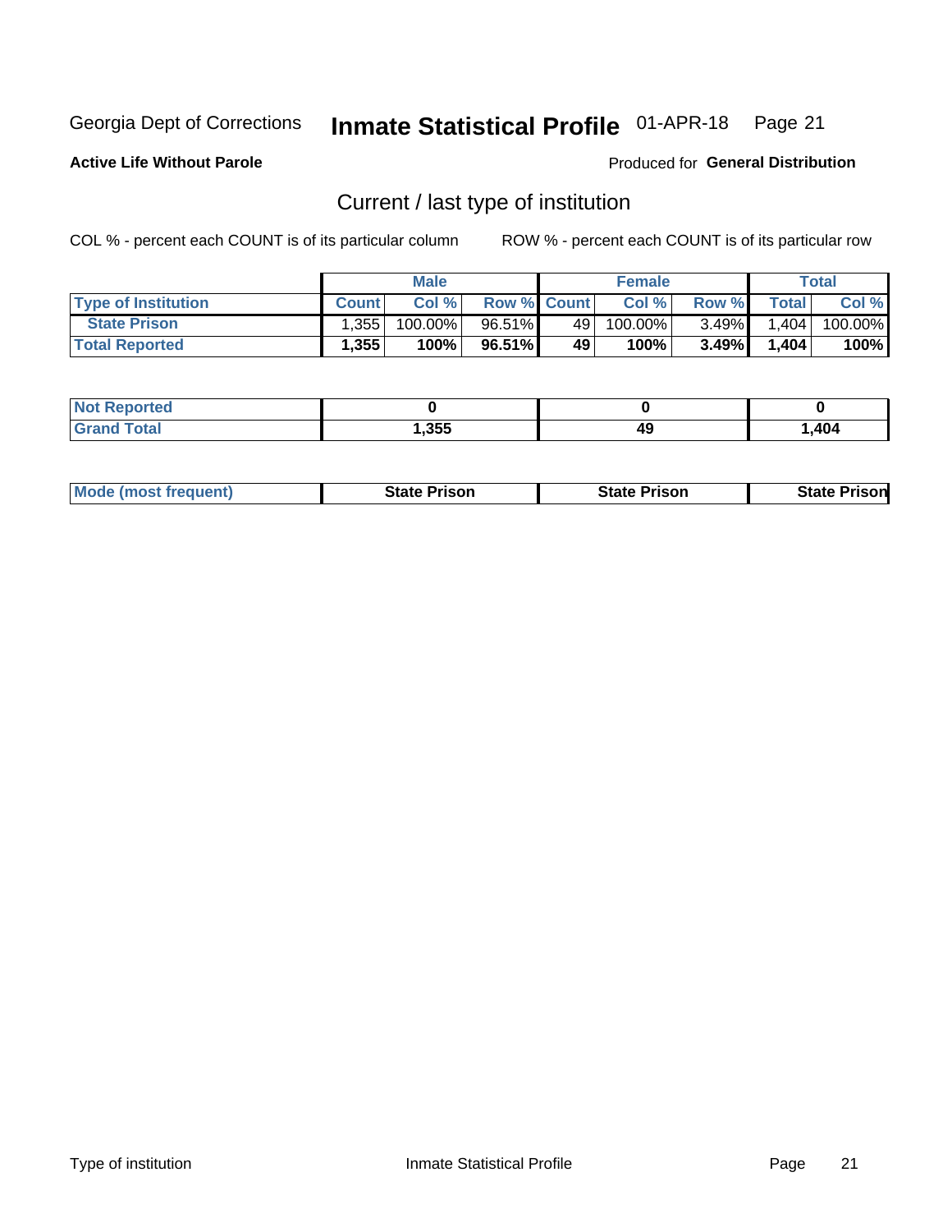Georgia Dept of Corrections **Inmate Statistical Profile** 01-APR-18 Page 21

**Active Life Without Parole**

Produced for **General Distribution**

## Current / last type of institution

COL % - percent each COUNT is of its particular column ROW % - percent each COUNT is of its particular row

| | Male | | | Female | | | Total | |
|---|---|---|---|---|---|---|---|---|
| **Type of Institution** | **Count** | **Col %** | **Row %** | **Count** | **Col %** | **Row %** | **Total** | **Col %** |
| **State Prison** | 1,355 | 100.00% | 96.51% | 49 | 100.00% | 3.49% | 1,404 | 100.00% |
| **Total Reported** | **1,355** | **100%** | **96.51%** | **49** | **100%** | **3.49%** | **1,404** | **100%** |

| | Male | Female | Total |
|---|---|---|---|
| **Not Reported** | **0** | **0** | **0** |
| **Grand Total** | **1,355** | **49** | **1,404** |

| | Male | Female | Total |
|---|---|---|---|
| **Mode (most frequent)** | **State Prison** | **State Prison** | **State Prison** |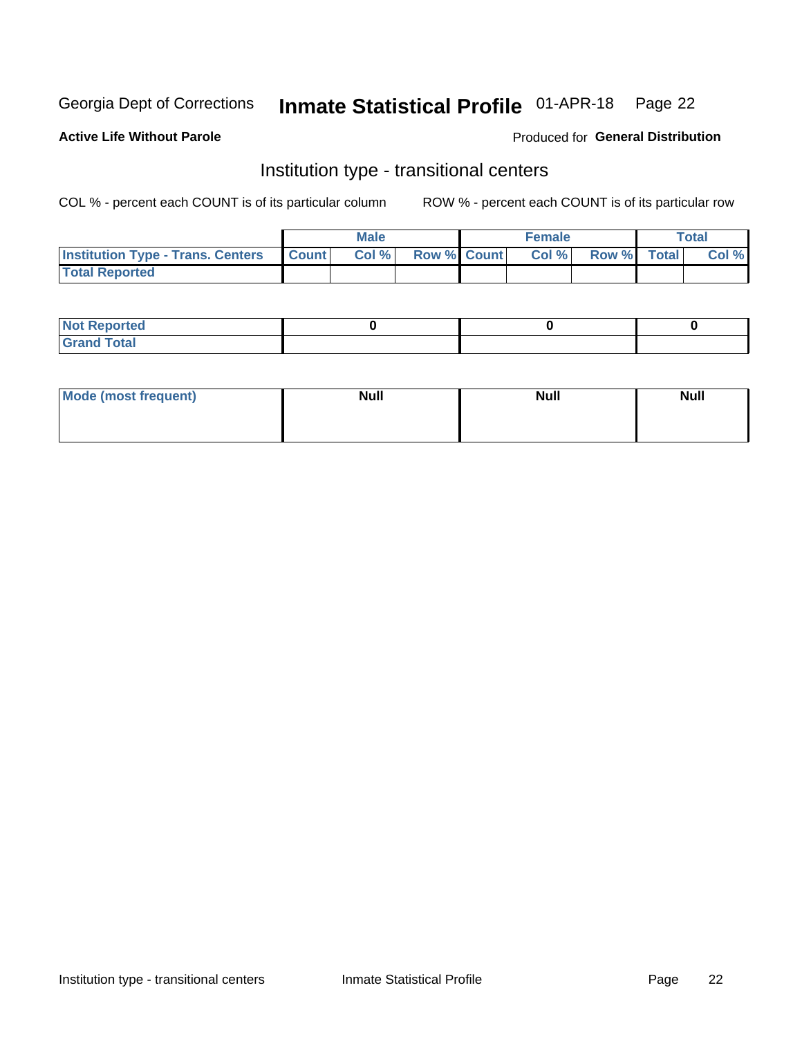Georgia Dept of Corrections **Inmate Statistical Profile** 01-APR-18

**Active Life Without Parole**

Produced for **General Distribution**

## Institution type - transitional centers

COL % - percent each COUNT is of its particular column ROW % - percent each COUNT is of its particular row

| | Male | | | Female | | | Total | |
|---|---|---|---|---|---|---|---|---|
| **Institution Type - Trans. Centers** | **Count** | **Col %** | **Row %** | **Count** | **Col %** | **Row %** | **Total** | **Col %** |
| **Total Reported** | | | | | | | | |

| | Male | Female | Total |
|---|---|---|---|
| **Not Reported** | 0 | 0 | 0 |
| **Grand Total** | | | |

| | Male | Female | Total |
|---|---|---|---|
| **Mode (most frequent)** | Null | Null | Null |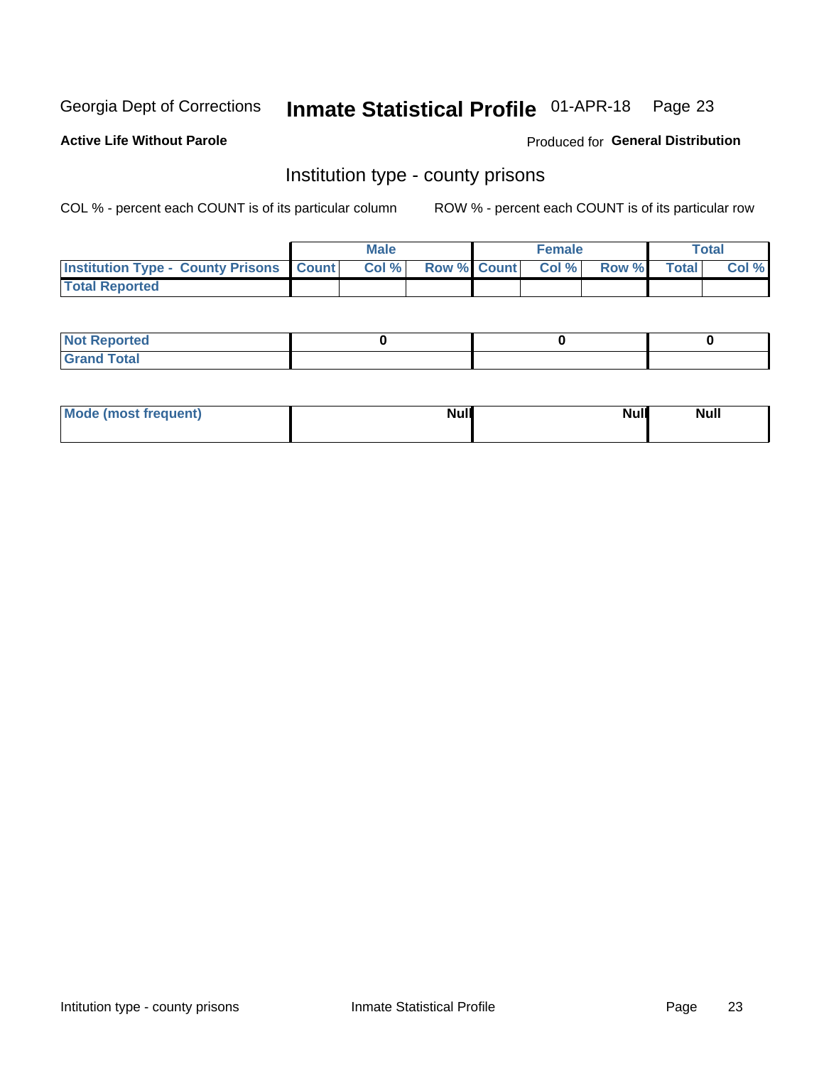Georgia Dept of Corrections **Inmate Statistical Profile** 01-APR-18

**Active Life Without Parole**

Produced for **General Distribution**

## Institution type - county prisons

COL % - percent each COUNT is of its particular column

ROW % - percent each COUNT is of its particular row

| | Male | | | Female | | | Total | |
|---|---|---|---|---|---|---|---|---|
| **Institution Type - County Prisons** | **Count** | **Col %** | **Row %** | **Count** | **Col %** | **Row %** | **Total** | **Col %** |
| **Total Reported** | | | | | | | | |

| | Male | Female | Total |
|---|---|---|---|
| **Not Reported** | 0 | 0 | 0 |
| **Grand Total** | | | |

| | Male | Female | Total |
|---|---|---|---|
| **Mode (most frequent)** | Null | Null | Null |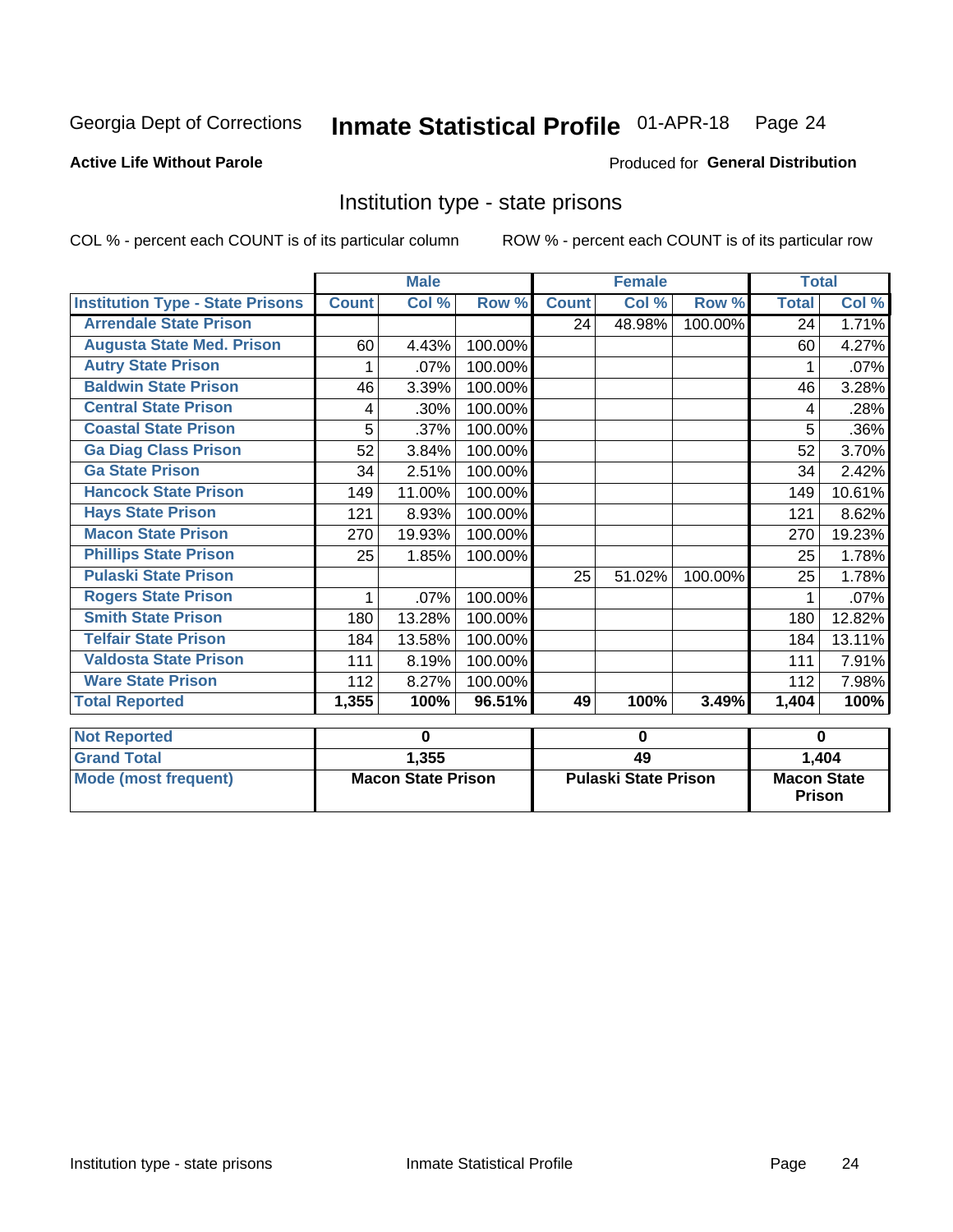Georgia Dept of Corrections **Inmate Statistical Profile** 01-APR-18 Page 24

**Active Life Without Parole**

Produced for **General Distribution**

## Institution type - state prisons

COL % - percent each COUNT is of its particular column ROW % - percent each COUNT is of its particular row

| | Male | | | Female | | | Total | |
|---|---|---|---|---|---|---|---|---|
| **Institution Type - State Prisons** | **Count** | **Col %** | **Row %** | **Count** | **Col %** | **Row %** | **Total** | **Col %** |
| **Arrendale State Prison** | | | | 24 | 48.98% | 100.00% | 24 | 1.71% |
| **Augusta State Med. Prison** | 60 | 4.43% | 100.00% | | | | 60 | 4.27% |
| **Autry State Prison** | 1 | .07% | 100.00% | | | | 1 | .07% |
| **Baldwin State Prison** | 46 | 3.39% | 100.00% | | | | 46 | 3.28% |
| **Central State Prison** | 4 | .30% | 100.00% | | | | 4 | .28% |
| **Coastal State Prison** | 5 | .37% | 100.00% | | | | 5 | .36% |
| **Ga Diag Class Prison** | 52 | 3.84% | 100.00% | | | | 52 | 3.70% |
| **Ga State Prison** | 34 | 2.51% | 100.00% | | | | 34 | 2.42% |
| **Hancock State Prison** | 149 | 11.00% | 100.00% | | | | 149 | 10.61% |
| **Hays State Prison** | 121 | 8.93% | 100.00% | | | | 121 | 8.62% |
| **Macon State Prison** | 270 | 19.93% | 100.00% | | | | 270 | 19.23% |
| **Phillips State Prison** | 25 | 1.85% | 100.00% | | | | 25 | 1.78% |
| **Pulaski State Prison** | | | | 25 | 51.02% | 100.00% | 25 | 1.78% |
| **Rogers State Prison** | 1 | .07% | 100.00% | | | | 1 | .07% |
| **Smith State Prison** | 180 | 13.28% | 100.00% | | | | 180 | 12.82% |
| **Telfair State Prison** | 184 | 13.58% | 100.00% | | | | 184 | 13.11% |
| **Valdosta State Prison** | 111 | 8.19% | 100.00% | | | | 111 | 7.91% |
| **Ware State Prison** | 112 | 8.27% | 100.00% | | | | 112 | 7.98% |
| **Total Reported** | **1,355** | **100%** | **96.51%** | **49** | **100%** | **3.49%** | **1,404** | **100%** |

| | Male | Female | Total |
|---|---|---|---|
| **Not Reported** | **0** | **0** | **0** |
| **Grand Total** | **1,355** | **49** | **1,404** |
| **Mode (most frequent)** | **Macon State Prison** | **Pulaski State Prison** | **Macon State Prison** |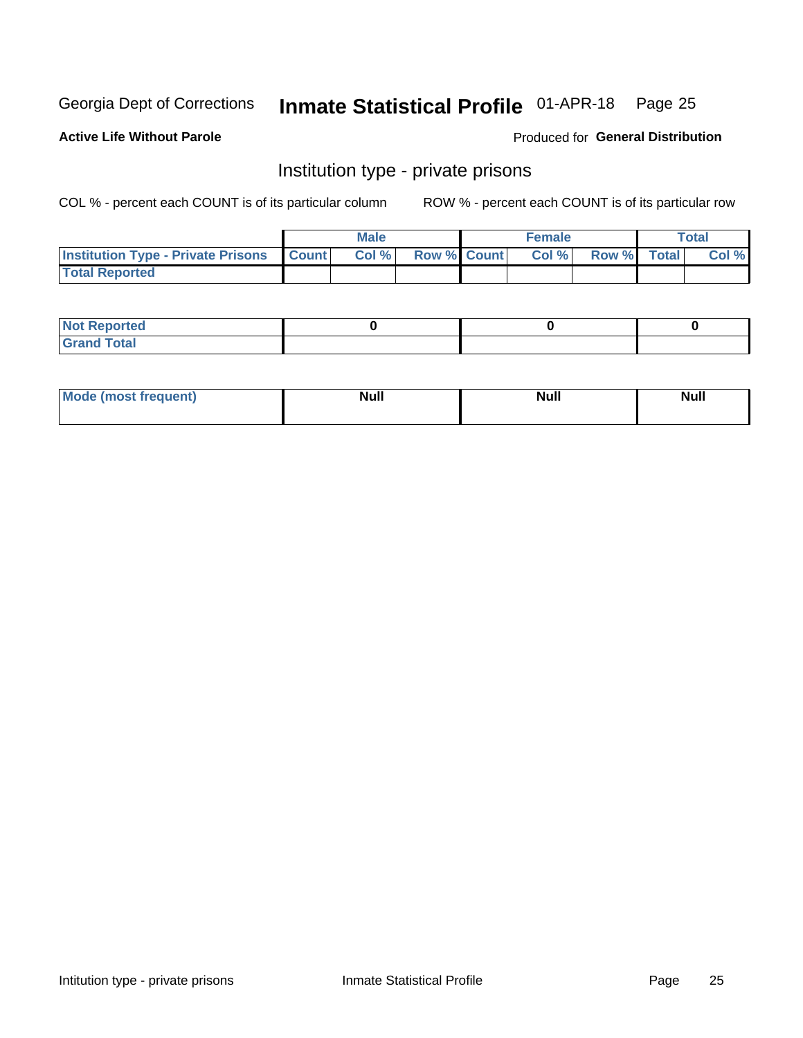Georgia Dept of Corrections **Inmate Statistical Profile** 01-APR-18

**Active Life Without Parole**

Produced for **General Distribution**

## Institution type - private prisons

COL % - percent each COUNT is of its particular column

ROW % - percent each COUNT is of its particular row

| | Male | | | Female | | | Total | |
|---|---|---|---|---|---|---|---|---|
| Institution Type - Private Prisons | Count | Col % | Row % | Count | Col % | Row % | Total | Col % |
| Total Reported | | | | | | | | |

| | Male | Female | Total |
|---|---|---|---|
| Not Reported | 0 | 0 | 0 |
| Grand Total | | | |

| | Male | Female | Total |
|---|---|---|---|
| Mode (most frequent) | Null | Null | Null |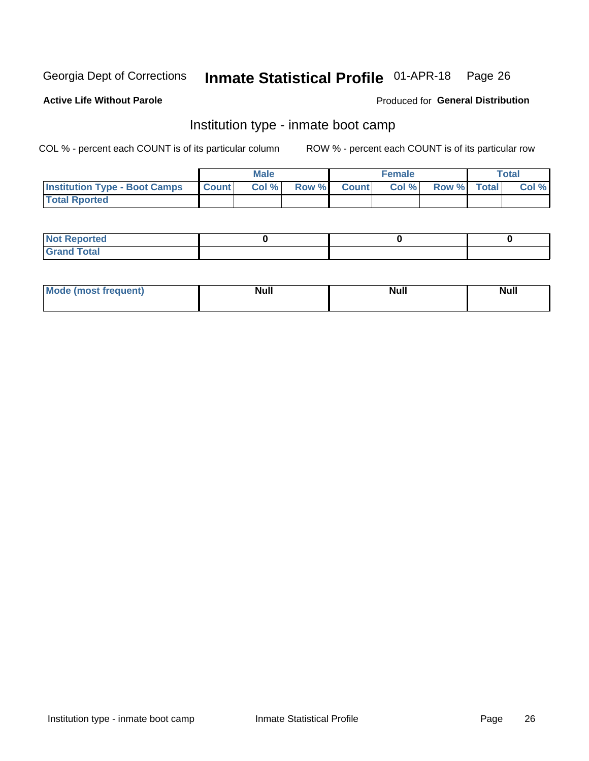Georgia Dept of Corrections **Inmate Statistical Profile** 01-APR-18

**Active Life Without Parole**

Produced for **General Distribution**

## Institution type - inmate boot camp

COL % - percent each COUNT is of its particular column

ROW % - percent each COUNT is of its particular row

| | Male | | | Female | | | Total | |
|---|---|---|---|---|---|---|---|---|
| **Institution Type - Boot Camps** | Count | Col % | Row % | Count | Col % | Row % | Total | Col % |
| **Total Rported** | | | | | | | | |

| | Male | Female | Total |
|---|---|---|---|
| **Not Reported** | 0 | 0 | 0 |
| **Grand Total** | | | |

| | Male | Female | Total |
|---|---|---|---|
| **Mode (most frequent)** | Null | Null | Null |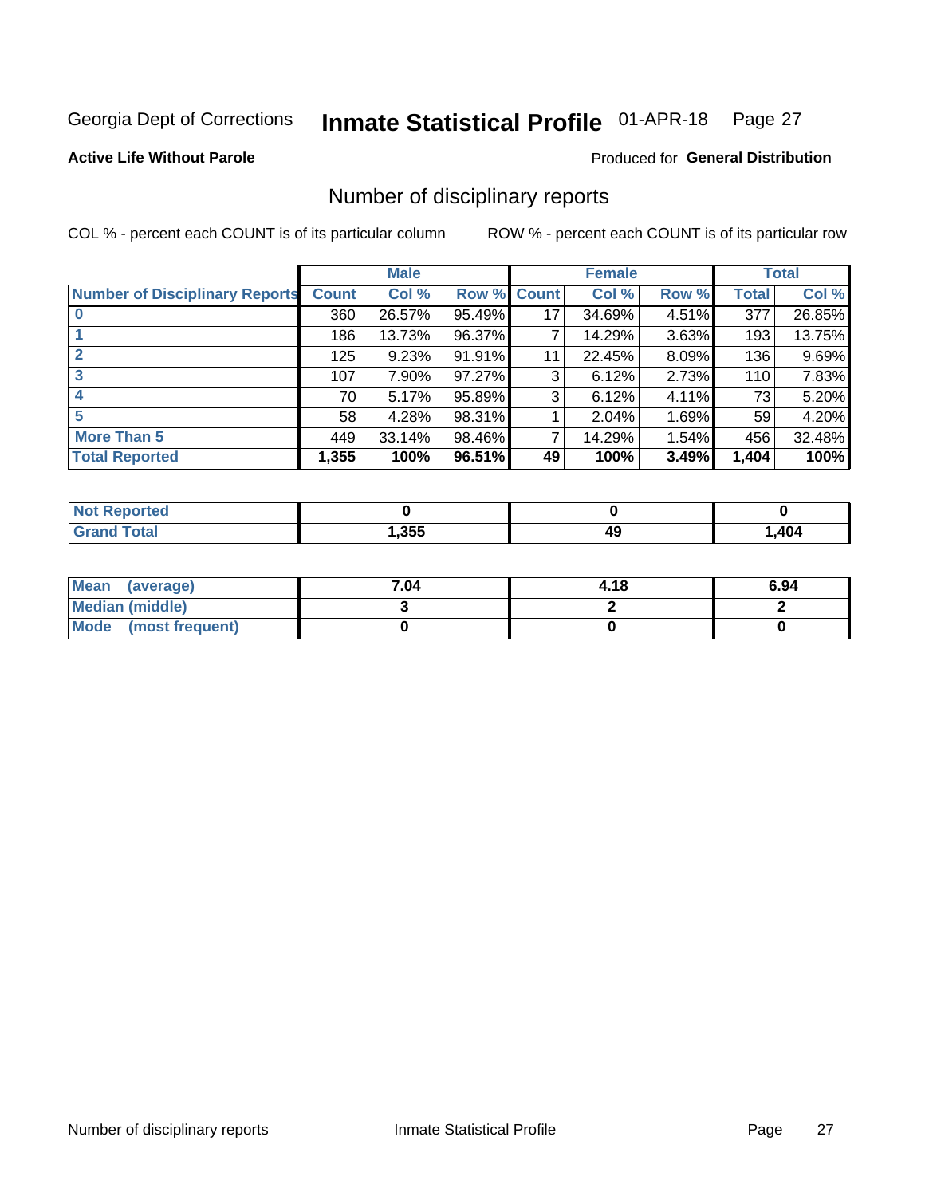Georgia Dept of Corrections **Inmate Statistical Profile** 01-APR-18

**Active Life Without Parole**

Produced for **General Distribution**

## Number of disciplinary reports

COL % - percent each COUNT is of its particular column ROW % - percent each COUNT is of its particular row

| | Male | | | Female | | | Total | |
|---|---|---|---|---|---|---|---|---|
| **Number of Disciplinary Reports** | **Count** | **Col %** | **Row %** | **Count** | **Col %** | **Row %** | **Total** | **Col %** |
| **0** | 360 | 26.57% | 95.49% | 17 | 34.69% | 4.51% | 377 | 26.85% |
| **1** | 186 | 13.73% | 96.37% | 7 | 14.29% | 3.63% | 193 | 13.75% |
| **2** | 125 | 9.23% | 91.91% | 11 | 22.45% | 8.09% | 136 | 9.69% |
| **3** | 107 | 7.90% | 97.27% | 3 | 6.12% | 2.73% | 110 | 7.83% |
| **4** | 70 | 5.17% | 95.89% | 3 | 6.12% | 4.11% | 73 | 5.20% |
| **5** | 58 | 4.28% | 98.31% | 1 | 2.04% | 1.69% | 59 | 4.20% |
| **More Than 5** | 449 | 33.14% | 98.46% | 7 | 14.29% | 1.54% | 456 | 32.48% |
| **Total Reported** | **1,355** | **100%** | **96.51%** | **49** | **100%** | **3.49%** | **1,404** | **100%** |

| | Male | Female | Total |
|---|---|---|---|
| **Not Reported** | **0** | **0** | **0** |
| **Grand Total** | **1,355** | **49** | **1,404** |

| | Male | Female | Total |
|---|---|---|---|
| **Mean (average)** | **7.04** | **4.18** | **6.94** |
| **Median (middle)** | **3** | **2** | **2** |
| **Mode (most frequent)** | **0** | **0** | **0** |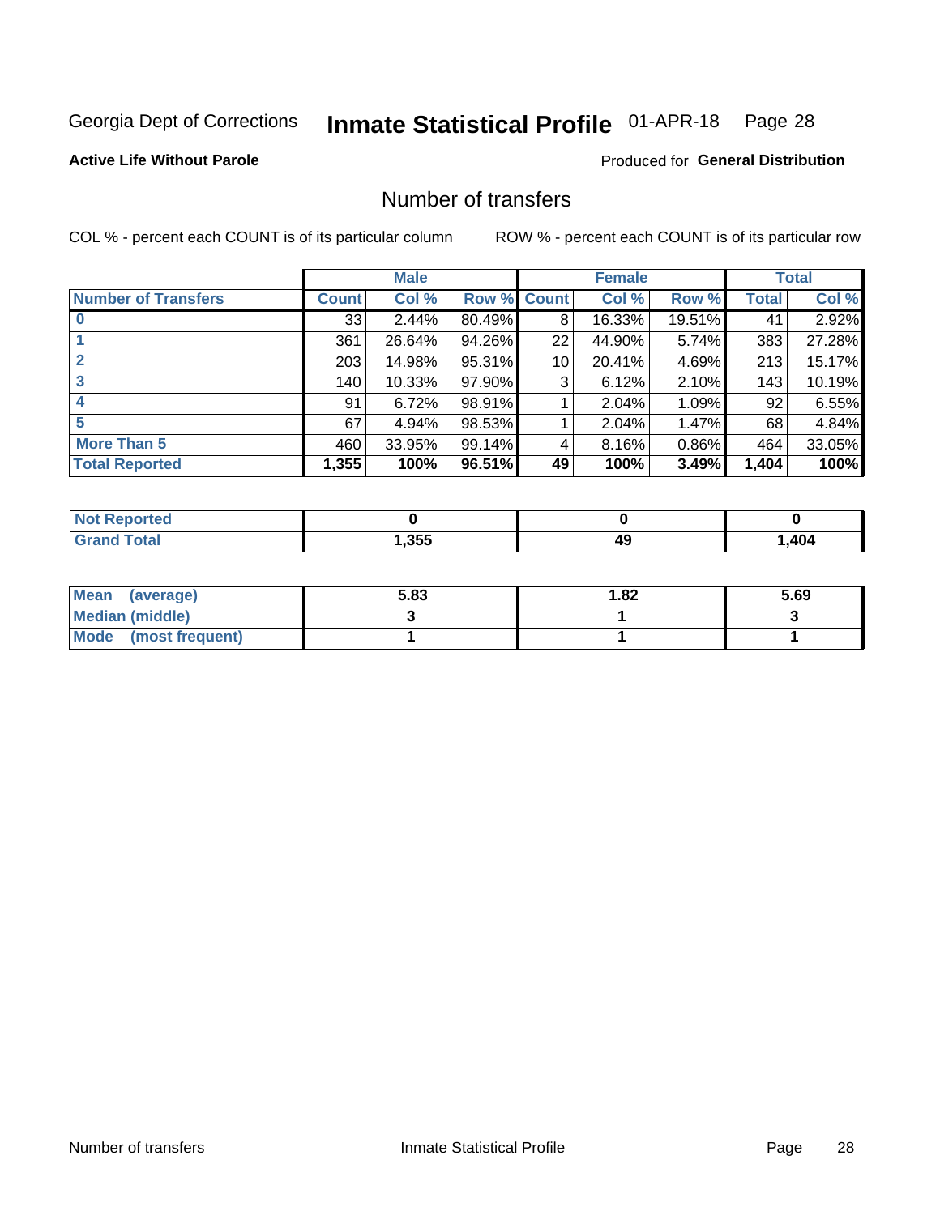Georgia Dept of Corrections **Inmate Statistical Profile** 01-APR-18

**Active Life Without Parole**

Produced for **General Distribution**

## Number of transfers

COL % - percent each COUNT is of its particular column

ROW % - percent each COUNT is of its particular row

| | Male | | | Female | | | Total | |
|---|---|---|---|---|---|---|---|---|
| **Number of Transfers** | **Count** | **Col %** | **Row %** | **Count** | **Col %** | **Row %** | **Total** | **Col %** |
| **0** | 33 | 2.44% | 80.49% | 8 | 16.33% | 19.51% | 41 | 2.92% |
| **1** | 361 | 26.64% | 94.26% | 22 | 44.90% | 5.74% | 383 | 27.28% |
| **2** | 203 | 14.98% | 95.31% | 10 | 20.41% | 4.69% | 213 | 15.17% |
| **3** | 140 | 10.33% | 97.90% | 3 | 6.12% | 2.10% | 143 | 10.19% |
| **4** | 91 | 6.72% | 98.91% | 1 | 2.04% | 1.09% | 92 | 6.55% |
| **5** | 67 | 4.94% | 98.53% | 1 | 2.04% | 1.47% | 68 | 4.84% |
| **More Than 5** | 460 | 33.95% | 99.14% | 4 | 8.16% | 0.86% | 464 | 33.05% |
| **Total Reported** | **1,355** | **100%** | **96.51%** | **49** | **100%** | **3.49%** | **1,404** | **100%** |

| | Male | Female | Total |
|---|---|---|---|
| **Not Reported** | **0** | **0** | **0** |
| **Grand Total** | **1,355** | **49** | **1,404** |

| | Male | Female | Total |
|---|---|---|---|
| **Mean (average)** | **5.83** | **1.82** | **5.69** |
| **Median (middle)** | **3** | **1** | **3** |
| **Mode (most frequent)** | **1** | **1** | **1** |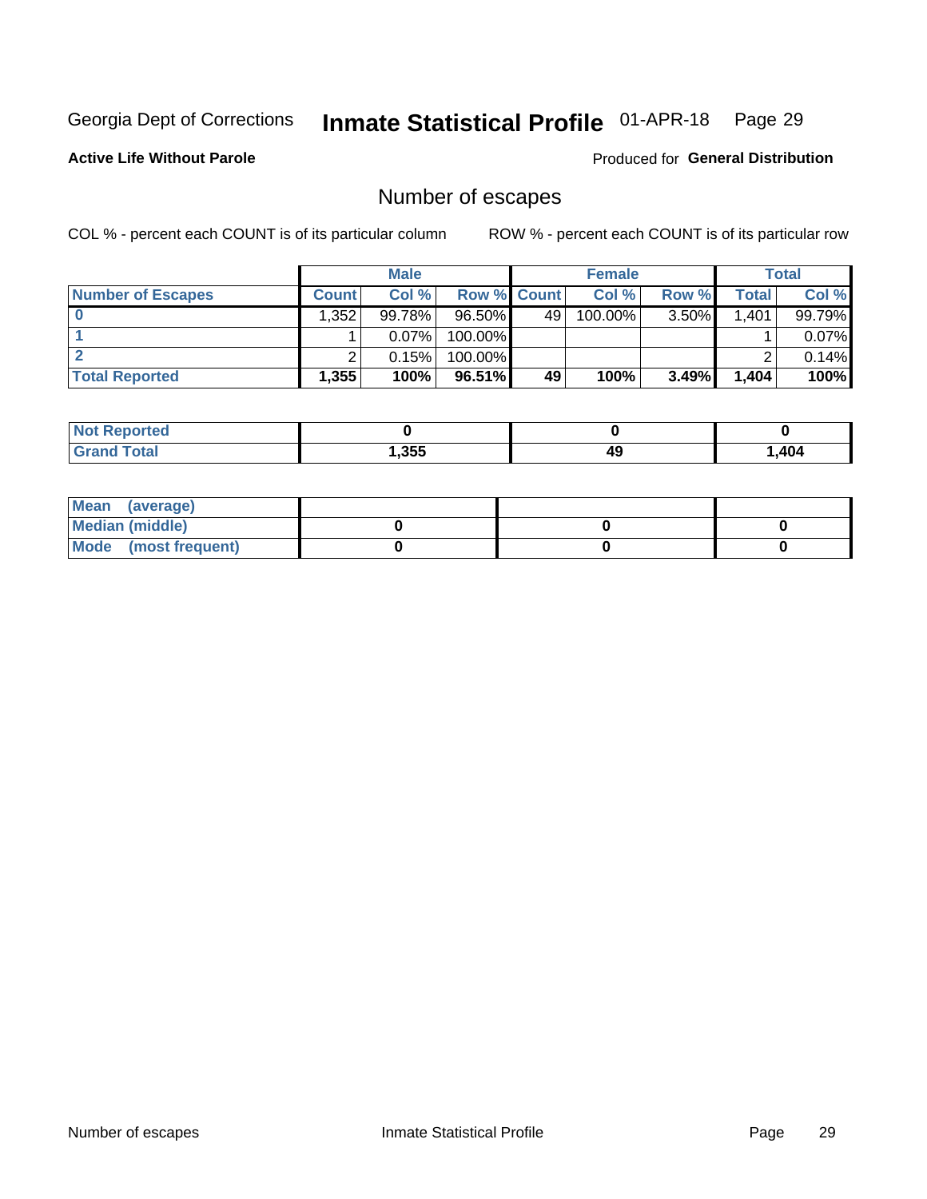Georgia Dept of Corrections **Inmate Statistical Profile** 01-APR-18

**Active Life Without Parole**

Produced for **General Distribution**

## Number of escapes

COL % - percent each COUNT is of its particular column

ROW % - percent each COUNT is of its particular row

| | Male | | | Female | | | Total | |
|---|---|---|---|---|---|---|---|---|
| **Number of Escapes** | **Count** | **Col %** | **Row %** | **Count** | **Col %** | **Row %** | **Total** | **Col %** |
| **0** | 1,352 | 99.78% | 96.50% | 49 | 100.00% | 3.50% | 1,401 | 99.79% |
| **1** | 1 | 0.07% | 100.00% | | | | 1 | 0.07% |
| **2** | 2 | 0.15% | 100.00% | | | | 2 | 0.14% |
| **Total Reported** | **1,355** | **100%** | **96.51%** | **49** | **100%** | **3.49%** | **1,404** | **100%** |

| | Male | Female | Total |
|---|---|---|---|
| **Not Reported** | **0** | **0** | **0** |
| **Grand Total** | **1,355** | **49** | **1,404** |

| | Male | Female | Total |
|---|---|---|---|
| **Mean (average)** | | | |
| **Median (middle)** | **0** | **0** | **0** |
| **Mode (most frequent)** | **0** | **0** | **0** |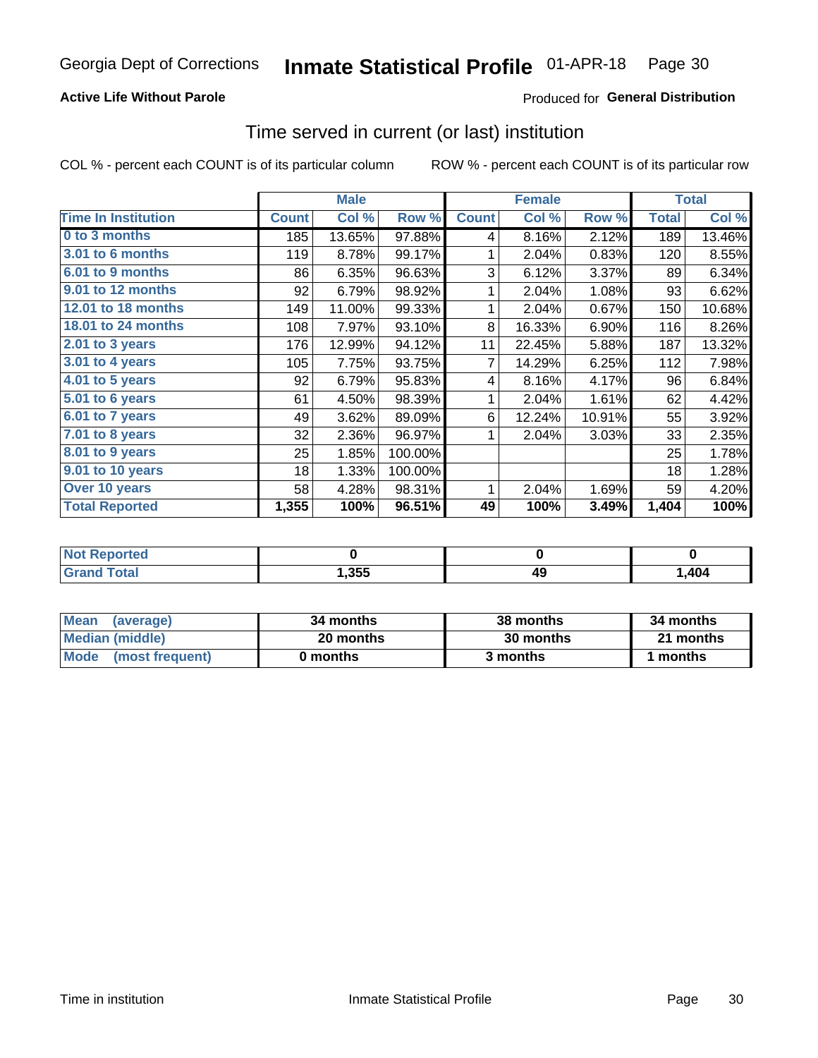Georgia Dept of Corrections **Inmate Statistical Profile** 01-APR-18

**Active Life Without Parole**

Produced for **General Distribution**

## Time served in current (or last) institution

COL % - percent each COUNT is of its particular column

ROW % - percent each COUNT is of its particular row

| | Male | | | Female | | | Total | |
|---|---|---|---|---|---|---|---|---|
| **Time In Institution** | **Count** | **Col %** | **Row %** | **Count** | **Col %** | **Row %** | **Total** | **Col %** |
| **0 to 3 months** | 185 | 13.65% | 97.88% | 4 | 8.16% | 2.12% | 189 | 13.46% |
| **3.01 to 6 months** | 119 | 8.78% | 99.17% | 1 | 2.04% | 0.83% | 120 | 8.55% |
| **6.01 to 9 months** | 86 | 6.35% | 96.63% | 3 | 6.12% | 3.37% | 89 | 6.34% |
| **9.01 to 12 months** | 92 | 6.79% | 98.92% | 1 | 2.04% | 1.08% | 93 | 6.62% |
| **12.01 to 18 months** | 149 | 11.00% | 99.33% | 1 | 2.04% | 0.67% | 150 | 10.68% |
| **18.01 to 24 months** | 108 | 7.97% | 93.10% | 8 | 16.33% | 6.90% | 116 | 8.26% |
| **2.01 to 3 years** | 176 | 12.99% | 94.12% | 11 | 22.45% | 5.88% | 187 | 13.32% |
| **3.01 to 4 years** | 105 | 7.75% | 93.75% | 7 | 14.29% | 6.25% | 112 | 7.98% |
| **4.01 to 5 years** | 92 | 6.79% | 95.83% | 4 | 8.16% | 4.17% | 96 | 6.84% |
| **5.01 to 6 years** | 61 | 4.50% | 98.39% | 1 | 2.04% | 1.61% | 62 | 4.42% |
| **6.01 to 7 years** | 49 | 3.62% | 89.09% | 6 | 12.24% | 10.91% | 55 | 3.92% |
| **7.01 to 8 years** | 32 | 2.36% | 96.97% | 1 | 2.04% | 3.03% | 33 | 2.35% |
| **8.01 to 9 years** | 25 | 1.85% | 100.00% | | | | 25 | 1.78% |
| **9.01 to 10 years** | 18 | 1.33% | 100.00% | | | | 18 | 1.28% |
| **Over 10 years** | 58 | 4.28% | 98.31% | 1 | 2.04% | 1.69% | 59 | 4.20% |
| **Total Reported** | **1,355** | **100%** | **96.51%** | **49** | **100%** | **3.49%** | **1,404** | **100%** |

| | Male | Female | Total |
|---|---|---|---|
| **Not Reported** | **0** | **0** | **0** |
| **Grand Total** | **1,355** | **49** | **1,404** |

| | Male | Female | Total |
|---|---|---|---|
| **Mean (average)** | **34 months** | **38 months** | **34 months** |
| **Median (middle)** | **20 months** | **30 months** | **21 months** |
| **Mode (most frequent)** | **0 months** | **3 months** | **1 months** |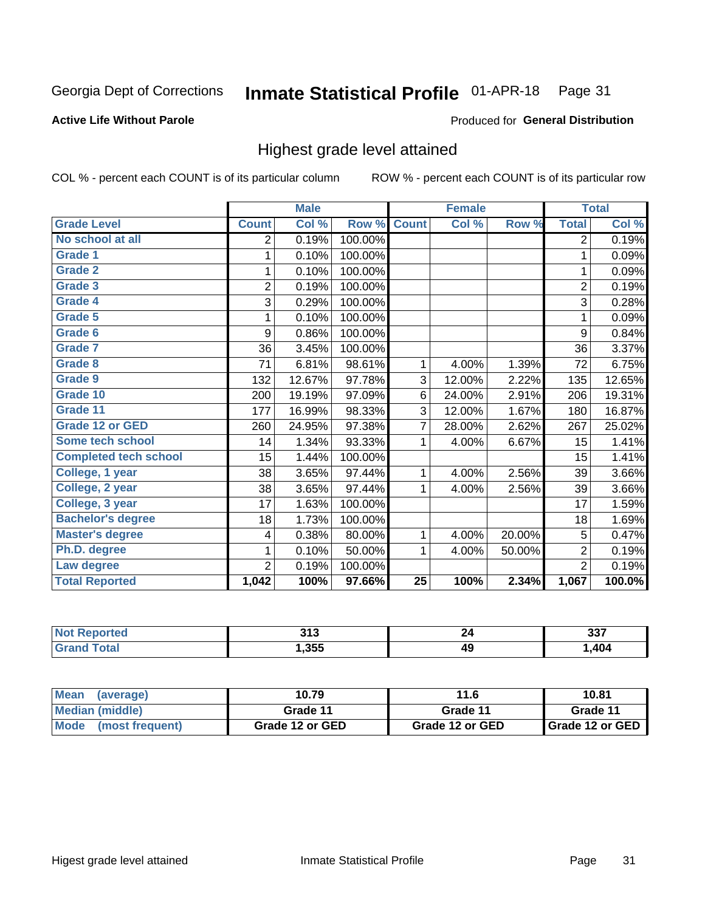Georgia Dept of Corrections **Inmate Statistical Profile** 01-APR-18

**Active Life Without Parole**

Produced for **General Distribution**

## Highest grade level attained

COL % - percent each COUNT is of its particular column    ROW % - percent each COUNT is of its particular row

| | Male | | | Female | | | Total | |
|---|---|---|---|---|---|---|---|---|
| **Grade Level** | **Count** | **Col %** | **Row %** | **Count** | **Col %** | **Row %** | **Total** | **Col %** |
| No school at all | 2 | 0.19% | 100.00% | | | | 2 | 0.19% |
| Grade 1 | 1 | 0.10% | 100.00% | | | | 1 | 0.09% |
| Grade 2 | 1 | 0.10% | 100.00% | | | | 1 | 0.09% |
| Grade 3 | 2 | 0.19% | 100.00% | | | | 2 | 0.19% |
| Grade 4 | 3 | 0.29% | 100.00% | | | | 3 | 0.28% |
| Grade 5 | 1 | 0.10% | 100.00% | | | | 1 | 0.09% |
| Grade 6 | 9 | 0.86% | 100.00% | | | | 9 | 0.84% |
| Grade 7 | 36 | 3.45% | 100.00% | | | | 36 | 3.37% |
| Grade 8 | 71 | 6.81% | 98.61% | 1 | 4.00% | 1.39% | 72 | 6.75% |
| Grade 9 | 132 | 12.67% | 97.78% | 3 | 12.00% | 2.22% | 135 | 12.65% |
| Grade 10 | 200 | 19.19% | 97.09% | 6 | 24.00% | 2.91% | 206 | 19.31% |
| Grade 11 | 177 | 16.99% | 98.33% | 3 | 12.00% | 1.67% | 180 | 16.87% |
| Grade 12 or GED | 260 | 24.95% | 97.38% | 7 | 28.00% | 2.62% | 267 | 25.02% |
| Some tech school | 14 | 1.34% | 93.33% | 1 | 4.00% | 6.67% | 15 | 1.41% |
| Completed tech school | 15 | 1.44% | 100.00% | | | | 15 | 1.41% |
| College, 1 year | 38 | 3.65% | 97.44% | 1 | 4.00% | 2.56% | 39 | 3.66% |
| College, 2 year | 38 | 3.65% | 97.44% | 1 | 4.00% | 2.56% | 39 | 3.66% |
| College, 3 year | 17 | 1.63% | 100.00% | | | | 17 | 1.59% |
| Bachelor's degree | 18 | 1.73% | 100.00% | | | | 18 | 1.69% |
| Master's degree | 4 | 0.38% | 80.00% | 1 | 4.00% | 20.00% | 5 | 0.47% |
| Ph.D. degree | 1 | 0.10% | 50.00% | 1 | 4.00% | 50.00% | 2 | 0.19% |
| Law degree | 2 | 0.19% | 100.00% | | | | 2 | 0.19% |
| **Total Reported** | **1,042** | **100%** | **97.66%** | **25** | **100%** | **2.34%** | **1,067** | **100.0%** |

| | Male | Female | Total |
|---|---|---|---|
| Not Reported | 313 | 24 | 337 |
| Grand Total | 1,355 | 49 | 1,404 |

| | Male | Female | Total |
|---|---|---|---|
| Mean (average) | 10.79 | 11.6 | 10.81 |
| Median (middle) | Grade 11 | Grade 11 | Grade 11 |
| Mode (most frequent) | Grade 12 or GED | Grade 12 or GED | Grade 12 or GED |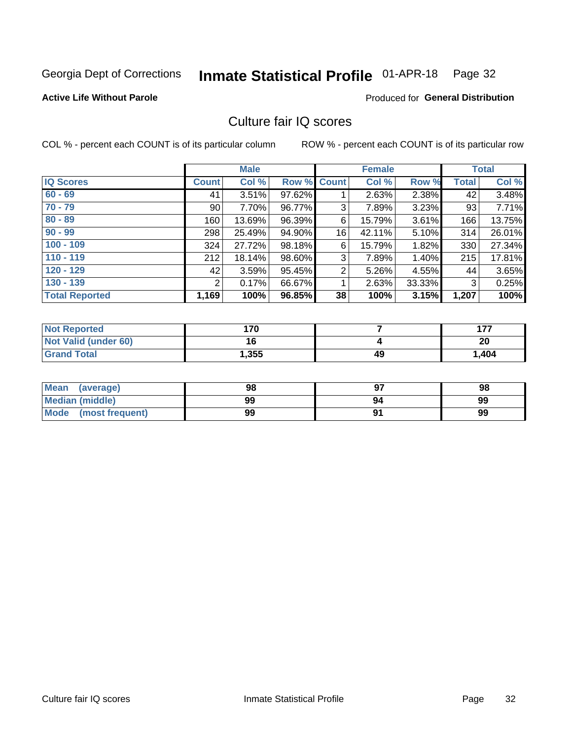Georgia Dept of Corrections **Inmate Statistical Profile** 01-APR-18 Page 32

**Active Life Without Parole**

Produced for **General Distribution**

## Culture fair IQ scores

COL % - percent each COUNT is of its particular column

ROW % - percent each COUNT is of its particular row

| | Male | | | Female | | | Total | |
|---|---|---|---|---|---|---|---|---|
| **IQ Scores** | **Count** | **Col %** | **Row %** | **Count** | **Col %** | **Row %** | **Total** | **Col %** |
| 60 - 69 | 41 | 3.51% | 97.62% | 1 | 2.63% | 2.38% | 42 | 3.48% |
| 70 - 79 | 90 | 7.70% | 96.77% | 3 | 7.89% | 3.23% | 93 | 7.71% |
| 80 - 89 | 160 | 13.69% | 96.39% | 6 | 15.79% | 3.61% | 166 | 13.75% |
| 90 - 99 | 298 | 25.49% | 94.90% | 16 | 42.11% | 5.10% | 314 | 26.01% |
| 100 - 109 | 324 | 27.72% | 98.18% | 6 | 15.79% | 1.82% | 330 | 27.34% |
| 110 - 119 | 212 | 18.14% | 98.60% | 3 | 7.89% | 1.40% | 215 | 17.81% |
| 120 - 129 | 42 | 3.59% | 95.45% | 2 | 5.26% | 4.55% | 44 | 3.65% |
| 130 - 139 | 2 | 0.17% | 66.67% | 1 | 2.63% | 33.33% | 3 | 0.25% |
| **Total Reported** | **1,169** | **100%** | **96.85%** | **38** | **100%** | **3.15%** | **1,207** | **100%** |

| | Male | Female | Total |
|---|---|---|---|
| **Not Reported** | **170** | **7** | **177** |
| **Not Valid (under 60)** | **16** | **4** | **20** |
| **Grand Total** | **1,355** | **49** | **1,404** |

| | Male | Female | Total |
|---|---|---|---|
| **Mean (average)** | **98** | **97** | **98** |
| **Median (middle)** | **99** | **94** | **99** |
| **Mode (most frequent)** | **99** | **91** | **99** |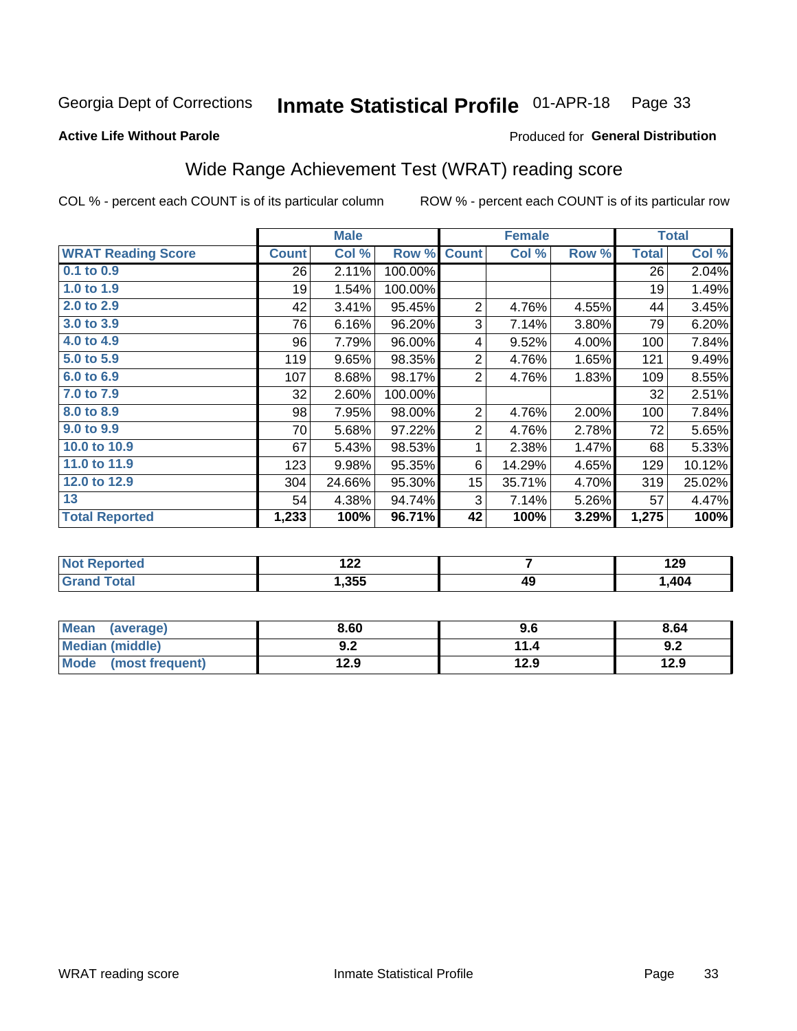Georgia Dept of Corrections **Inmate Statistical Profile** 01-APR-18 Page 33

**Active Life Without Parole**

Produced for **General Distribution**

## Wide Range Achievement Test (WRAT) reading score

COL % - percent each COUNT is of its particular column     ROW % - percent each COUNT is of its particular row

| | Male | | | Female | | | Total | |
|---|---|---|---|---|---|---|---|---|
| **WRAT Reading Score** | **Count** | **Col %** | **Row %** | **Count** | **Col %** | **Row %** | **Total** | **Col %** |
| 0.1 to 0.9 | 26 | 2.11% | 100.00% | | | | 26 | 2.04% |
| 1.0 to 1.9 | 19 | 1.54% | 100.00% | | | | 19 | 1.49% |
| 2.0 to 2.9 | 42 | 3.41% | 95.45% | 2 | 4.76% | 4.55% | 44 | 3.45% |
| 3.0 to 3.9 | 76 | 6.16% | 96.20% | 3 | 7.14% | 3.80% | 79 | 6.20% |
| 4.0 to 4.9 | 96 | 7.79% | 96.00% | 4 | 9.52% | 4.00% | 100 | 7.84% |
| 5.0 to 5.9 | 119 | 9.65% | 98.35% | 2 | 4.76% | 1.65% | 121 | 9.49% |
| 6.0 to 6.9 | 107 | 8.68% | 98.17% | 2 | 4.76% | 1.83% | 109 | 8.55% |
| 7.0 to 7.9 | 32 | 2.60% | 100.00% | | | | 32 | 2.51% |
| 8.0 to 8.9 | 98 | 7.95% | 98.00% | 2 | 4.76% | 2.00% | 100 | 7.84% |
| 9.0 to 9.9 | 70 | 5.68% | 97.22% | 2 | 4.76% | 2.78% | 72 | 5.65% |
| 10.0 to 10.9 | 67 | 5.43% | 98.53% | 1 | 2.38% | 1.47% | 68 | 5.33% |
| 11.0 to 11.9 | 123 | 9.98% | 95.35% | 6 | 14.29% | 4.65% | 129 | 10.12% |
| 12.0 to 12.9 | 304 | 24.66% | 95.30% | 15 | 35.71% | 4.70% | 319 | 25.02% |
| 13 | 54 | 4.38% | 94.74% | 3 | 7.14% | 5.26% | 57 | 4.47% |
| **Total Reported** | **1,233** | **100%** | **96.71%** | **42** | **100%** | **3.29%** | **1,275** | **100%** |

| | Male | Female | Total |
|---|---|---|---|
| Not Reported | 122 | 7 | 129 |
| Grand Total | 1,355 | 49 | 1,404 |

| | Male | Female | Total |
|---|---|---|---|
| Mean (average) | 8.60 | 9.6 | 8.64 |
| Median (middle) | 9.2 | 11.4 | 9.2 |
| Mode (most frequent) | 12.9 | 12.9 | 12.9 |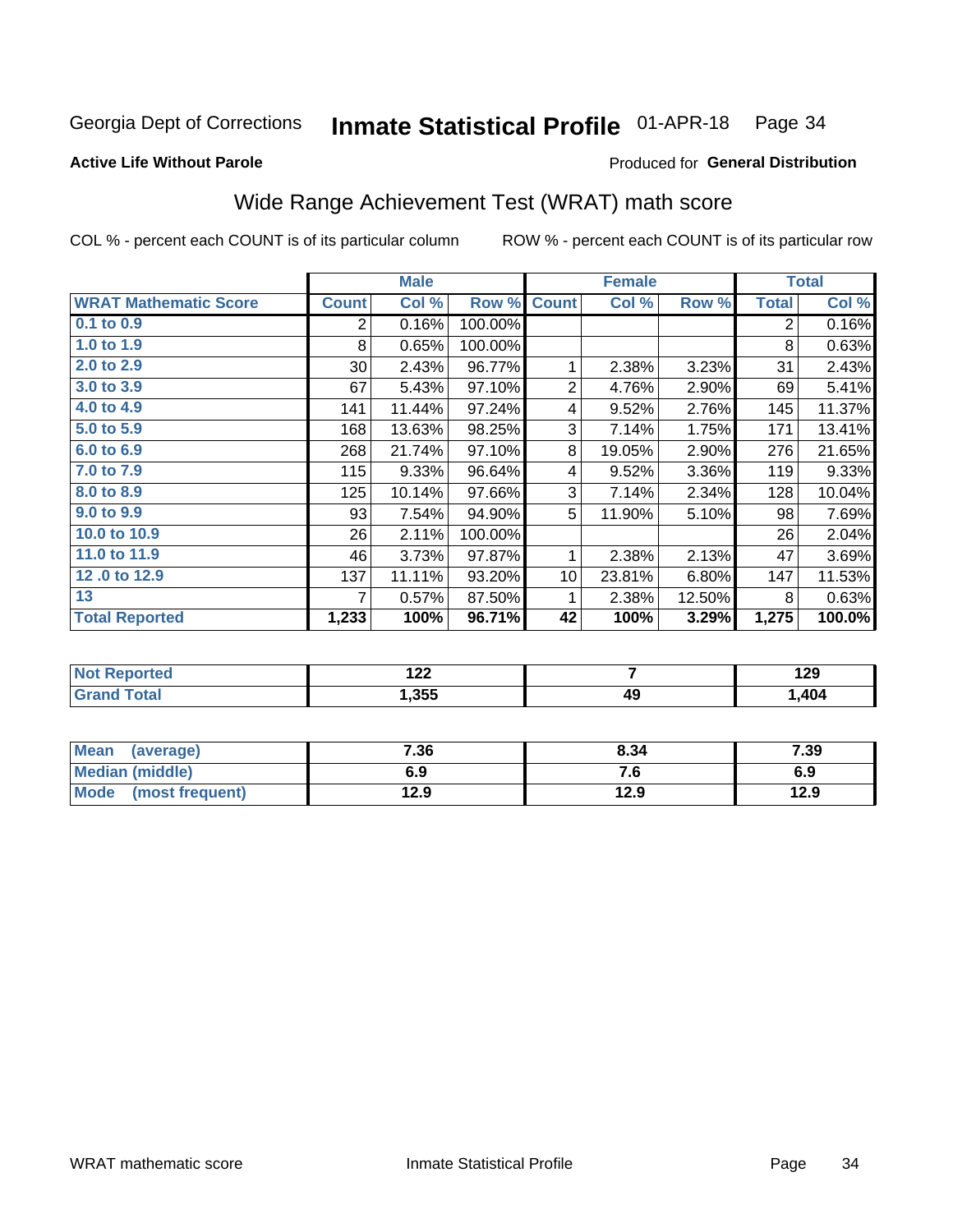Georgia Dept of Corrections **Inmate Statistical Profile** 01-APR-18 Page 34

**Active Life Without Parole**

Produced for **General Distribution**

## Wide Range Achievement Test (WRAT) math score

COL % - percent each COUNT is of its particular column ROW % - percent each COUNT is of its particular row

| | Male | | | Female | | | Total | |
|---|---|---|---|---|---|---|---|---|
| **WRAT Mathematic Score** | **Count** | **Col %** | **Row %** | **Count** | **Col %** | **Row %** | **Total** | **Col %** |
| 0.1 to 0.9 | 2 | 0.16% | 100.00% | | | | 2 | 0.16% |
| 1.0 to 1.9 | 8 | 0.65% | 100.00% | | | | 8 | 0.63% |
| 2.0 to 2.9 | 30 | 2.43% | 96.77% | 1 | 2.38% | 3.23% | 31 | 2.43% |
| 3.0 to 3.9 | 67 | 5.43% | 97.10% | 2 | 4.76% | 2.90% | 69 | 5.41% |
| 4.0 to 4.9 | 141 | 11.44% | 97.24% | 4 | 9.52% | 2.76% | 145 | 11.37% |
| 5.0 to 5.9 | 168 | 13.63% | 98.25% | 3 | 7.14% | 1.75% | 171 | 13.41% |
| 6.0 to 6.9 | 268 | 21.74% | 97.10% | 8 | 19.05% | 2.90% | 276 | 21.65% |
| 7.0 to 7.9 | 115 | 9.33% | 96.64% | 4 | 9.52% | 3.36% | 119 | 9.33% |
| 8.0 to 8.9 | 125 | 10.14% | 97.66% | 3 | 7.14% | 2.34% | 128 | 10.04% |
| 9.0 to 9.9 | 93 | 7.54% | 94.90% | 5 | 11.90% | 5.10% | 98 | 7.69% |
| 10.0 to 10.9 | 26 | 2.11% | 100.00% | | | | 26 | 2.04% |
| 11.0 to 11.9 | 46 | 3.73% | 97.87% | 1 | 2.38% | 2.13% | 47 | 3.69% |
| 12 .0 to 12.9 | 137 | 11.11% | 93.20% | 10 | 23.81% | 6.80% | 147 | 11.53% |
| 13 | 7 | 0.57% | 87.50% | 1 | 2.38% | 12.50% | 8 | 0.63% |
| **Total Reported** | **1,233** | **100%** | **96.71%** | **42** | **100%** | **3.29%** | **1,275** | **100.0%** |

| | Male | Female | Total |
|---|---|---|---|
| **Not Reported** | **122** | **7** | **129** |
| **Grand Total** | **1,355** | **49** | **1,404** |

| | Male | Female | Total |
|---|---|---|---|
| **Mean (average)** | **7.36** | **8.34** | **7.39** |
| **Median (middle)** | **6.9** | **7.6** | **6.9** |
| **Mode (most frequent)** | **12.9** | **12.9** | **12.9** |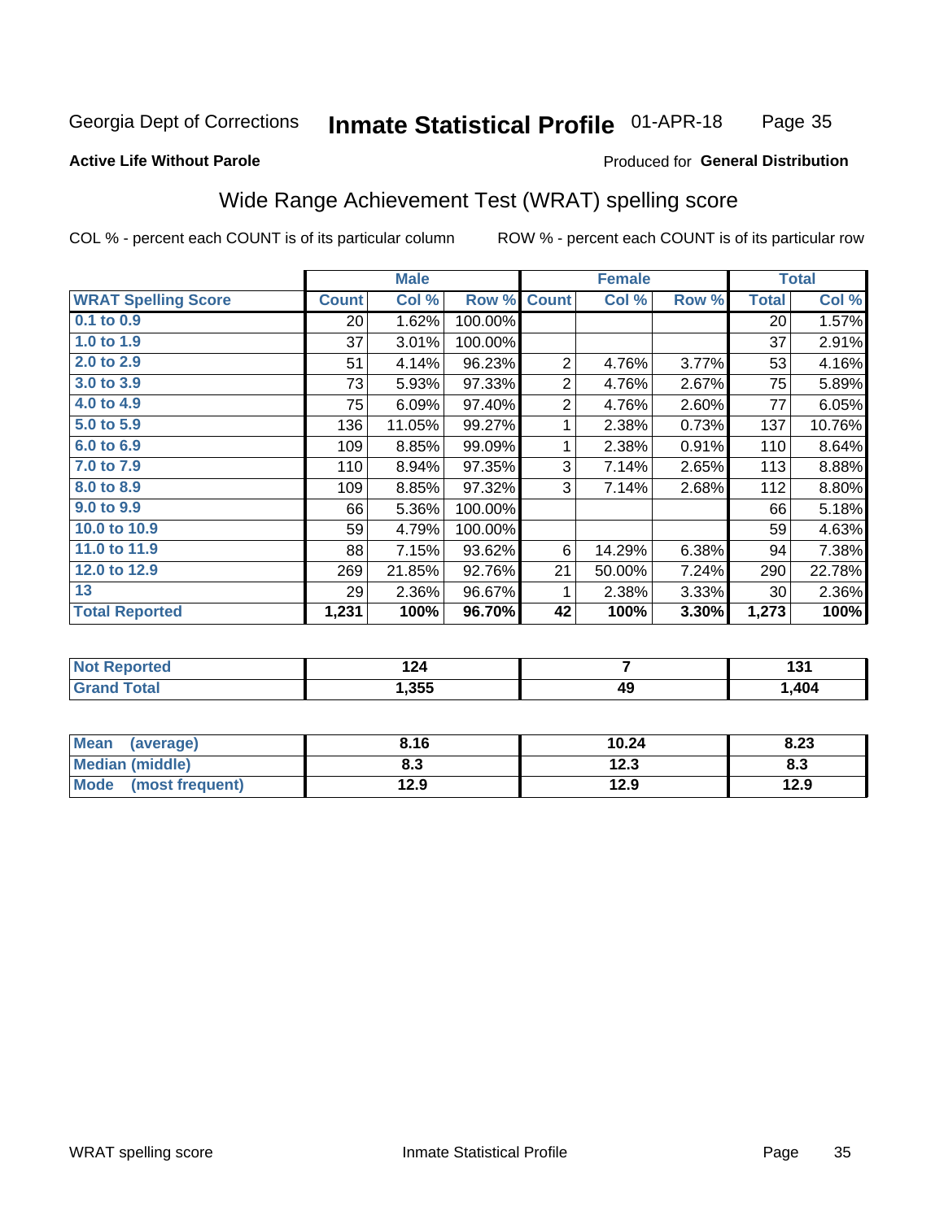Georgia Dept of Corrections **Inmate Statistical Profile** 01-APR-18

**Active Life Without Parole**

Produced for **General Distribution**

## Wide Range Achievement Test (WRAT) spelling score

COL % - percent each COUNT is of its particular column

ROW % - percent each COUNT is of its particular row

| | Male | | | Female | | | Total | |
|---|---|---|---|---|---|---|---|---|
| **WRAT Spelling Score** | **Count** | **Col %** | **Row %** | **Count** | **Col %** | **Row %** | **Total** | **Col %** |
| 0.1 to 0.9 | 20 | 1.62% | 100.00% | | | | 20 | 1.57% |
| 1.0 to 1.9 | 37 | 3.01% | 100.00% | | | | 37 | 2.91% |
| 2.0 to 2.9 | 51 | 4.14% | 96.23% | 2 | 4.76% | 3.77% | 53 | 4.16% |
| 3.0 to 3.9 | 73 | 5.93% | 97.33% | 2 | 4.76% | 2.67% | 75 | 5.89% |
| 4.0 to 4.9 | 75 | 6.09% | 97.40% | 2 | 4.76% | 2.60% | 77 | 6.05% |
| 5.0 to 5.9 | 136 | 11.05% | 99.27% | 1 | 2.38% | 0.73% | 137 | 10.76% |
| 6.0 to 6.9 | 109 | 8.85% | 99.09% | 1 | 2.38% | 0.91% | 110 | 8.64% |
| 7.0 to 7.9 | 110 | 8.94% | 97.35% | 3 | 7.14% | 2.65% | 113 | 8.88% |
| 8.0 to 8.9 | 109 | 8.85% | 97.32% | 3 | 7.14% | 2.68% | 112 | 8.80% |
| 9.0 to 9.9 | 66 | 5.36% | 100.00% | | | | 66 | 5.18% |
| 10.0 to 10.9 | 59 | 4.79% | 100.00% | | | | 59 | 4.63% |
| 11.0 to 11.9 | 88 | 7.15% | 93.62% | 6 | 14.29% | 6.38% | 94 | 7.38% |
| 12.0 to 12.9 | 269 | 21.85% | 92.76% | 21 | 50.00% | 7.24% | 290 | 22.78% |
| 13 | 29 | 2.36% | 96.67% | 1 | 2.38% | 3.33% | 30 | 2.36% |
| **Total Reported** | **1,231** | **100%** | **96.70%** | **42** | **100%** | **3.30%** | **1,273** | **100%** |

| | Male | Female | Total |
|---|---|---|---|
| **Not Reported** | **124** | **7** | **131** |
| **Grand Total** | **1,355** | **49** | **1,404** |

| | Male | Female | Total |
|---|---|---|---|
| **Mean (average)** | **8.16** | **10.24** | **8.23** |
| **Median (middle)** | **8.3** | **12.3** | **8.3** |
| **Mode (most frequent)** | **12.9** | **12.9** | **12.9** |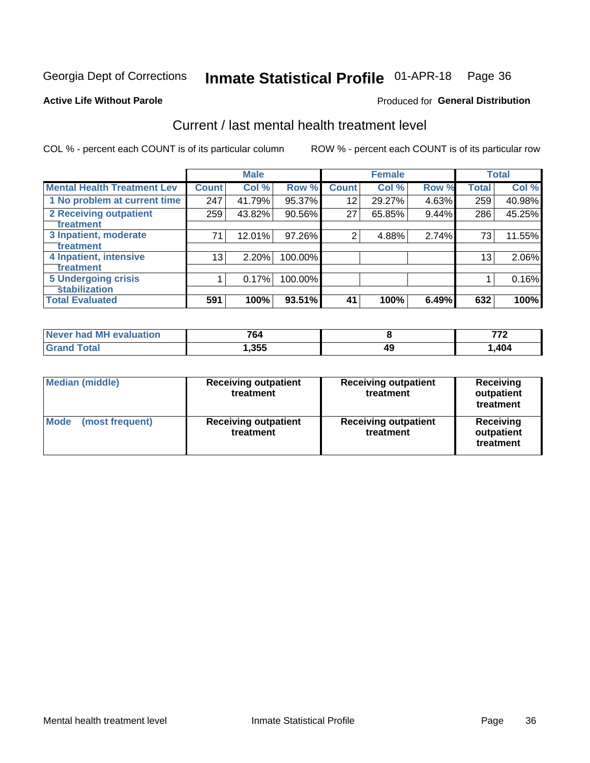Georgia Dept of Corrections **Inmate Statistical Profile** 01-APR-18

**Active Life Without Parole**

Produced for **General Distribution**

## Current / last mental health treatment level

COL % - percent each COUNT is of its particular column

ROW % - percent each COUNT is of its particular row

| | Male | | | Female | | | Total | |
|---|---|---|---|---|---|---|---|---|
| **Mental Health Treatment Lev** | **Count** | **Col %** | **Row %** | **Count** | **Col %** | **Row %** | **Total** | **Col %** |
| 1 No problem at current time | 247 | 41.79% | 95.37% | 12 | 29.27% | 4.63% | 259 | 40.98% |
| 2 Receiving outpatient treatment | 259 | 43.82% | 90.56% | 27 | 65.85% | 9.44% | 286 | 45.25% |
| 3 Inpatient, moderate treatment | 71 | 12.01% | 97.26% | 2 | 4.88% | 2.74% | 73 | 11.55% |
| 4 Inpatient, intensive treatment | 13 | 2.20% | 100.00% | | | | 13 | 2.06% |
| 5 Undergoing crisis stabilization | 1 | 0.17% | 100.00% | | | | 1 | 0.16% |
| **Total Evaluated** | **591** | **100%** | **93.51%** | **41** | **100%** | **6.49%** | **632** | **100%** |

| | Male | Female | Total |
|---|---|---|---|
| **Never had MH evaluation** | **764** | **8** | **772** |
| **Grand Total** | **1,355** | **49** | **1,404** |

| | Male | Female | Total |
|---|---|---|---|
| **Median (middle)** | **Receiving outpatient treatment** | **Receiving outpatient treatment** | **Receiving outpatient treatment** |
| **Mode (most frequent)** | **Receiving outpatient treatment** | **Receiving outpatient treatment** | **Receiving outpatient treatment** |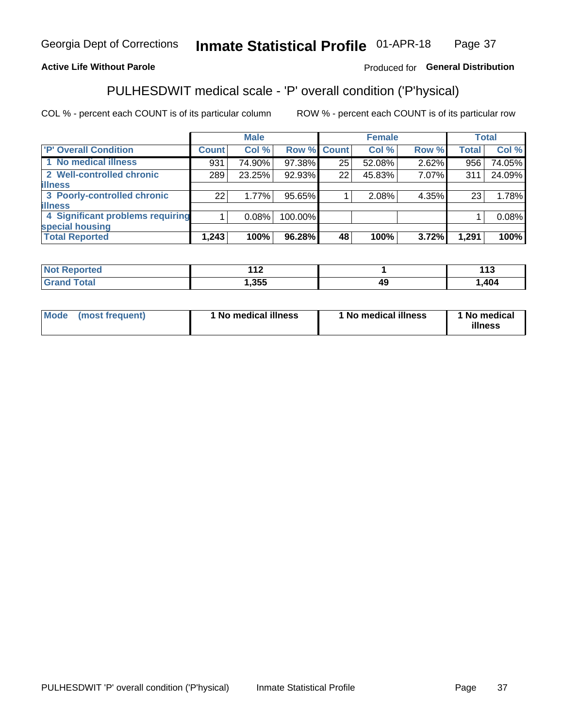**Active Life Without Parole** — Produced for **General Distribution**

# PULHESDWIT medical scale - 'P' overall condition ('P'hysical)

COL % - percent each COUNT is of its particular column ROW % - percent each COUNT is of its particular row

| | Male | | | Female | | | Total | |
|---|---|---|---|---|---|---|---|---|
| 'P' Overall Condition | Count | Col % | Row % | Count | Col % | Row % | Total | Col % |
| 1 No medical illness | 931 | 74.90% | 97.38% | 25 | 52.08% | 2.62% | 956 | 74.05% |
| 2 Well-controlled chronic illness | 289 | 23.25% | 92.93% | 22 | 45.83% | 7.07% | 311 | 24.09% |
| 3 Poorly-controlled chronic illness | 22 | 1.77% | 95.65% | 1 | 2.08% | 4.35% | 23 | 1.78% |
| 4 Significant problems requiring special housing | 1 | 0.08% | 100.00% | | | | 1 | 0.08% |
| **Total Reported** | **1,243** | **100%** | **96.28%** | **48** | **100%** | **3.72%** | **1,291** | **100%** |

| | Male | Female | Total |
|---|---|---|---|
| Not Reported | 112 | 1 | 113 |
| Grand Total | 1,355 | 49 | 1,404 |

| | Male | Female | Total |
|---|---|---|---|
| Mode (most frequent) | 1 No medical illness | 1 No medical illness | 1 No medical illness |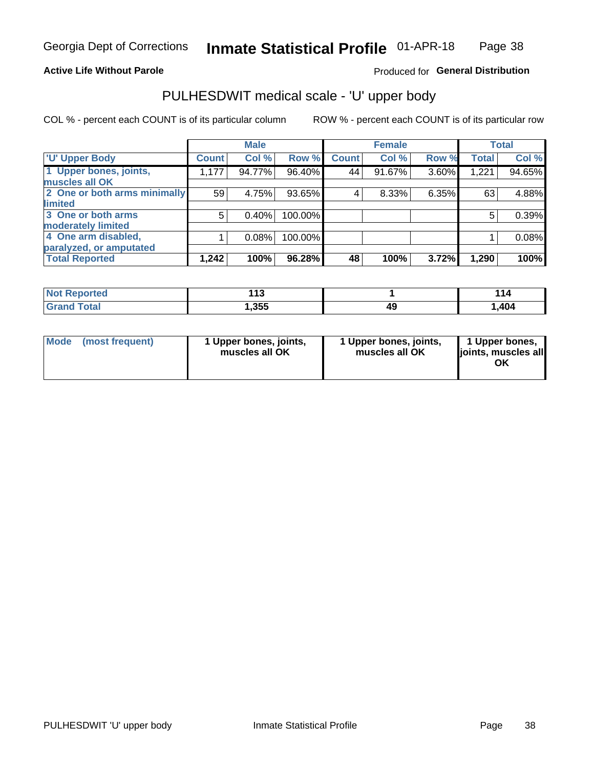Georgia Dept of Corrections **Inmate Statistical Profile** 01-APR-18

**Active Life Without Parole**

Produced for **General Distribution**

## PULHESDWIT medical scale - 'U' upper body

COL % - percent each COUNT is of its particular column

ROW % - percent each COUNT is of its particular row

| | Male | | | Female | | | Total | |
|---|---|---|---|---|---|---|---|---|
| **'U' Upper Body** | **Count** | **Col %** | **Row %** | **Count** | **Col %** | **Row %** | **Total** | **Col %** |
| **1 Upper bones, joints, muscles all OK** | 1,177 | 94.77% | 96.40% | 44 | 91.67% | 3.60% | 1,221 | 94.65% |
| **2 One or both arms minimally limited** | 59 | 4.75% | 93.65% | 4 | 8.33% | 6.35% | 63 | 4.88% |
| **3 One or both arms moderately limited** | 5 | 0.40% | 100.00% | | | | 5 | 0.39% |
| **4 One arm disabled, paralyzed, or amputated** | 1 | 0.08% | 100.00% | | | | 1 | 0.08% |
| **Total Reported** | **1,242** | **100%** | **96.28%** | **48** | **100%** | **3.72%** | **1,290** | **100%** |

| | Male | Female | Total |
|---|---|---|---|
| **Not Reported** | **113** | **1** | **114** |
| **Grand Total** | **1,355** | **49** | **1,404** |

| | Male | Female | Total |
|---|---|---|---|
| **Mode (most frequent)** | **1 Upper bones, joints, muscles all OK** | **1 Upper bones, joints, muscles all OK** | **1 Upper bones, joints, muscles all OK** |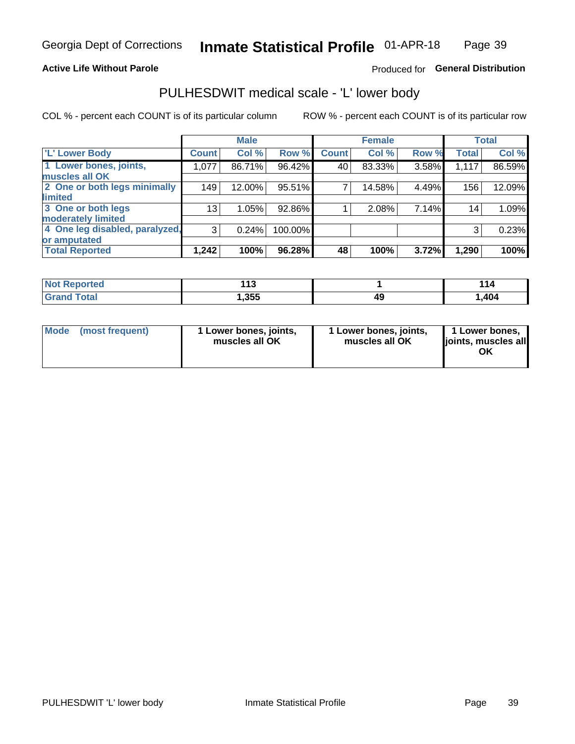Georgia Dept of Corrections **Inmate Statistical Profile** 01-APR-18

**Active Life Without Parole**

Produced for **General Distribution**

## PULHESDWIT medical scale - 'L' lower body

COL % - percent each COUNT is of its particular column

ROW % - percent each COUNT is of its particular row

| | Male | | | Female | | | Total | |
|---|---|---|---|---|---|---|---|---|
| 'L' Lower Body | Count | Col % | Row % | Count | Col % | Row % | Total | Col % |
| 1 Lower bones, joints, muscles all OK | 1,077 | 86.71% | 96.42% | 40 | 83.33% | 3.58% | 1,117 | 86.59% |
| 2 One or both legs minimally limited | 149 | 12.00% | 95.51% | 7 | 14.58% | 4.49% | 156 | 12.09% |
| 3 One or both legs moderately limited | 13 | 1.05% | 92.86% | 1 | 2.08% | 7.14% | 14 | 1.09% |
| 4 One leg disabled, paralyzed, or amputated | 3 | 0.24% | 100.00% | | | | 3 | 0.23% |
| **Total Reported** | **1,242** | **100%** | **96.28%** | **48** | **100%** | **3.72%** | **1,290** | **100%** |

| | Male | Female | Total |
|---|---|---|---|
| Not Reported | 113 | 1 | 114 |
| Grand Total | 1,355 | 49 | 1,404 |

| | Male | Female | Total |
|---|---|---|---|
| Mode (most frequent) | 1 Lower bones, joints, muscles all OK | 1 Lower bones, joints, muscles all OK | 1 Lower bones, joints, muscles all OK |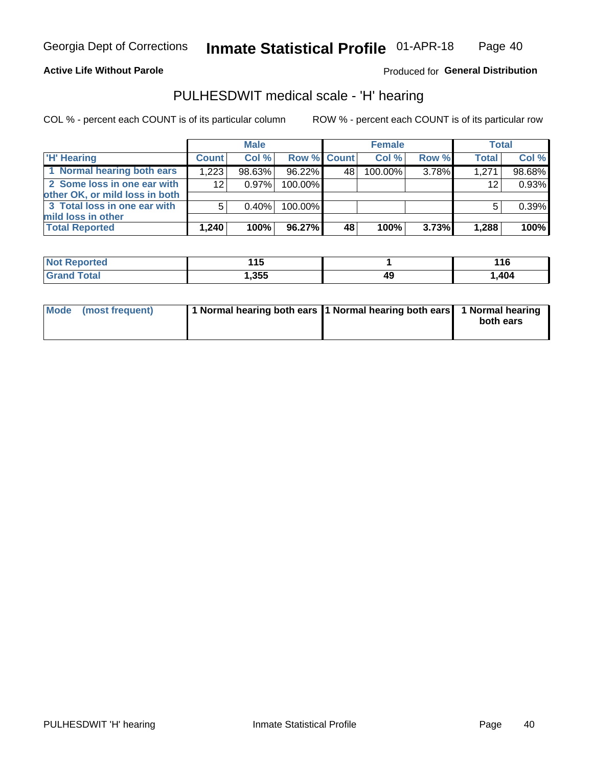Georgia Dept of Corrections **Inmate Statistical Profile** 01-APR-18

**Active Life Without Parole**

Produced for **General Distribution**

## PULHESDWIT medical scale - 'H' hearing

COL % - percent each COUNT is of its particular column

ROW % - percent each COUNT is of its particular row

| | Male | | | Female | | | Total | |
|---|---|---|---|---|---|---|---|---|
| 'H' Hearing | Count | Col % | Row % | Count | Col % | Row % | Total | Col % |
| 1 Normal hearing both ears | 1,223 | 98.63% | 96.22% | 48 | 100.00% | 3.78% | 1,271 | 98.68% |
| 2 Some loss in one ear with other OK, or mild loss in both | 12 | 0.97% | 100.00% | | | | 12 | 0.93% |
| 3 Total loss in one ear with mild loss in other | 5 | 0.40% | 100.00% | | | | 5 | 0.39% |
| **Total Reported** | **1,240** | **100%** | **96.27%** | **48** | **100%** | **3.73%** | **1,288** | **100%** |

| | Male | Female | Total |
|---|---|---|---|
| Not Reported | **115** | **1** | **116** |
| Grand Total | **1,355** | **49** | **1,404** |

| | Male | Female | Total |
|---|---|---|---|
| Mode (most frequent) | **1 Normal hearing both ears** | **1 Normal hearing both ears** | **1 Normal hearing both ears** |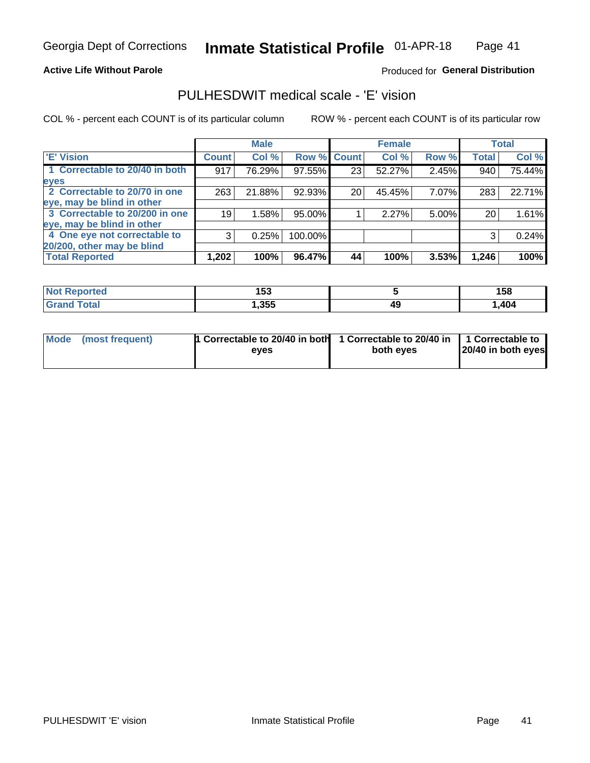Georgia Dept of Corrections **Inmate Statistical Profile** 01-APR-18

**Active Life Without Parole**

Produced for **General Distribution**

## PULHESDWIT medical scale - 'E' vision

COL % - percent each COUNT is of its particular column

ROW % - percent each COUNT is of its particular row

| | Male | | | Female | | | Total | |
|---|---|---|---|---|---|---|---|---|
| **'E' Vision** | **Count** | **Col %** | **Row %** | **Count** | **Col %** | **Row %** | **Total** | **Col %** |
| **1 Correctable to 20/40 in both eyes** | 917 | 76.29% | 97.55% | 23 | 52.27% | 2.45% | 940 | 75.44% |
| **2 Correctable to 20/70 in one eye, may be blind in other** | 263 | 21.88% | 92.93% | 20 | 45.45% | 7.07% | 283 | 22.71% |
| **3 Correctable to 20/200 in one eye, may be blind in other** | 19 | 1.58% | 95.00% | 1 | 2.27% | 5.00% | 20 | 1.61% |
| **4 One eye not correctable to 20/200, other may be blind** | 3 | 0.25% | 100.00% | | | | 3 | 0.24% |
| **Total Reported** | **1,202** | **100%** | **96.47%** | **44** | **100%** | **3.53%** | **1,246** | **100%** |

| | Male | Female | Total |
|---|---|---|---|
| **Not Reported** | **153** | **5** | **158** |
| **Grand Total** | **1,355** | **49** | **1,404** |

| | Male | Female | Total |
|---|---|---|---|
| **Mode (most frequent)** | **1 Correctable to 20/40 in both eyes** | **1 Correctable to 20/40 in both eyes** | **1 Correctable to 20/40 in both eyes** |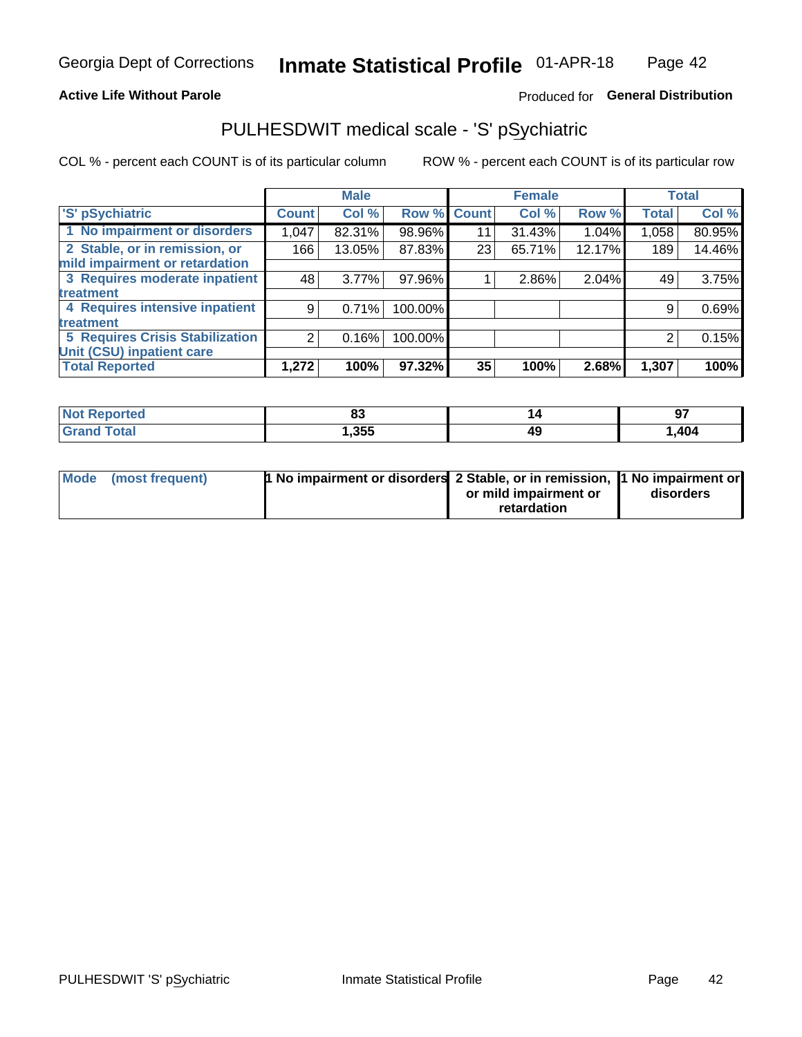Georgia Dept of Corrections **Inmate Statistical Profile** 01-APR-18

**Active Life Without Parole**

Produced for **General Distribution**

## PULHESDWIT medical scale - 'S' pSychiatric

COL % - percent each COUNT is of its particular column

ROW % - percent each COUNT is of its particular row

| | Male | | | Female | | | Total | |
|---|---|---|---|---|---|---|---|---|
| 'S' pSychiatric | Count | Col % | Row % | Count | Col % | Row % | Total | Col % |
| 1 No impairment or disorders | 1,047 | 82.31% | 98.96% | 11 | 31.43% | 1.04% | 1,058 | 80.95% |
| 2 Stable, or in remission, or mild impairment or retardation | 166 | 13.05% | 87.83% | 23 | 65.71% | 12.17% | 189 | 14.46% |
| 3 Requires moderate inpatient treatment | 48 | 3.77% | 97.96% | 1 | 2.86% | 2.04% | 49 | 3.75% |
| 4 Requires intensive inpatient treatment | 9 | 0.71% | 100.00% | | | | 9 | 0.69% |
| 5 Requires Crisis Stabilization Unit (CSU) inpatient care | 2 | 0.16% | 100.00% | | | | 2 | 0.15% |
| **Total Reported** | **1,272** | **100%** | **97.32%** | **35** | **100%** | **2.68%** | **1,307** | **100%** |

| | Male | Female | Total |
|---|---|---|---|
| Not Reported | 83 | 14 | 97 |
| Grand Total | 1,355 | 49 | 1,404 |

| | Male | Female | Total |
|---|---|---|---|
| Mode (most frequent) | 1 No impairment or disorders | 2 Stable, or in remission, or mild impairment or retardation | 1 No impairment or disorders |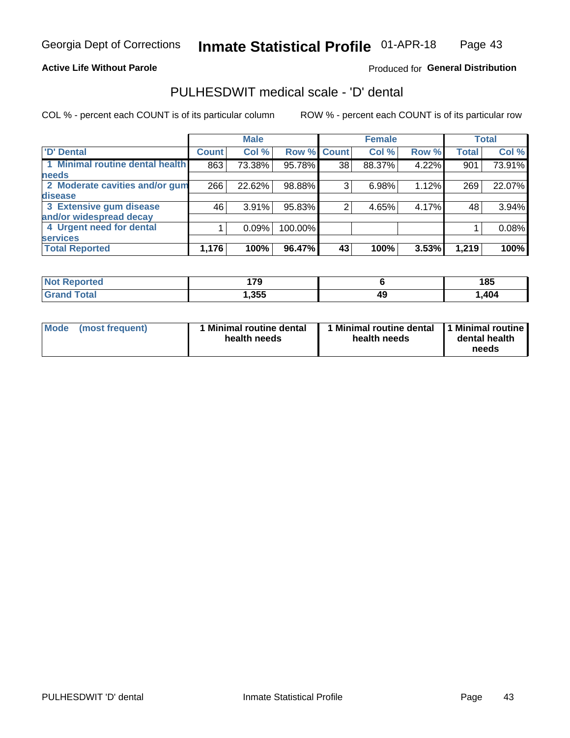Georgia Dept of Corrections **Inmate Statistical Profile** 01-APR-18

**Active Life Without Parole**

Produced for **General Distribution**

## PULHESDWIT medical scale - 'D' dental

COL % - percent each COUNT is of its particular column ROW % - percent each COUNT is of its particular row

| 'D' Dental | Male | | | Female | | | Total | |
|---|---|---|---|---|---|---|---|---|
| | Count | Col % | Row % | Count | Col % | Row % | Total | Col % |
| 1 Minimal routine dental health needs | 863 | 73.38% | 95.78% | 38 | 88.37% | 4.22% | 901 | 73.91% |
| 2 Moderate cavities and/or gum disease | 266 | 22.62% | 98.88% | 3 | 6.98% | 1.12% | 269 | 22.07% |
| 3 Extensive gum disease and/or widespread decay | 46 | 3.91% | 95.83% | 2 | 4.65% | 4.17% | 48 | 3.94% |
| 4 Urgent need for dental services | 1 | 0.09% | 100.00% | | | | 1 | 0.08% |
| **Total Reported** | **1,176** | **100%** | **96.47%** | **43** | **100%** | **3.53%** | **1,219** | **100%** |

| | Male | Female | Total |
|---|---|---|---|
| Not Reported | 179 | 6 | 185 |
| Grand Total | 1,355 | 49 | 1,404 |

| Mode (most frequent) | 1 Minimal routine dental health needs | 1 Minimal routine dental health needs | 1 Minimal routine dental health needs |
|---|---|---|---|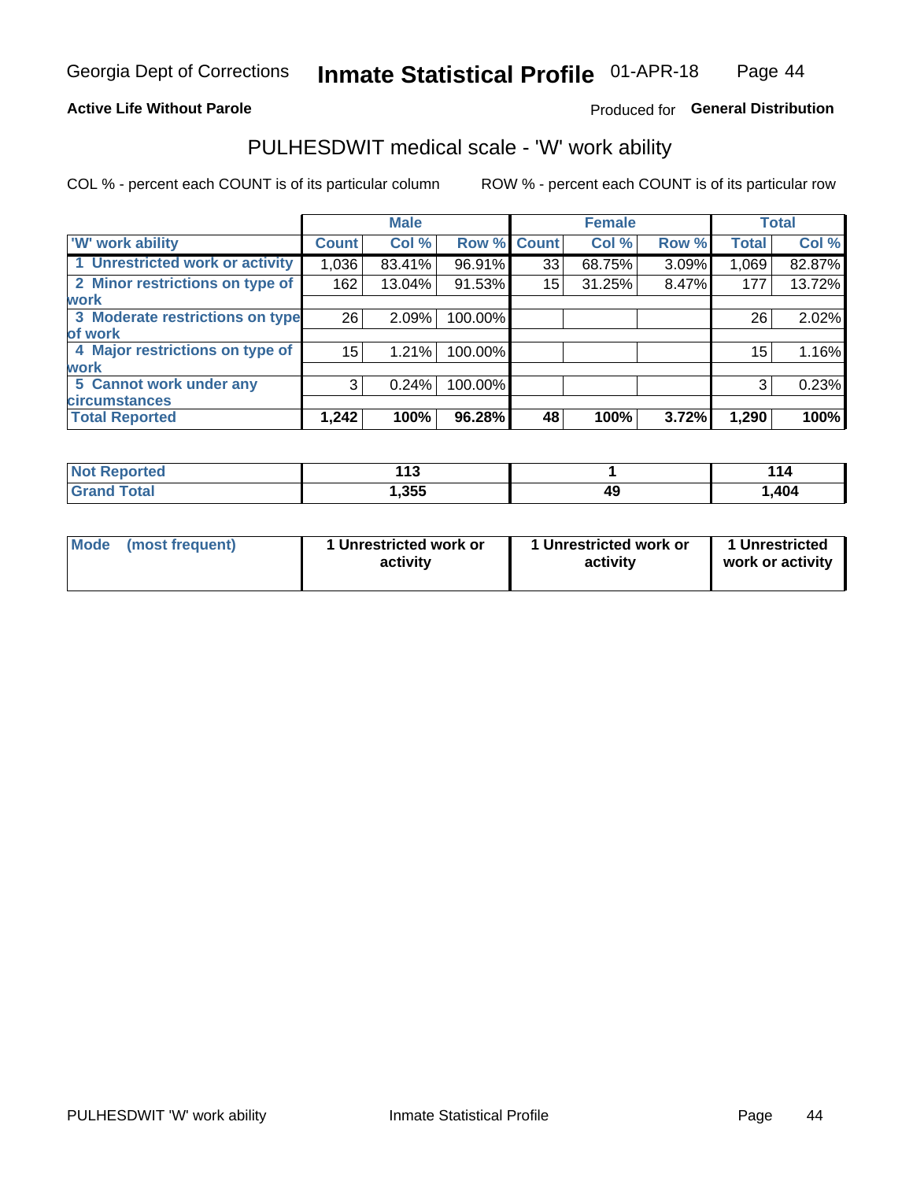Georgia Dept of Corrections **Inmate Statistical Profile** 01-APR-18

**Active Life Without Parole**

Produced for **General Distribution**

## PULHESDWIT medical scale - 'W' work ability

COL % - percent each COUNT is of its particular column ROW % - percent each COUNT is of its particular row

| | Male | | | Female | | | Total | |
|---|---|---|---|---|---|---|---|---|
| 'W' work ability | Count | Col % | Row % | Count | Col % | Row % | Total | Col % |
| 1 Unrestricted work or activity | 1,036 | 83.41% | 96.91% | 33 | 68.75% | 3.09% | 1,069 | 82.87% |
| 2 Minor restrictions on type of work | 162 | 13.04% | 91.53% | 15 | 31.25% | 8.47% | 177 | 13.72% |
| 3 Moderate restrictions on type of work | 26 | 2.09% | 100.00% | | | | 26 | 2.02% |
| 4 Major restrictions on type of work | 15 | 1.21% | 100.00% | | | | 15 | 1.16% |
| 5 Cannot work under any circumstances | 3 | 0.24% | 100.00% | | | | 3 | 0.23% |
| **Total Reported** | **1,242** | **100%** | **96.28%** | **48** | **100%** | **3.72%** | **1,290** | **100%** |

| | Male | Female | Total |
|---|---|---|---|
| Not Reported | 113 | 1 | 114 |
| Grand Total | 1,355 | 49 | 1,404 |

| | Male | Female | Total |
|---|---|---|---|
| Mode (most frequent) | 1 Unrestricted work or activity | 1 Unrestricted work or activity | 1 Unrestricted work or activity |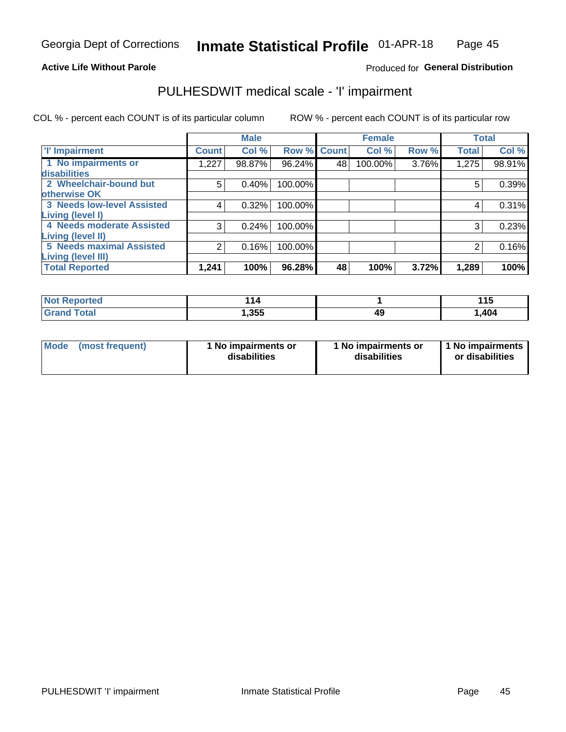Georgia Dept of Corrections **Inmate Statistical Profile** 01-APR-18

**Active Life Without Parole**

Produced for **General Distribution**

## PULHESDWIT medical scale - 'I' impairment

COL % - percent each COUNT is of its particular column    ROW % - percent each COUNT is of its particular row

| | Male | | | Female | | | Total | |
|---|---|---|---|---|---|---|---|---|
| 'I' Impairment | Count | Col % | Row % | Count | Col % | Row % | Total | Col % |
| 1 No impairments or disabilities | 1,227 | 98.87% | 96.24% | 48 | 100.00% | 3.76% | 1,275 | 98.91% |
| 2 Wheelchair-bound but otherwise OK | 5 | 0.40% | 100.00% | | | | 5 | 0.39% |
| 3 Needs low-level Assisted Living (level I) | 4 | 0.32% | 100.00% | | | | 4 | 0.31% |
| 4 Needs moderate Assisted Living (level II) | 3 | 0.24% | 100.00% | | | | 3 | 0.23% |
| 5 Needs maximal Assisted Living (level III) | 2 | 0.16% | 100.00% | | | | 2 | 0.16% |
| **Total Reported** | **1,241** | **100%** | **96.28%** | **48** | **100%** | **3.72%** | **1,289** | **100%** |

| | Male | Female | Total |
|---|---|---|---|
| Not Reported | 114 | 1 | 115 |
| Grand Total | 1,355 | 49 | 1,404 |

| | Male | Female | Total |
|---|---|---|---|
| Mode (most frequent) | 1 No impairments or disabilities | 1 No impairments or disabilities | 1 No impairments or disabilities |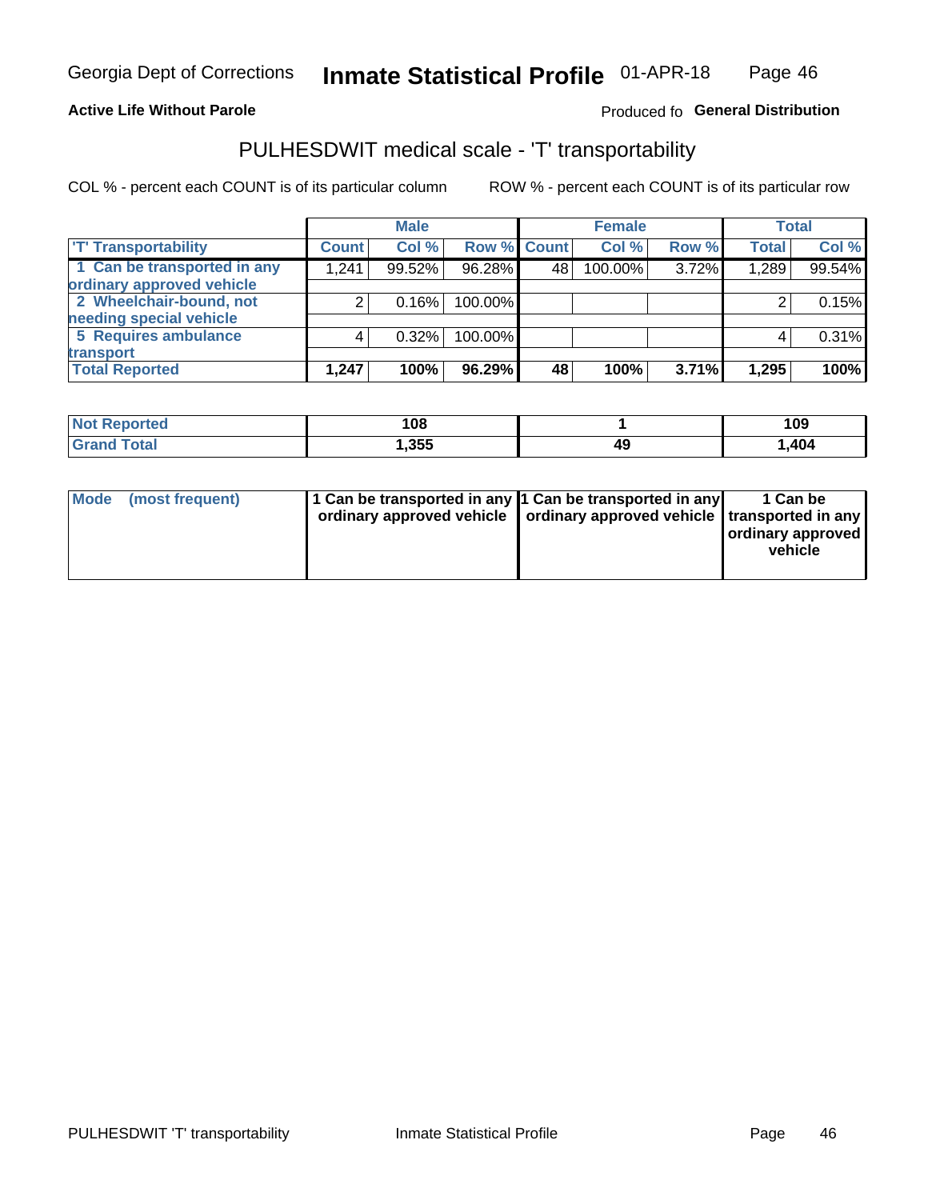Georgia Dept of Corrections **Inmate Statistical Profile** 01-APR-18

**Active Life Without Parole**

Produced fo **General Distribution**

## PULHESDWIT medical scale - 'T' transportability

COL % - percent each COUNT is of its particular column

ROW % - percent each COUNT is of its particular row

| | Male | | | Female | | | Total | |
|---|---|---|---|---|---|---|---|---|
| 'T' Transportability | Count | Col % | Row % | Count | Col % | Row % | Total | Col % |
| 1 Can be transported in any ordinary approved vehicle | 1,241 | 99.52% | 96.28% | 48 | 100.00% | 3.72% | 1,289 | 99.54% |
| 2 Wheelchair-bound, not needing special vehicle | 2 | 0.16% | 100.00% | | | | 2 | 0.15% |
| 5 Requires ambulance transport | 4 | 0.32% | 100.00% | | | | 4 | 0.31% |
| **Total Reported** | **1,247** | **100%** | **96.29%** | **48** | **100%** | **3.71%** | **1,295** | **100%** |

| | Male | Female | Total |
|---|---|---|---|
| Not Reported | 108 | 1 | 109 |
| Grand Total | 1,355 | 49 | 1,404 |

| Mode (most frequent) | 1 Can be transported in any ordinary approved vehicle | 1 Can be transported in any ordinary approved vehicle | 1 Can be transported in any ordinary approved vehicle |
|---|---|---|---|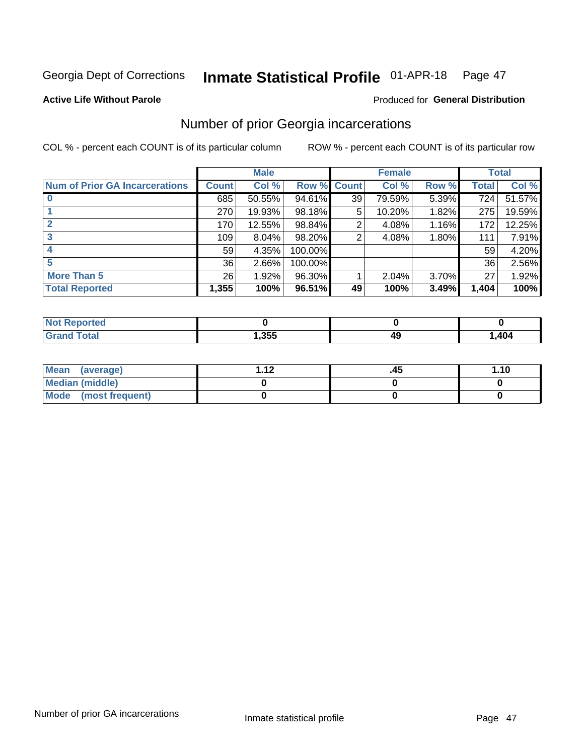Georgia Dept of Corrections **Inmate Statistical Profile** 01-APR-18

**Active Life Without Parole**

Produced for **General Distribution**

## Number of prior Georgia incarcerations

COL % - percent each COUNT is of its particular column

ROW % - percent each COUNT is of its particular row

| | Male | | | Female | | | Total | |
|---|---|---|---|---|---|---|---|---|
| Num of Prior GA Incarcerations | Count | Col % | Row % | Count | Col % | Row % | Total | Col % |
| 0 | 685 | 50.55% | 94.61% | 39 | 79.59% | 5.39% | 724 | 51.57% |
| 1 | 270 | 19.93% | 98.18% | 5 | 10.20% | 1.82% | 275 | 19.59% |
| 2 | 170 | 12.55% | 98.84% | 2 | 4.08% | 1.16% | 172 | 12.25% |
| 3 | 109 | 8.04% | 98.20% | 2 | 4.08% | 1.80% | 111 | 7.91% |
| 4 | 59 | 4.35% | 100.00% | | | | 59 | 4.20% |
| 5 | 36 | 2.66% | 100.00% | | | | 36 | 2.56% |
| More Than 5 | 26 | 1.92% | 96.30% | 1 | 2.04% | 3.70% | 27 | 1.92% |
| **Total Reported** | **1,355** | **100%** | **96.51%** | **49** | **100%** | **3.49%** | **1,404** | **100%** |

| | Male | Female | Total |
|---|---|---|---|
| Not Reported | 0 | 0 | 0 |
| Grand Total | 1,355 | 49 | 1,404 |

| | Male | Female | Total |
|---|---|---|---|
| Mean (average) | 1.12 | .45 | 1.10 |
| Median (middle) | 0 | 0 | 0 |
| Mode (most frequent) | 0 | 0 | 0 |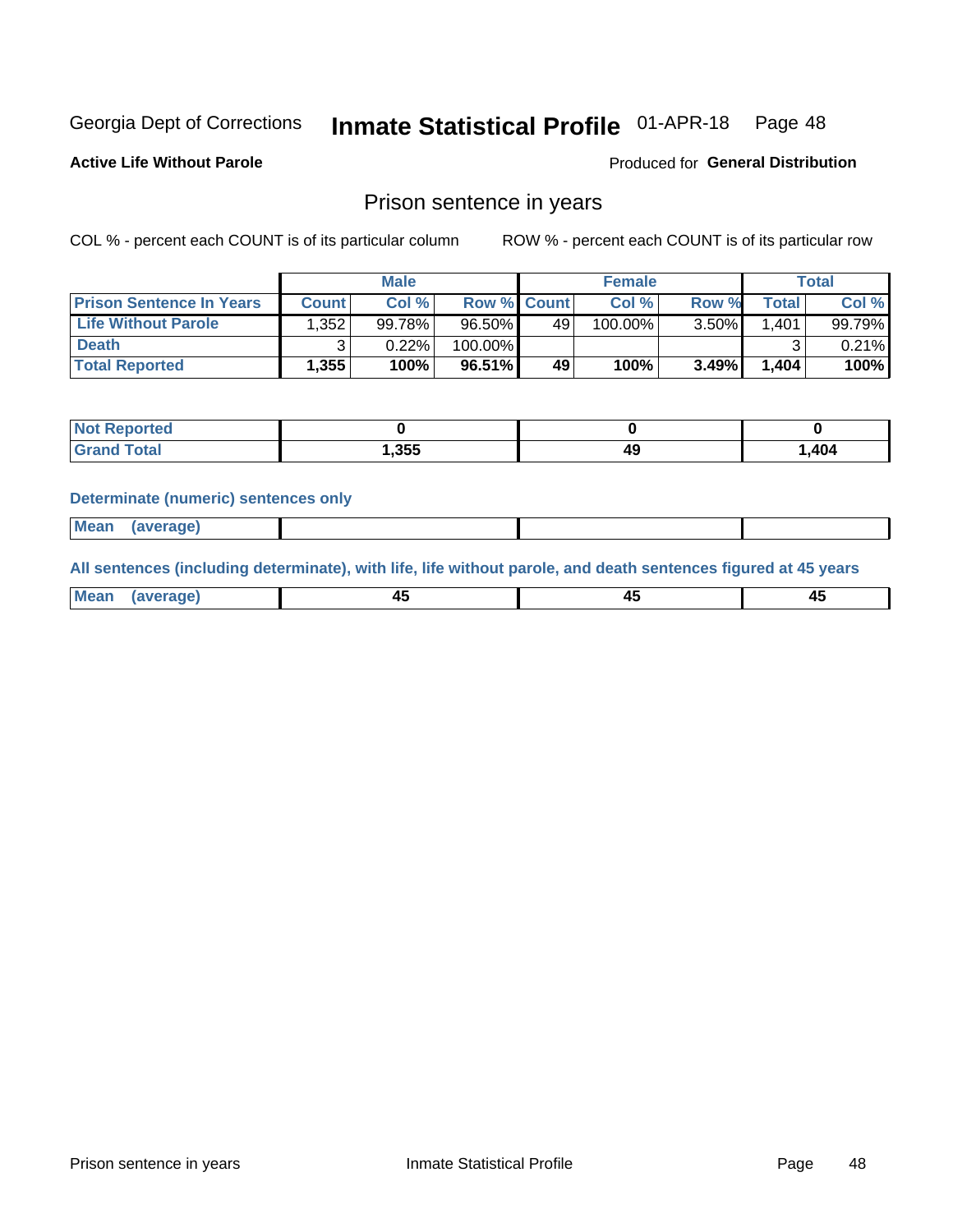Georgia Dept of Corrections **Inmate Statistical Profile** 01-APR-18

**Active Life Without Parole**

Produced for **General Distribution**

## Prison sentence in years

COL % - percent each COUNT is of its particular column

ROW % - percent each COUNT is of its particular row

| | Male | | | Female | | | Total | |
|---|---|---|---|---|---|---|---|---|
| **Prison Sentence In Years** | **Count** | **Col %** | **Row %** | **Count** | **Col %** | **Row %** | **Total** | **Col %** |
| **Life Without Parole** | 1,352 | 99.78% | 96.50% | 49 | 100.00% | 3.50% | 1,401 | 99.79% |
| **Death** | 3 | 0.22% | 100.00% | | | | 3 | 0.21% |
| **Total Reported** | **1,355** | **100%** | **96.51%** | **49** | **100%** | **3.49%** | **1,404** | **100%** |

| | Male | Female | Total |
|---|---|---|---|
| **Not Reported** | **0** | **0** | **0** |
| **Grand Total** | **1,355** | **49** | **1,404** |

**Determinate (numeric) sentences only**

| | Male | Female | Total |
|---|---|---|---|
| **Mean (average)** | | | |

**All sentences (including determinate), with life, life without parole, and death sentences figured at 45 years**

| | Male | Female | Total |
|---|---|---|---|
| **Mean (average)** | **45** | **45** | **45** |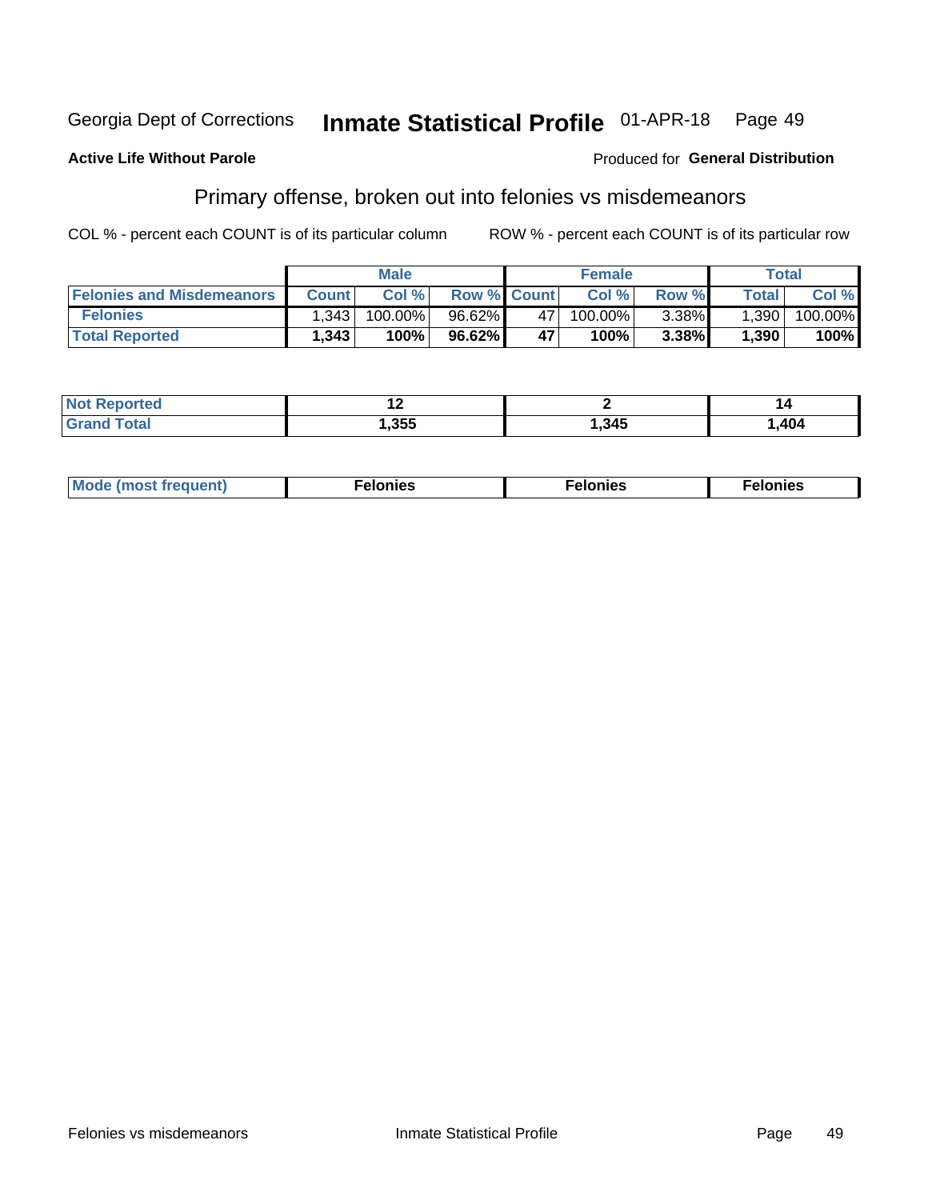Georgia Dept of Corrections **Inmate Statistical Profile** 01-APR-18

**Active Life Without Parole**

Produced for **General Distribution**

## Primary offense, broken out into felonies vs misdemeanors

COL % - percent each COUNT is of its particular column

ROW % - percent each COUNT is of its particular row

| | Male | | | Female | | | Total | |
|---|---|---|---|---|---|---|---|---|
| **Felonies and Misdemeanors** | **Count** | **Col %** | **Row %** | **Count** | **Col %** | **Row %** | **Total** | **Col %** |
| **Felonies** | 1,343 | 100.00% | 96.62% | 47 | 100.00% | 3.38% | 1,390 | 100.00% |
| **Total Reported** | **1,343** | **100%** | **96.62%** | **47** | **100%** | **3.38%** | **1,390** | **100%** |

| | Male | Female | Total |
|---|---|---|---|
| **Not Reported** | **12** | **2** | **14** |
| **Grand Total** | **1,355** | **1,345** | **1,404** |

| | Male | Female | Total |
|---|---|---|---|
| **Mode (most frequent)** | **Felonies** | **Felonies** | **Felonies** |

Felonies vs misdemeanors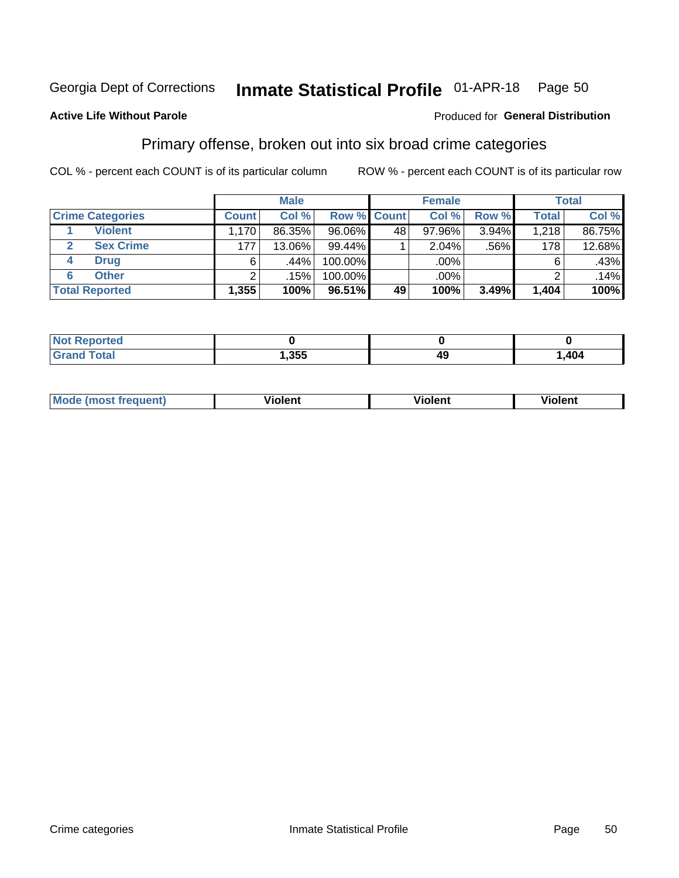Georgia Dept of Corrections **Inmate Statistical Profile** 01-APR-18 Page 50

**Active Life Without Parole**

Produced for **General Distribution**

## Primary offense, broken out into six broad crime categories

COL % - percent each COUNT is of its particular column

ROW % - percent each COUNT is of its particular row

| | | Male | | | Female | | | Total | |
|---|---|---|---|---|---|---|---|---|---|
| **Crime Categories** | | **Count** | **Col %** | **Row %** | **Count** | **Col %** | **Row %** | **Total** | **Col %** |
| 1 | Violent | 1,170 | 86.35% | 96.06% | 48 | 97.96% | 3.94% | 1,218 | 86.75% |
| 2 | Sex Crime | 177 | 13.06% | 99.44% | 1 | 2.04% | .56% | 178 | 12.68% |
| 4 | Drug | 6 | .44% | 100.00% | | .00% | | 6 | .43% |
| 6 | Other | 2 | .15% | 100.00% | | .00% | | 2 | .14% |
| **Total Reported** | | **1,355** | **100%** | **96.51%** | **49** | **100%** | **3.49%** | **1,404** | **100%** |

| | Male | Female | Total |
|---|---|---|---|
| **Not Reported** | **0** | **0** | **0** |
| **Grand Total** | **1,355** | **49** | **1,404** |

| | Male | Female | Total |
|---|---|---|---|
| **Mode (most frequent)** | **Violent** | **Violent** | **Violent** |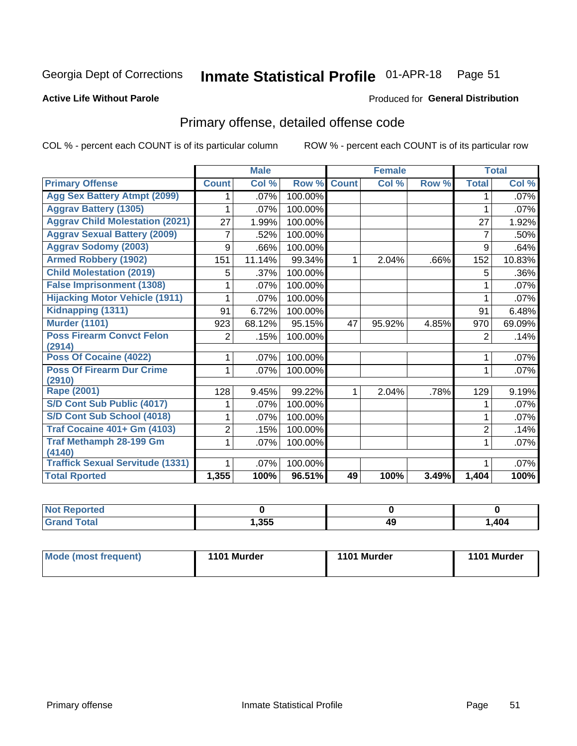Georgia Dept of Corrections **Inmate Statistical Profile** 01-APR-18

**Active Life Without Parole**

Produced for **General Distribution**

## Primary offense, detailed offense code

COL % - percent each COUNT is of its particular column ROW % - percent each COUNT is of its particular row

| | Male | | | Female | | | Total | |
|---|---|---|---|---|---|---|---|---|
| **Primary Offense** | **Count** | **Col %** | **Row %** | **Count** | **Col %** | **Row %** | **Total** | **Col %** |
| Agg Sex Battery Atmpt (2099) | 1 | .07% | 100.00% | | | | 1 | .07% |
| Aggrav Battery (1305) | 1 | .07% | 100.00% | | | | 1 | .07% |
| Aggrav Child Molestation (2021) | 27 | 1.99% | 100.00% | | | | 27 | 1.92% |
| Aggrav Sexual Battery (2009) | 7 | .52% | 100.00% | | | | 7 | .50% |
| Aggrav Sodomy (2003) | 9 | .66% | 100.00% | | | | 9 | .64% |
| Armed Robbery (1902) | 151 | 11.14% | 99.34% | 1 | 2.04% | .66% | 152 | 10.83% |
| Child Molestation (2019) | 5 | .37% | 100.00% | | | | 5 | .36% |
| False Imprisonment (1308) | 1 | .07% | 100.00% | | | | 1 | .07% |
| Hijacking Motor Vehicle (1911) | 1 | .07% | 100.00% | | | | 1 | .07% |
| Kidnapping (1311) | 91 | 6.72% | 100.00% | | | | 91 | 6.48% |
| Murder (1101) | 923 | 68.12% | 95.15% | 47 | 95.92% | 4.85% | 970 | 69.09% |
| Poss Firearm Convct Felon (2914) | 2 | .15% | 100.00% | | | | 2 | .14% |
| Poss Of Cocaine (4022) | 1 | .07% | 100.00% | | | | 1 | .07% |
| Poss Of Firearm Dur Crime (2910) | 1 | .07% | 100.00% | | | | 1 | .07% |
| Rape (2001) | 128 | 9.45% | 99.22% | 1 | 2.04% | .78% | 129 | 9.19% |
| S/D Cont Sub Public (4017) | 1 | .07% | 100.00% | | | | 1 | .07% |
| S/D Cont Sub School (4018) | 1 | .07% | 100.00% | | | | 1 | .07% |
| Traf Cocaine 401+ Gm (4103) | 2 | .15% | 100.00% | | | | 2 | .14% |
| Traf Methamph 28-199 Gm (4140) | 1 | .07% | 100.00% | | | | 1 | .07% |
| Traffick Sexual Servitude (1331) | 1 | .07% | 100.00% | | | | 1 | .07% |
| **Total Rported** | **1,355** | **100%** | **96.51%** | **49** | **100%** | **3.49%** | **1,404** | **100%** |

| | Male | Female | Total |
|---|---|---|---|
| **Not Reported** | **0** | **0** | **0** |
| **Grand Total** | **1,355** | **49** | **1,404** |

| | Male | Female | Total |
|---|---|---|---|
| **Mode (most frequent)** | **1101 Murder** | **1101 Murder** | **1101 Murder** |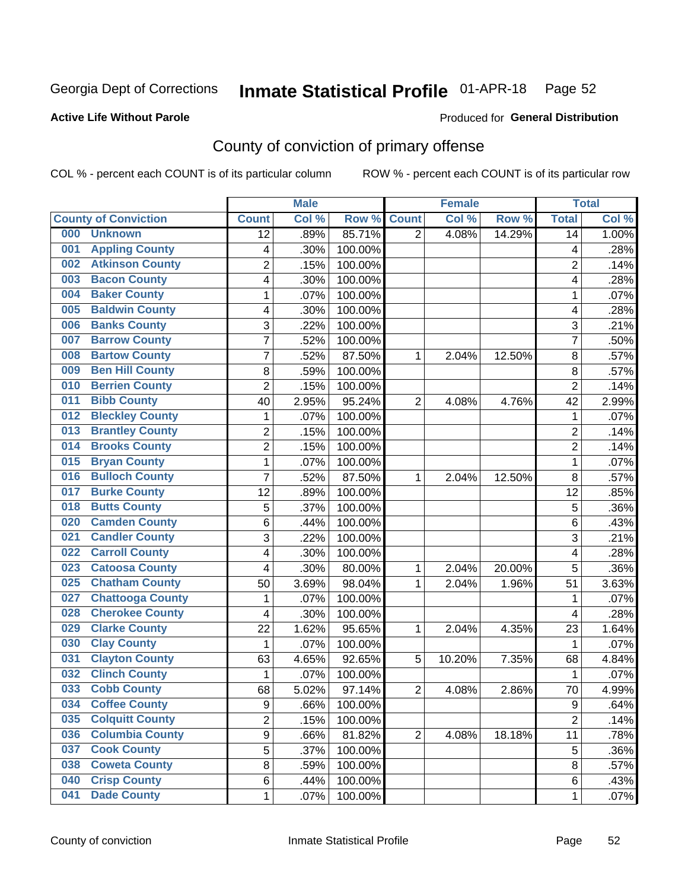Georgia Dept of Corrections **Inmate Statistical Profile** 01-APR-18

**Active Life Without Parole**

Produced for **General Distribution**

## County of conviction of primary offense

COL % - percent each COUNT is of its particular column  ROW % - percent each COUNT is of its particular row

| County of Conviction | Male | | | Female | | | Total | |
|---|---|---|---|---|---|---|---|---|
| | Count | Col % | Row % | Count | Col % | Row % | Total | Col % |
| 000 Unknown | 12 | .89% | 85.71% | 2 | 4.08% | 14.29% | 14 | 1.00% |
| 001 Appling County | 4 | .30% | 100.00% | | | | 4 | .28% |
| 002 Atkinson County | 2 | .15% | 100.00% | | | | 2 | .14% |
| 003 Bacon County | 4 | .30% | 100.00% | | | | 4 | .28% |
| 004 Baker County | 1 | .07% | 100.00% | | | | 1 | .07% |
| 005 Baldwin County | 4 | .30% | 100.00% | | | | 4 | .28% |
| 006 Banks County | 3 | .22% | 100.00% | | | | 3 | .21% |
| 007 Barrow County | 7 | .52% | 100.00% | | | | 7 | .50% |
| 008 Bartow County | 7 | .52% | 87.50% | 1 | 2.04% | 12.50% | 8 | .57% |
| 009 Ben Hill County | 8 | .59% | 100.00% | | | | 8 | .57% |
| 010 Berrien County | 2 | .15% | 100.00% | | | | 2 | .14% |
| 011 Bibb County | 40 | 2.95% | 95.24% | 2 | 4.08% | 4.76% | 42 | 2.99% |
| 012 Bleckley County | 1 | .07% | 100.00% | | | | 1 | .07% |
| 013 Brantley County | 2 | .15% | 100.00% | | | | 2 | .14% |
| 014 Brooks County | 2 | .15% | 100.00% | | | | 2 | .14% |
| 015 Bryan County | 1 | .07% | 100.00% | | | | 1 | .07% |
| 016 Bulloch County | 7 | .52% | 87.50% | 1 | 2.04% | 12.50% | 8 | .57% |
| 017 Burke County | 12 | .89% | 100.00% | | | | 12 | .85% |
| 018 Butts County | 5 | .37% | 100.00% | | | | 5 | .36% |
| 020 Camden County | 6 | .44% | 100.00% | | | | 6 | .43% |
| 021 Candler County | 3 | .22% | 100.00% | | | | 3 | .21% |
| 022 Carroll County | 4 | .30% | 100.00% | | | | 4 | .28% |
| 023 Catoosa County | 4 | .30% | 80.00% | 1 | 2.04% | 20.00% | 5 | .36% |
| 025 Chatham County | 50 | 3.69% | 98.04% | 1 | 2.04% | 1.96% | 51 | 3.63% |
| 027 Chattooga County | 1 | .07% | 100.00% | | | | 1 | .07% |
| 028 Cherokee County | 4 | .30% | 100.00% | | | | 4 | .28% |
| 029 Clarke County | 22 | 1.62% | 95.65% | 1 | 2.04% | 4.35% | 23 | 1.64% |
| 030 Clay County | 1 | .07% | 100.00% | | | | 1 | .07% |
| 031 Clayton County | 63 | 4.65% | 92.65% | 5 | 10.20% | 7.35% | 68 | 4.84% |
| 032 Clinch County | 1 | .07% | 100.00% | | | | 1 | .07% |
| 033 Cobb County | 68 | 5.02% | 97.14% | 2 | 4.08% | 2.86% | 70 | 4.99% |
| 034 Coffee County | 9 | .66% | 100.00% | | | | 9 | .64% |
| 035 Colquitt County | 2 | .15% | 100.00% | | | | 2 | .14% |
| 036 Columbia County | 9 | .66% | 81.82% | 2 | 4.08% | 18.18% | 11 | .78% |
| 037 Cook County | 5 | .37% | 100.00% | | | | 5 | .36% |
| 038 Coweta County | 8 | .59% | 100.00% | | | | 8 | .57% |
| 040 Crisp County | 6 | .44% | 100.00% | | | | 6 | .43% |
| 041 Dade County | 1 | .07% | 100.00% | | | | 1 | .07% |

County of conviction  Inmate Statistical Profile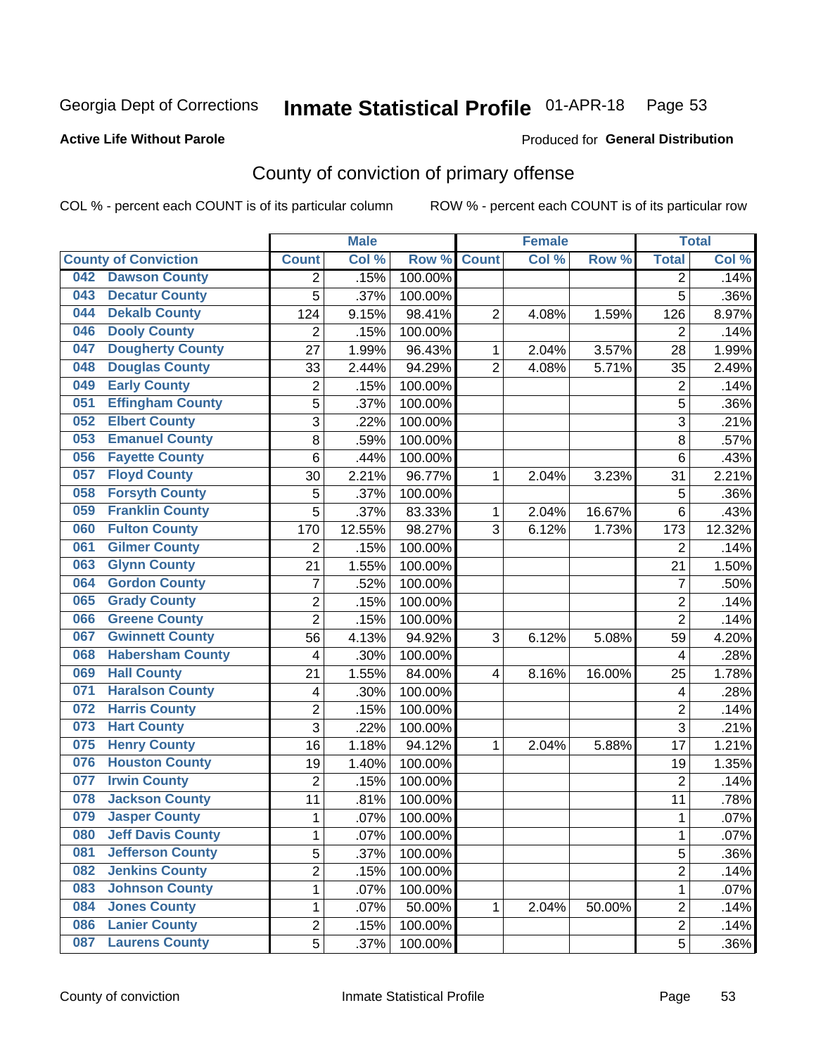Georgia Dept of Corrections **Inmate Statistical Profile** 01-APR-18 Page 53

**Active Life Without Parole**

Produced for **General Distribution**

## County of conviction of primary offense

COL % - percent each COUNT is of its particular column ROW % - percent each COUNT is of its particular row

| County of Conviction | Male | | | Female | | | Total | |
|---|---|---|---|---|---|---|---|---|
| | Count | Col % | Row % | Count | Col % | Row % | Total | Col % |
| 042 Dawson County | 2 | .15% | 100.00% | | | | 2 | .14% |
| 043 Decatur County | 5 | .37% | 100.00% | | | | 5 | .36% |
| 044 Dekalb County | 124 | 9.15% | 98.41% | 2 | 4.08% | 1.59% | 126 | 8.97% |
| 046 Dooly County | 2 | .15% | 100.00% | | | | 2 | .14% |
| 047 Dougherty County | 27 | 1.99% | 96.43% | 1 | 2.04% | 3.57% | 28 | 1.99% |
| 048 Douglas County | 33 | 2.44% | 94.29% | 2 | 4.08% | 5.71% | 35 | 2.49% |
| 049 Early County | 2 | .15% | 100.00% | | | | 2 | .14% |
| 051 Effingham County | 5 | .37% | 100.00% | | | | 5 | .36% |
| 052 Elbert County | 3 | .22% | 100.00% | | | | 3 | .21% |
| 053 Emanuel County | 8 | .59% | 100.00% | | | | 8 | .57% |
| 056 Fayette County | 6 | .44% | 100.00% | | | | 6 | .43% |
| 057 Floyd County | 30 | 2.21% | 96.77% | 1 | 2.04% | 3.23% | 31 | 2.21% |
| 058 Forsyth County | 5 | .37% | 100.00% | | | | 5 | .36% |
| 059 Franklin County | 5 | .37% | 83.33% | 1 | 2.04% | 16.67% | 6 | .43% |
| 060 Fulton County | 170 | 12.55% | 98.27% | 3 | 6.12% | 1.73% | 173 | 12.32% |
| 061 Gilmer County | 2 | .15% | 100.00% | | | | 2 | .14% |
| 063 Glynn County | 21 | 1.55% | 100.00% | | | | 21 | 1.50% |
| 064 Gordon County | 7 | .52% | 100.00% | | | | 7 | .50% |
| 065 Grady County | 2 | .15% | 100.00% | | | | 2 | .14% |
| 066 Greene County | 2 | .15% | 100.00% | | | | 2 | .14% |
| 067 Gwinnett County | 56 | 4.13% | 94.92% | 3 | 6.12% | 5.08% | 59 | 4.20% |
| 068 Habersham County | 4 | .30% | 100.00% | | | | 4 | .28% |
| 069 Hall County | 21 | 1.55% | 84.00% | 4 | 8.16% | 16.00% | 25 | 1.78% |
| 071 Haralson County | 4 | .30% | 100.00% | | | | 4 | .28% |
| 072 Harris County | 2 | .15% | 100.00% | | | | 2 | .14% |
| 073 Hart County | 3 | .22% | 100.00% | | | | 3 | .21% |
| 075 Henry County | 16 | 1.18% | 94.12% | 1 | 2.04% | 5.88% | 17 | 1.21% |
| 076 Houston County | 19 | 1.40% | 100.00% | | | | 19 | 1.35% |
| 077 Irwin County | 2 | .15% | 100.00% | | | | 2 | .14% |
| 078 Jackson County | 11 | .81% | 100.00% | | | | 11 | .78% |
| 079 Jasper County | 1 | .07% | 100.00% | | | | 1 | .07% |
| 080 Jeff Davis County | 1 | .07% | 100.00% | | | | 1 | .07% |
| 081 Jefferson County | 5 | .37% | 100.00% | | | | 5 | .36% |
| 082 Jenkins County | 2 | .15% | 100.00% | | | | 2 | .14% |
| 083 Johnson County | 1 | .07% | 100.00% | | | | 1 | .07% |
| 084 Jones County | 1 | .07% | 50.00% | 1 | 2.04% | 50.00% | 2 | .14% |
| 086 Lanier County | 2 | .15% | 100.00% | | | | 2 | .14% |
| 087 Laurens County | 5 | .37% | 100.00% | | | | 5 | .36% |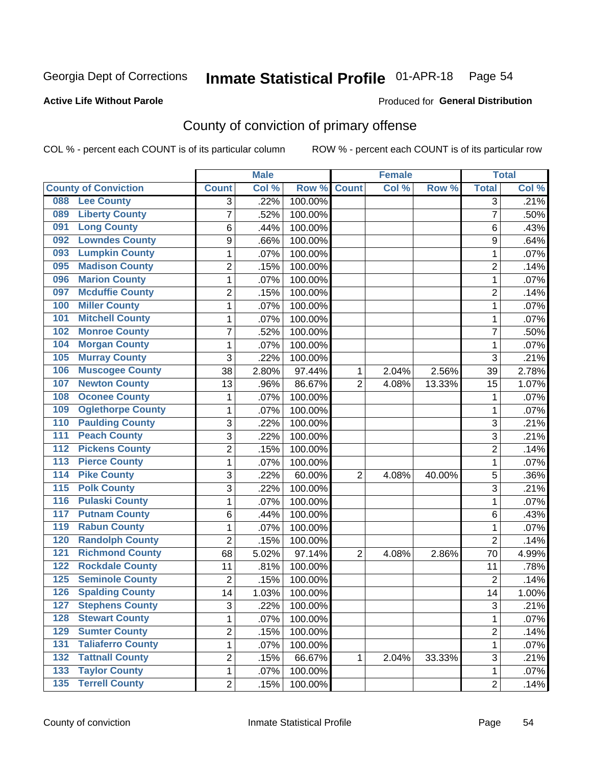Georgia Dept of Corrections **Inmate Statistical Profile** 01-APR-18

**Active Life Without Parole**

Produced for **General Distribution**

## County of conviction of primary offense

COL % - percent each COUNT is of its particular column ROW % - percent each COUNT is of its particular row

| County of Conviction | Male | | | Female | | | Total | |
|---|---|---|---|---|---|---|---|---|
| | Count | Col % | Row % | Count | Col % | Row % | Total | Col % |
| 088 Lee County | 3 | .22% | 100.00% | | | | 3 | .21% |
| 089 Liberty County | 7 | .52% | 100.00% | | | | 7 | .50% |
| 091 Long County | 6 | .44% | 100.00% | | | | 6 | .43% |
| 092 Lowndes County | 9 | .66% | 100.00% | | | | 9 | .64% |
| 093 Lumpkin County | 1 | .07% | 100.00% | | | | 1 | .07% |
| 095 Madison County | 2 | .15% | 100.00% | | | | 2 | .14% |
| 096 Marion County | 1 | .07% | 100.00% | | | | 1 | .07% |
| 097 Mcduffie County | 2 | .15% | 100.00% | | | | 2 | .14% |
| 100 Miller County | 1 | .07% | 100.00% | | | | 1 | .07% |
| 101 Mitchell County | 1 | .07% | 100.00% | | | | 1 | .07% |
| 102 Monroe County | 7 | .52% | 100.00% | | | | 7 | .50% |
| 104 Morgan County | 1 | .07% | 100.00% | | | | 1 | .07% |
| 105 Murray County | 3 | .22% | 100.00% | | | | 3 | .21% |
| 106 Muscogee County | 38 | 2.80% | 97.44% | 1 | 2.04% | 2.56% | 39 | 2.78% |
| 107 Newton County | 13 | .96% | 86.67% | 2 | 4.08% | 13.33% | 15 | 1.07% |
| 108 Oconee County | 1 | .07% | 100.00% | | | | 1 | .07% |
| 109 Oglethorpe County | 1 | .07% | 100.00% | | | | 1 | .07% |
| 110 Paulding County | 3 | .22% | 100.00% | | | | 3 | .21% |
| 111 Peach County | 3 | .22% | 100.00% | | | | 3 | .21% |
| 112 Pickens County | 2 | .15% | 100.00% | | | | 2 | .14% |
| 113 Pierce County | 1 | .07% | 100.00% | | | | 1 | .07% |
| 114 Pike County | 3 | .22% | 60.00% | 2 | 4.08% | 40.00% | 5 | .36% |
| 115 Polk County | 3 | .22% | 100.00% | | | | 3 | .21% |
| 116 Pulaski County | 1 | .07% | 100.00% | | | | 1 | .07% |
| 117 Putnam County | 6 | .44% | 100.00% | | | | 6 | .43% |
| 119 Rabun County | 1 | .07% | 100.00% | | | | 1 | .07% |
| 120 Randolph County | 2 | .15% | 100.00% | | | | 2 | .14% |
| 121 Richmond County | 68 | 5.02% | 97.14% | 2 | 4.08% | 2.86% | 70 | 4.99% |
| 122 Rockdale County | 11 | .81% | 100.00% | | | | 11 | .78% |
| 125 Seminole County | 2 | .15% | 100.00% | | | | 2 | .14% |
| 126 Spalding County | 14 | 1.03% | 100.00% | | | | 14 | 1.00% |
| 127 Stephens County | 3 | .22% | 100.00% | | | | 3 | .21% |
| 128 Stewart County | 1 | .07% | 100.00% | | | | 1 | .07% |
| 129 Sumter County | 2 | .15% | 100.00% | | | | 2 | .14% |
| 131 Taliaferro County | 1 | .07% | 100.00% | | | | 1 | .07% |
| 132 Tattnall County | 2 | .15% | 66.67% | 1 | 2.04% | 33.33% | 3 | .21% |
| 133 Taylor County | 1 | .07% | 100.00% | | | | 1 | .07% |
| 135 Terrell County | 2 | .15% | 100.00% | | | | 2 | .14% |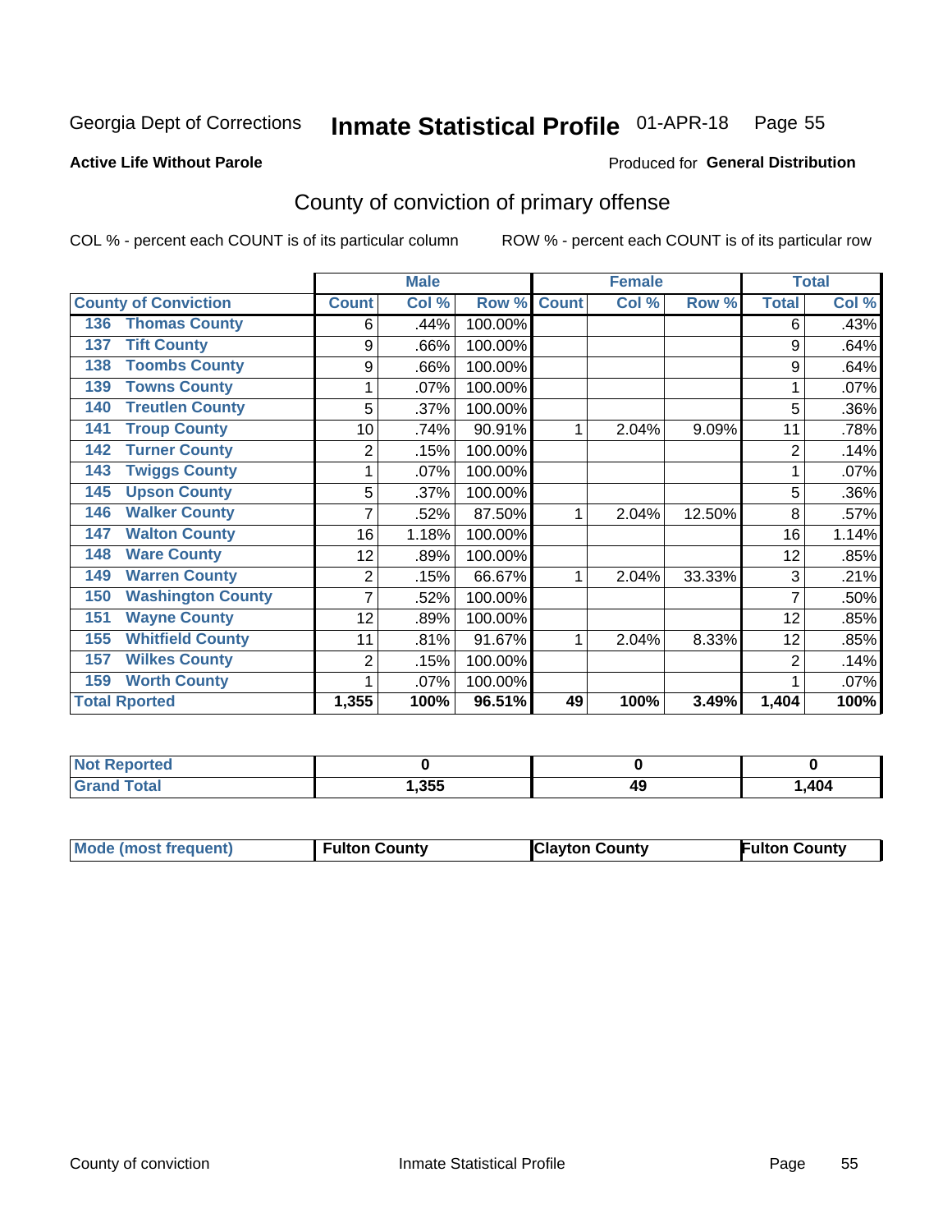Georgia Dept of Corrections **Inmate Statistical Profile** 01-APR-18 Page 55

**Active Life Without Parole**

Produced for **General Distribution**

## County of conviction of primary offense

COL % - percent each COUNT is of its particular column ROW % - percent each COUNT is of its particular row

| County of Conviction | Male | | | Female | | | Total | |
|---|---|---|---|---|---|---|---|---|
| | Count | Col % | Row % | Count | Col % | Row % | Total | Col % |
| 136 Thomas County | 6 | .44% | 100.00% | | | | 6 | .43% |
| 137 Tift County | 9 | .66% | 100.00% | | | | 9 | .64% |
| 138 Toombs County | 9 | .66% | 100.00% | | | | 9 | .64% |
| 139 Towns County | 1 | .07% | 100.00% | | | | 1 | .07% |
| 140 Treutlen County | 5 | .37% | 100.00% | | | | 5 | .36% |
| 141 Troup County | 10 | .74% | 90.91% | 1 | 2.04% | 9.09% | 11 | .78% |
| 142 Turner County | 2 | .15% | 100.00% | | | | 2 | .14% |
| 143 Twiggs County | 1 | .07% | 100.00% | | | | 1 | .07% |
| 145 Upson County | 5 | .37% | 100.00% | | | | 5 | .36% |
| 146 Walker County | 7 | .52% | 87.50% | 1 | 2.04% | 12.50% | 8 | .57% |
| 147 Walton County | 16 | 1.18% | 100.00% | | | | 16 | 1.14% |
| 148 Ware County | 12 | .89% | 100.00% | | | | 12 | .85% |
| 149 Warren County | 2 | .15% | 66.67% | 1 | 2.04% | 33.33% | 3 | .21% |
| 150 Washington County | 7 | .52% | 100.00% | | | | 7 | .50% |
| 151 Wayne County | 12 | .89% | 100.00% | | | | 12 | .85% |
| 155 Whitfield County | 11 | .81% | 91.67% | 1 | 2.04% | 8.33% | 12 | .85% |
| 157 Wilkes County | 2 | .15% | 100.00% | | | | 2 | .14% |
| 159 Worth County | 1 | .07% | 100.00% | | | | 1 | .07% |
| **Total Rported** | **1,355** | **100%** | **96.51%** | **49** | **100%** | **3.49%** | **1,404** | **100%** |

| | Male | Female | Total |
|---|---|---|---|
| Not Reported | **0** | **0** | **0** |
| Grand Total | **1,355** | **49** | **1,404** |

| | Male | Female | Total |
|---|---|---|---|
| Mode (most frequent) | **Fulton County** | **Clayton County** | **Fulton County** |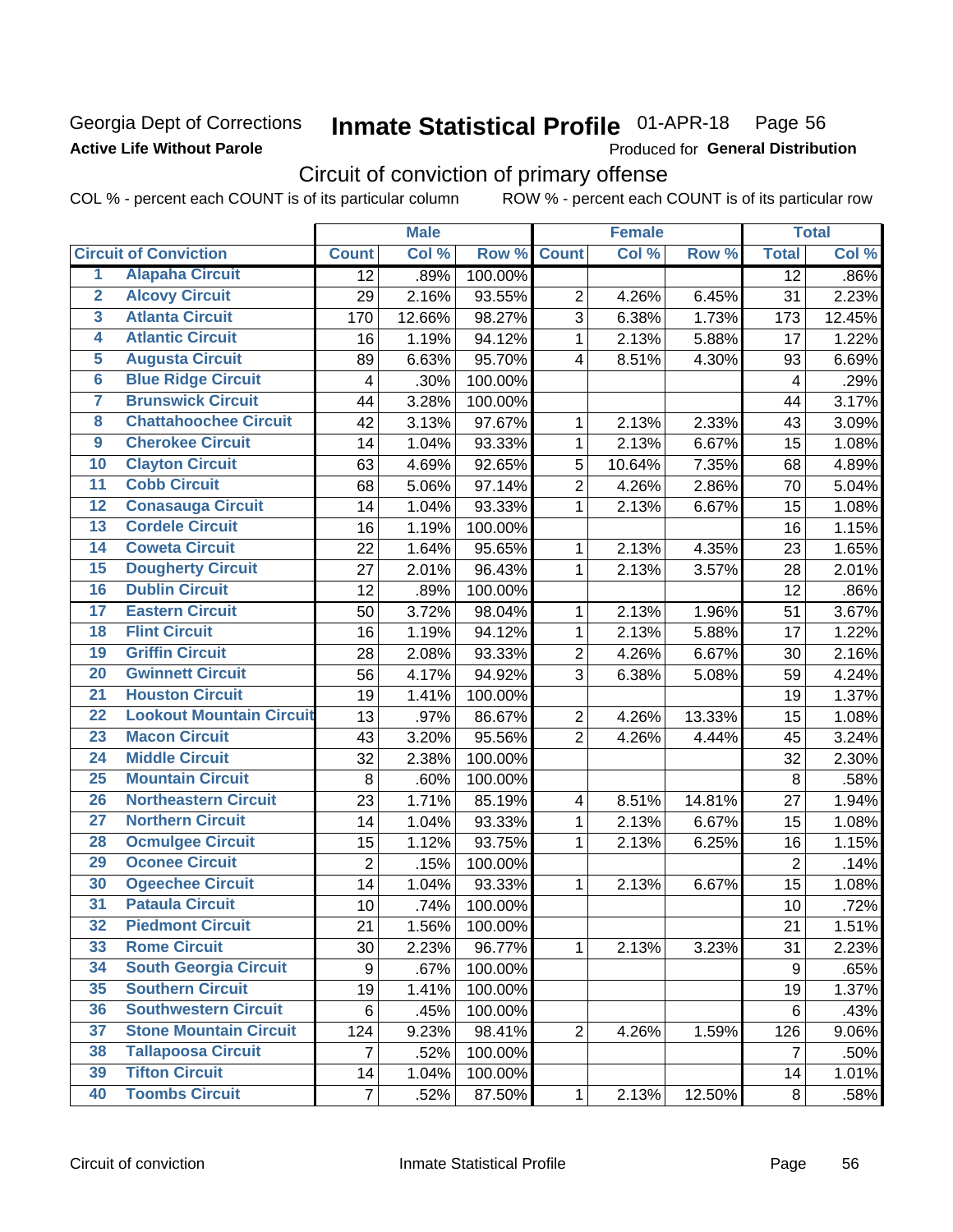Georgia Dept of Corrections

**Active Life Without Parole**

# Inmate Statistical Profile 01-APR-18 Page 56

Produced for **General Distribution**

## Circuit of conviction of primary offense

COL % - percent each COUNT is of its particular column ROW % - percent each COUNT is of its particular row

| | | Male | | | Female | | | Total | |
|---|---|---|---|---|---|---|---|---|---|
| **Circuit of Conviction** | | **Count** | **Col %** | **Row %** | **Count** | **Col %** | **Row %** | **Total** | **Col %** |
| 1 | Alapaha Circuit | 12 | .89% | 100.00% | | | | 12 | .86% |
| 2 | Alcovy Circuit | 29 | 2.16% | 93.55% | 2 | 4.26% | 6.45% | 31 | 2.23% |
| 3 | Atlanta Circuit | 170 | 12.66% | 98.27% | 3 | 6.38% | 1.73% | 173 | 12.45% |
| 4 | Atlantic Circuit | 16 | 1.19% | 94.12% | 1 | 2.13% | 5.88% | 17 | 1.22% |
| 5 | Augusta Circuit | 89 | 6.63% | 95.70% | 4 | 8.51% | 4.30% | 93 | 6.69% |
| 6 | Blue Ridge Circuit | 4 | .30% | 100.00% | | | | 4 | .29% |
| 7 | Brunswick Circuit | 44 | 3.28% | 100.00% | | | | 44 | 3.17% |
| 8 | Chattahoochee Circuit | 42 | 3.13% | 97.67% | 1 | 2.13% | 2.33% | 43 | 3.09% |
| 9 | Cherokee Circuit | 14 | 1.04% | 93.33% | 1 | 2.13% | 6.67% | 15 | 1.08% |
| 10 | Clayton Circuit | 63 | 4.69% | 92.65% | 5 | 10.64% | 7.35% | 68 | 4.89% |
| 11 | Cobb Circuit | 68 | 5.06% | 97.14% | 2 | 4.26% | 2.86% | 70 | 5.04% |
| 12 | Conasauga Circuit | 14 | 1.04% | 93.33% | 1 | 2.13% | 6.67% | 15 | 1.08% |
| 13 | Cordele Circuit | 16 | 1.19% | 100.00% | | | | 16 | 1.15% |
| 14 | Coweta Circuit | 22 | 1.64% | 95.65% | 1 | 2.13% | 4.35% | 23 | 1.65% |
| 15 | Dougherty Circuit | 27 | 2.01% | 96.43% | 1 | 2.13% | 3.57% | 28 | 2.01% |
| 16 | Dublin Circuit | 12 | .89% | 100.00% | | | | 12 | .86% |
| 17 | Eastern Circuit | 50 | 3.72% | 98.04% | 1 | 2.13% | 1.96% | 51 | 3.67% |
| 18 | Flint Circuit | 16 | 1.19% | 94.12% | 1 | 2.13% | 5.88% | 17 | 1.22% |
| 19 | Griffin Circuit | 28 | 2.08% | 93.33% | 2 | 4.26% | 6.67% | 30 | 2.16% |
| 20 | Gwinnett Circuit | 56 | 4.17% | 94.92% | 3 | 6.38% | 5.08% | 59 | 4.24% |
| 21 | Houston Circuit | 19 | 1.41% | 100.00% | | | | 19 | 1.37% |
| 22 | Lookout Mountain Circuit | 13 | .97% | 86.67% | 2 | 4.26% | 13.33% | 15 | 1.08% |
| 23 | Macon Circuit | 43 | 3.20% | 95.56% | 2 | 4.26% | 4.44% | 45 | 3.24% |
| 24 | Middle Circuit | 32 | 2.38% | 100.00% | | | | 32 | 2.30% |
| 25 | Mountain Circuit | 8 | .60% | 100.00% | | | | 8 | .58% |
| 26 | Northeastern Circuit | 23 | 1.71% | 85.19% | 4 | 8.51% | 14.81% | 27 | 1.94% |
| 27 | Northern Circuit | 14 | 1.04% | 93.33% | 1 | 2.13% | 6.67% | 15 | 1.08% |
| 28 | Ocmulgee Circuit | 15 | 1.12% | 93.75% | 1 | 2.13% | 6.25% | 16 | 1.15% |
| 29 | Oconee Circuit | 2 | .15% | 100.00% | | | | 2 | .14% |
| 30 | Ogeechee Circuit | 14 | 1.04% | 93.33% | 1 | 2.13% | 6.67% | 15 | 1.08% |
| 31 | Pataula Circuit | 10 | .74% | 100.00% | | | | 10 | .72% |
| 32 | Piedmont Circuit | 21 | 1.56% | 100.00% | | | | 21 | 1.51% |
| 33 | Rome Circuit | 30 | 2.23% | 96.77% | 1 | 2.13% | 3.23% | 31 | 2.23% |
| 34 | South Georgia Circuit | 9 | .67% | 100.00% | | | | 9 | .65% |
| 35 | Southern Circuit | 19 | 1.41% | 100.00% | | | | 19 | 1.37% |
| 36 | Southwestern Circuit | 6 | .45% | 100.00% | | | | 6 | .43% |
| 37 | Stone Mountain Circuit | 124 | 9.23% | 98.41% | 2 | 4.26% | 1.59% | 126 | 9.06% |
| 38 | Tallapoosa Circuit | 7 | .52% | 100.00% | | | | 7 | .50% |
| 39 | Tifton Circuit | 14 | 1.04% | 100.00% | | | | 14 | 1.01% |
| 40 | Toombs Circuit | 7 | .52% | 87.50% | 1 | 2.13% | 12.50% | 8 | .58% |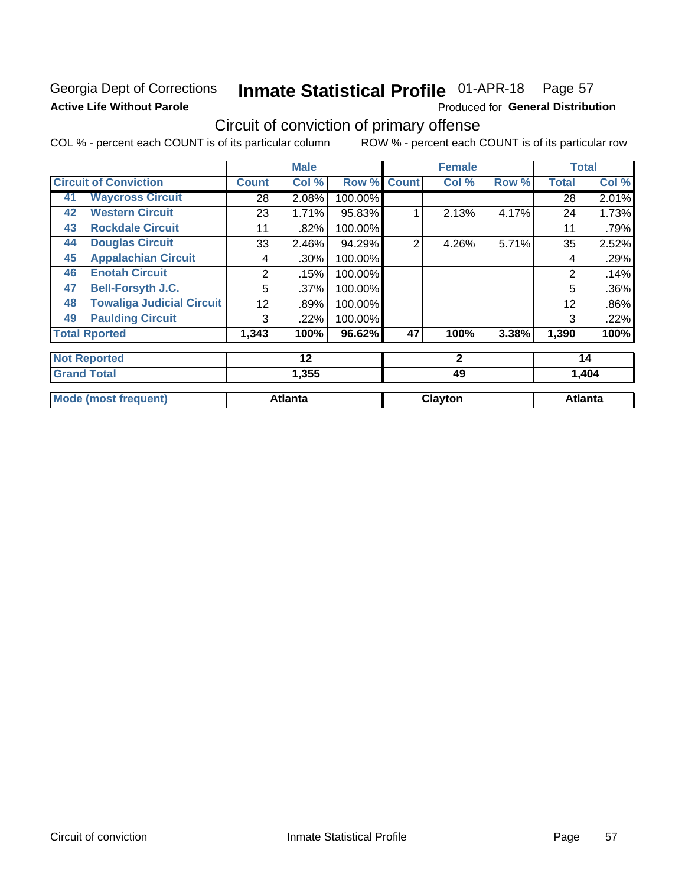Georgia Dept of Corrections **Inmate Statistical Profile** 01-APR-18 Page 57

**Active Life Without Parole**

Produced for **General Distribution**

## Circuit of conviction of primary offense

COL % - percent each COUNT is of its particular column ROW % - percent each COUNT is of its particular row

| | | Male | | | Female | | | Total | |
|---|---|---|---|---|---|---|---|---|---|
| **Circuit of Conviction** | | **Count** | **Col %** | **Row %** | **Count** | **Col %** | **Row %** | **Total** | **Col %** |
| 41 | **Waycross Circuit** | 28 | 2.08% | 100.00% | | | | 28 | 2.01% |
| 42 | **Western Circuit** | 23 | 1.71% | 95.83% | 1 | 2.13% | 4.17% | 24 | 1.73% |
| 43 | **Rockdale Circuit** | 11 | .82% | 100.00% | | | | 11 | .79% |
| 44 | **Douglas Circuit** | 33 | 2.46% | 94.29% | 2 | 4.26% | 5.71% | 35 | 2.52% |
| 45 | **Appalachian Circuit** | 4 | .30% | 100.00% | | | | 4 | .29% |
| 46 | **Enotah Circuit** | 2 | .15% | 100.00% | | | | 2 | .14% |
| 47 | **Bell-Forsyth J.C.** | 5 | .37% | 100.00% | | | | 5 | .36% |
| 48 | **Towaliga Judicial Circuit** | 12 | .89% | 100.00% | | | | 12 | .86% |
| 49 | **Paulding Circuit** | 3 | .22% | 100.00% | | | | 3 | .22% |
| **Total Rported** | | **1,343** | **100%** | **96.62%** | **47** | **100%** | **3.38%** | **1,390** | **100%** |
| **Not Reported** | | **12** | | | **2** | | | **14** | |
| **Grand Total** | | **1,355** | | | **49** | | | **1,404** | |
| **Mode (most frequent)** | | **Atlanta** | | | **Clayton** | | | **Atlanta** | |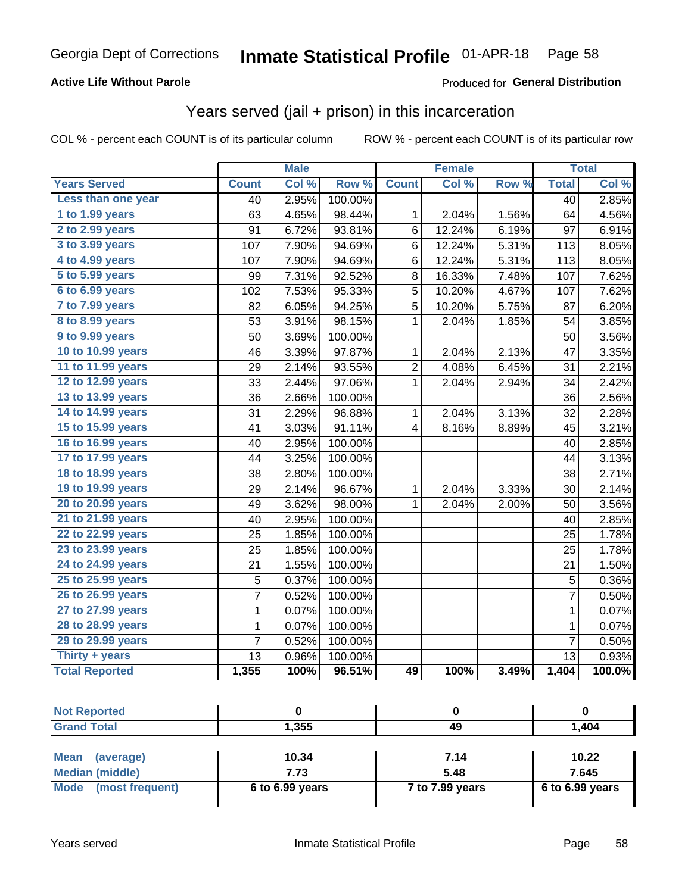Georgia Dept of Corrections **Inmate Statistical Profile** 01-APR-18 Page 58

**Active Life Without Parole**

Produced for **General Distribution**

## Years served (jail + prison) in this incarceration

COL % - percent each COUNT is of its particular column    ROW % - percent each COUNT is of its particular row

| | Male | | | Female | | | Total | |
|---|---|---|---|---|---|---|---|---|
| **Years Served** | **Count** | **Col %** | **Row %** | **Count** | **Col %** | **Row %** | **Total** | **Col %** |
| Less than one year | 40 | 2.95% | 100.00% | | | | 40 | 2.85% |
| 1 to 1.99 years | 63 | 4.65% | 98.44% | 1 | 2.04% | 1.56% | 64 | 4.56% |
| 2 to 2.99 years | 91 | 6.72% | 93.81% | 6 | 12.24% | 6.19% | 97 | 6.91% |
| 3 to 3.99 years | 107 | 7.90% | 94.69% | 6 | 12.24% | 5.31% | 113 | 8.05% |
| 4 to 4.99 years | 107 | 7.90% | 94.69% | 6 | 12.24% | 5.31% | 113 | 8.05% |
| 5 to 5.99 years | 99 | 7.31% | 92.52% | 8 | 16.33% | 7.48% | 107 | 7.62% |
| 6 to 6.99 years | 102 | 7.53% | 95.33% | 5 | 10.20% | 4.67% | 107 | 7.62% |
| 7 to 7.99 years | 82 | 6.05% | 94.25% | 5 | 10.20% | 5.75% | 87 | 6.20% |
| 8 to 8.99 years | 53 | 3.91% | 98.15% | 1 | 2.04% | 1.85% | 54 | 3.85% |
| 9 to 9.99 years | 50 | 3.69% | 100.00% | | | | 50 | 3.56% |
| 10 to 10.99 years | 46 | 3.39% | 97.87% | 1 | 2.04% | 2.13% | 47 | 3.35% |
| 11 to 11.99 years | 29 | 2.14% | 93.55% | 2 | 4.08% | 6.45% | 31 | 2.21% |
| 12 to 12.99 years | 33 | 2.44% | 97.06% | 1 | 2.04% | 2.94% | 34 | 2.42% |
| 13 to 13.99 years | 36 | 2.66% | 100.00% | | | | 36 | 2.56% |
| 14 to 14.99 years | 31 | 2.29% | 96.88% | 1 | 2.04% | 3.13% | 32 | 2.28% |
| 15 to 15.99 years | 41 | 3.03% | 91.11% | 4 | 8.16% | 8.89% | 45 | 3.21% |
| 16 to 16.99 years | 40 | 2.95% | 100.00% | | | | 40 | 2.85% |
| 17 to 17.99 years | 44 | 3.25% | 100.00% | | | | 44 | 3.13% |
| 18 to 18.99 years | 38 | 2.80% | 100.00% | | | | 38 | 2.71% |
| 19 to 19.99 years | 29 | 2.14% | 96.67% | 1 | 2.04% | 3.33% | 30 | 2.14% |
| 20 to 20.99 years | 49 | 3.62% | 98.00% | 1 | 2.04% | 2.00% | 50 | 3.56% |
| 21 to 21.99 years | 40 | 2.95% | 100.00% | | | | 40 | 2.85% |
| 22 to 22.99 years | 25 | 1.85% | 100.00% | | | | 25 | 1.78% |
| 23 to 23.99 years | 25 | 1.85% | 100.00% | | | | 25 | 1.78% |
| 24 to 24.99 years | 21 | 1.55% | 100.00% | | | | 21 | 1.50% |
| 25 to 25.99 years | 5 | 0.37% | 100.00% | | | | 5 | 0.36% |
| 26 to 26.99 years | 7 | 0.52% | 100.00% | | | | 7 | 0.50% |
| 27 to 27.99 years | 1 | 0.07% | 100.00% | | | | 1 | 0.07% |
| 28 to 28.99 years | 1 | 0.07% | 100.00% | | | | 1 | 0.07% |
| 29 to 29.99 years | 7 | 0.52% | 100.00% | | | | 7 | 0.50% |
| Thirty + years | 13 | 0.96% | 100.00% | | | | 13 | 0.93% |
| **Total Reported** | **1,355** | **100%** | **96.51%** | **49** | **100%** | **3.49%** | **1,404** | **100.0%** |

| | Male | Female | Total |
|---|---|---|---|
| Not Reported | **0** | **0** | **0** |
| Grand Total | **1,355** | **49** | **1,404** |

| | Male | Female | Total |
|---|---|---|---|
| Mean (average) | **10.34** | **7.14** | **10.22** |
| Median (middle) | **7.73** | **5.48** | **7.645** |
| Mode (most frequent) | **6 to 6.99 years** | **7 to 7.99 years** | **6 to 6.99 years** |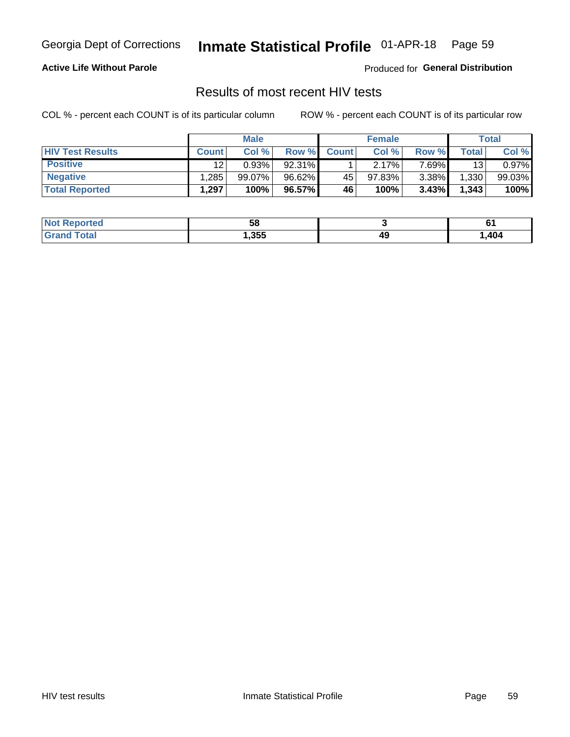Georgia Dept of Corrections **Inmate Statistical Profile** 01-APR-18

**Active Life Without Parole**

Produced for **General Distribution**

## Results of most recent HIV tests

COL % - percent each COUNT is of its particular column

ROW % - percent each COUNT is of its particular row

| | Male | | | Female | | | Total | |
|---|---|---|---|---|---|---|---|---|
| **HIV Test Results** | **Count** | **Col %** | **Row %** | **Count** | **Col %** | **Row %** | **Total** | **Col %** |
| **Positive** | 12 | 0.93% | 92.31% | 1 | 2.17% | 7.69% | 13 | 0.97% |
| **Negative** | 1,285 | 99.07% | 96.62% | 45 | 97.83% | 3.38% | 1,330 | 99.03% |
| **Total Reported** | **1,297** | **100%** | **96.57%** | **46** | **100%** | **3.43%** | **1,343** | **100%** |

| | Male | Female | Total |
|---|---|---|---|
| **Not Reported** | **58** | **3** | **61** |
| **Grand Total** | **1,355** | **49** | **1,404** |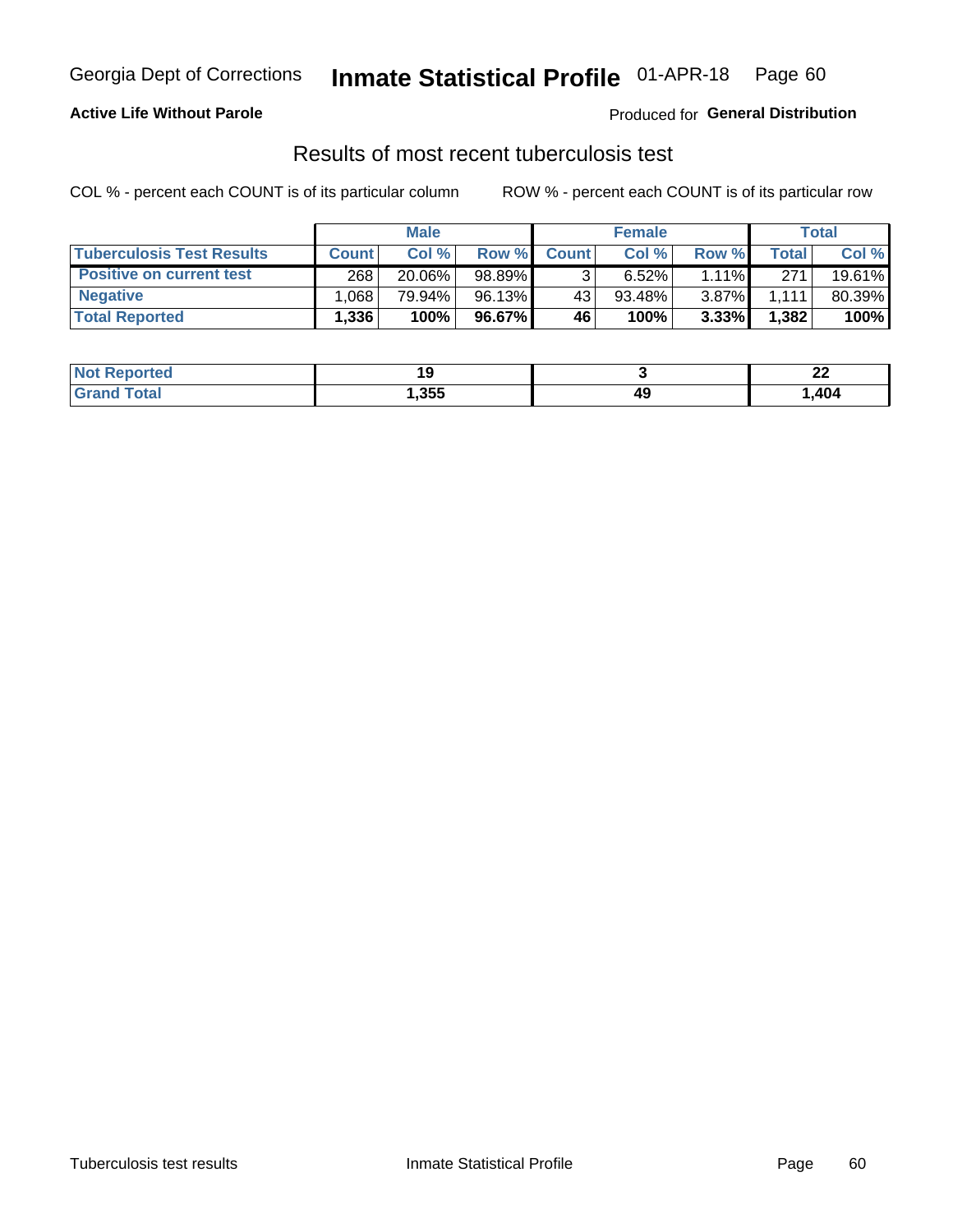Georgia Dept of Corrections **Inmate Statistical Profile** 01-APR-18 Page 60

**Active Life Without Parole**

Produced for **General Distribution**

## Results of most recent tuberculosis test

COL % - percent each COUNT is of its particular column

ROW % - percent each COUNT is of its particular row

| | Male | | | Female | | | Total | |
|---|---|---|---|---|---|---|---|---|
| **Tuberculosis Test Results** | **Count** | **Col %** | **Row %** | **Count** | **Col %** | **Row %** | **Total** | **Col %** |
| **Positive on current test** | 268 | 20.06% | 98.89% | 3 | 6.52% | 1.11% | 271 | 19.61% |
| **Negative** | 1,068 | 79.94% | 96.13% | 43 | 93.48% | 3.87% | 1,111 | 80.39% |
| **Total Reported** | **1,336** | **100%** | **96.67%** | **46** | **100%** | **3.33%** | **1,382** | **100%** |

| | Male | Female | Total |
|---|---|---|---|
| **Not Reported** | **19** | **3** | **22** |
| **Grand Total** | **1,355** | **49** | **1,404** |

Tuberculosis test results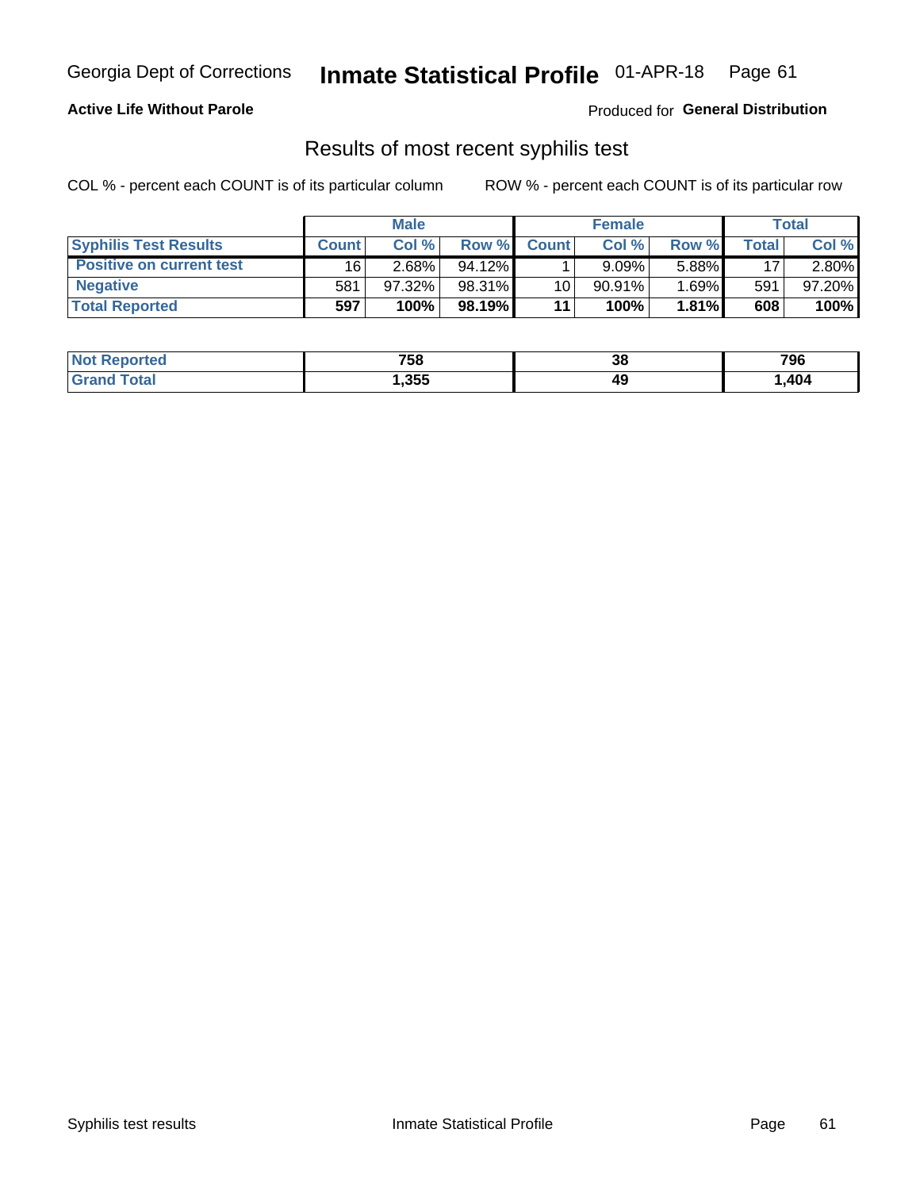Georgia Dept of Corrections **Inmate Statistical Profile** 01-APR-18

**Active Life Without Parole**

Produced for **General Distribution**

## Results of most recent syphilis test

COL % - percent each COUNT is of its particular column

ROW % - percent each COUNT is of its particular row

| | Male | | | Female | | | Total | |
|---|---|---|---|---|---|---|---|---|
| **Syphilis Test Results** | **Count** | **Col %** | **Row %** | **Count** | **Col %** | **Row %** | **Total** | **Col %** |
| **Positive on current test** | 16 | 2.68% | 94.12% | 1 | 9.09% | 5.88% | 17 | 2.80% |
| **Negative** | 581 | 97.32% | 98.31% | 10 | 90.91% | 1.69% | 591 | 97.20% |
| **Total Reported** | **597** | **100%** | **98.19%** | **11** | **100%** | **1.81%** | **608** | **100%** |

| | Male | Female | Total |
|---|---|---|---|
| **Not Reported** | **758** | **38** | **796** |
| **Grand Total** | **1,355** | **49** | **1,404** |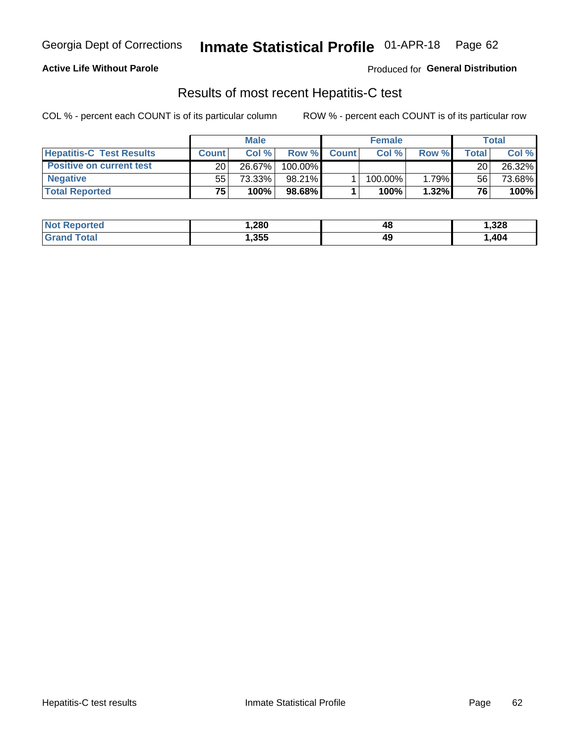Georgia Dept of Corrections **Inmate Statistical Profile** 01-APR-18 Page 62

**Active Life Without Parole**

Produced for **General Distribution**

## Results of most recent Hepatitis-C test

COL % - percent each COUNT is of its particular column

ROW % - percent each COUNT is of its particular row

| | Male | | | Female | | | Total | |
|---|---|---|---|---|---|---|---|---|
| **Hepatitis-C Test Results** | **Count** | **Col %** | **Row %** | **Count** | **Col %** | **Row %** | **Total** | **Col %** |
| **Positive on current test** | 20 | 26.67% | 100.00% | | | | 20 | 26.32% |
| **Negative** | 55 | 73.33% | 98.21% | 1 | 100.00% | 1.79% | 56 | 73.68% |
| **Total Reported** | **75** | **100%** | **98.68%** | **1** | **100%** | **1.32%** | **76** | **100%** |

| | Male | Female | Total |
|---|---|---|---|
| **Not Reported** | **1,280** | **48** | **1,328** |
| **Grand Total** | **1,355** | **49** | **1,404** |

Hepatitis-C test results

Inmate Statistical Profile